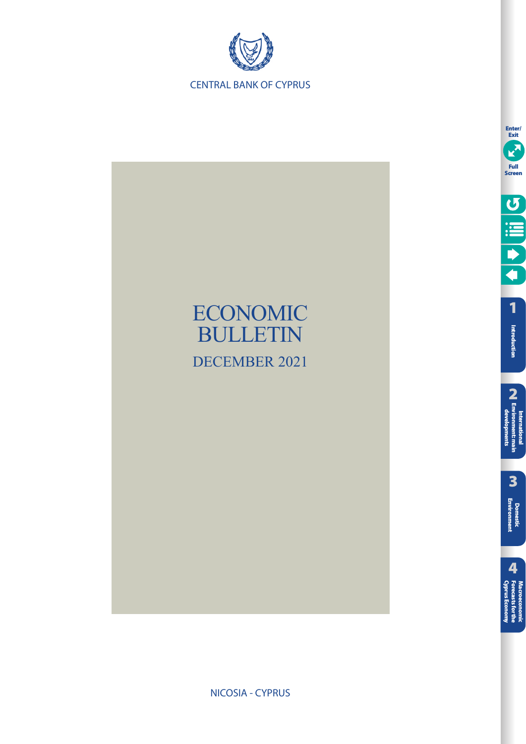CENTRAL BANK OF CYPRUS

# ECONOMIC BULLETIN

## DECEMBER 2021

NICOSIA - CYPRUS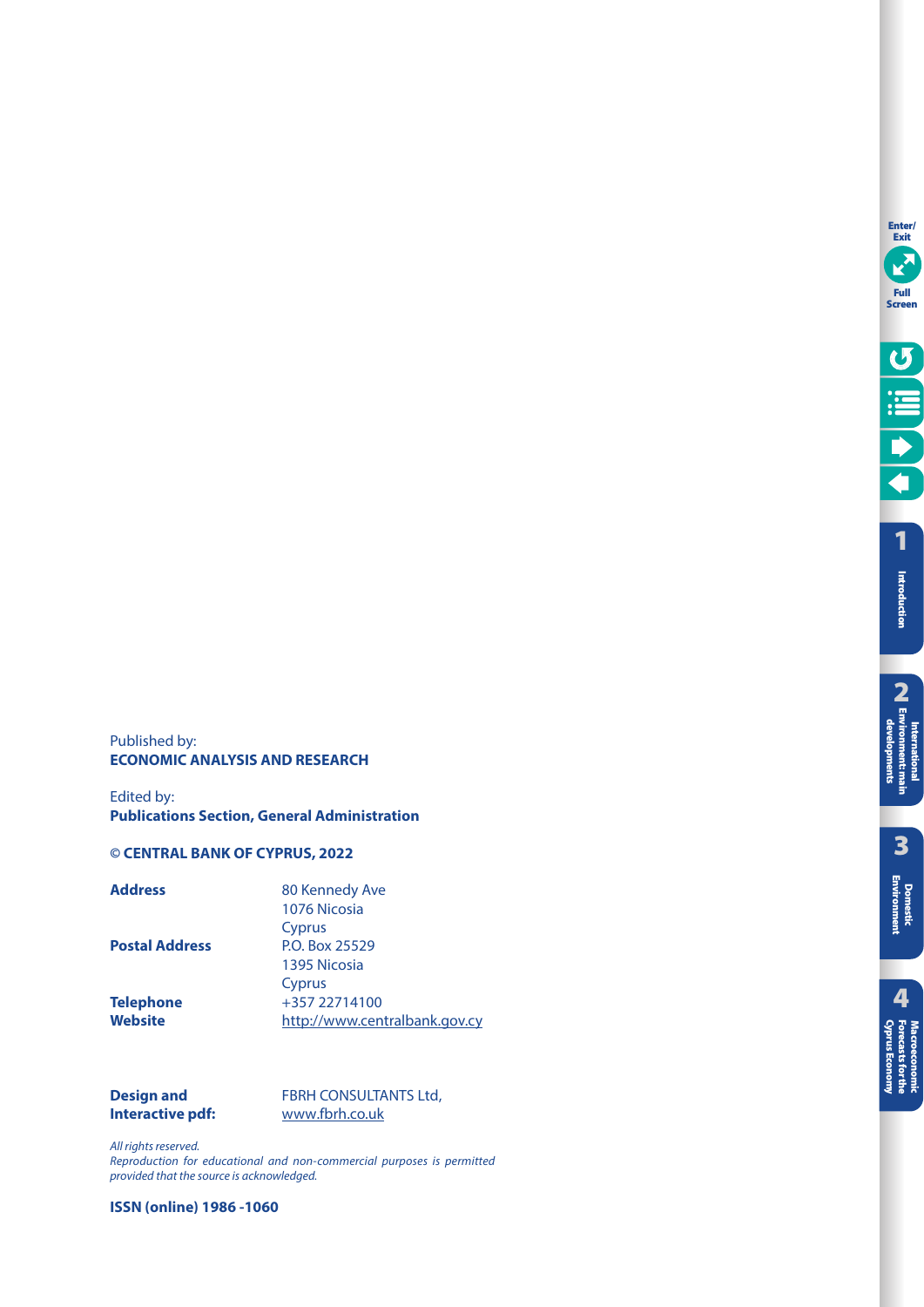Published by:
**ECONOMIC ANALYSIS AND RESEARCH**

Edited by:
**Publications Section, General Administration**

**© CENTRAL BANK OF CYPRUS, 2022**

| | |
|---|---|
| **Address** | 80 Kennedy Ave<br>1076 Nicosia<br>Cyprus |
| **Postal Address** | P.O. Box 25529<br>1395 Nicosia<br>Cyprus |
| **Telephone** | +357 22714100 |
| **Website** | http://www.centralbank.gov.cy |

| | |
|---|---|
| **Design and Interactive pdf:** | FBRH CONSULTANTS Ltd,<br>www.fbrh.co.uk |

*All rights reserved.*
*Reproduction for educational and non-commercial purposes is permitted provided that the source is acknowledged.*

**ISSN (online) 1986 -1060**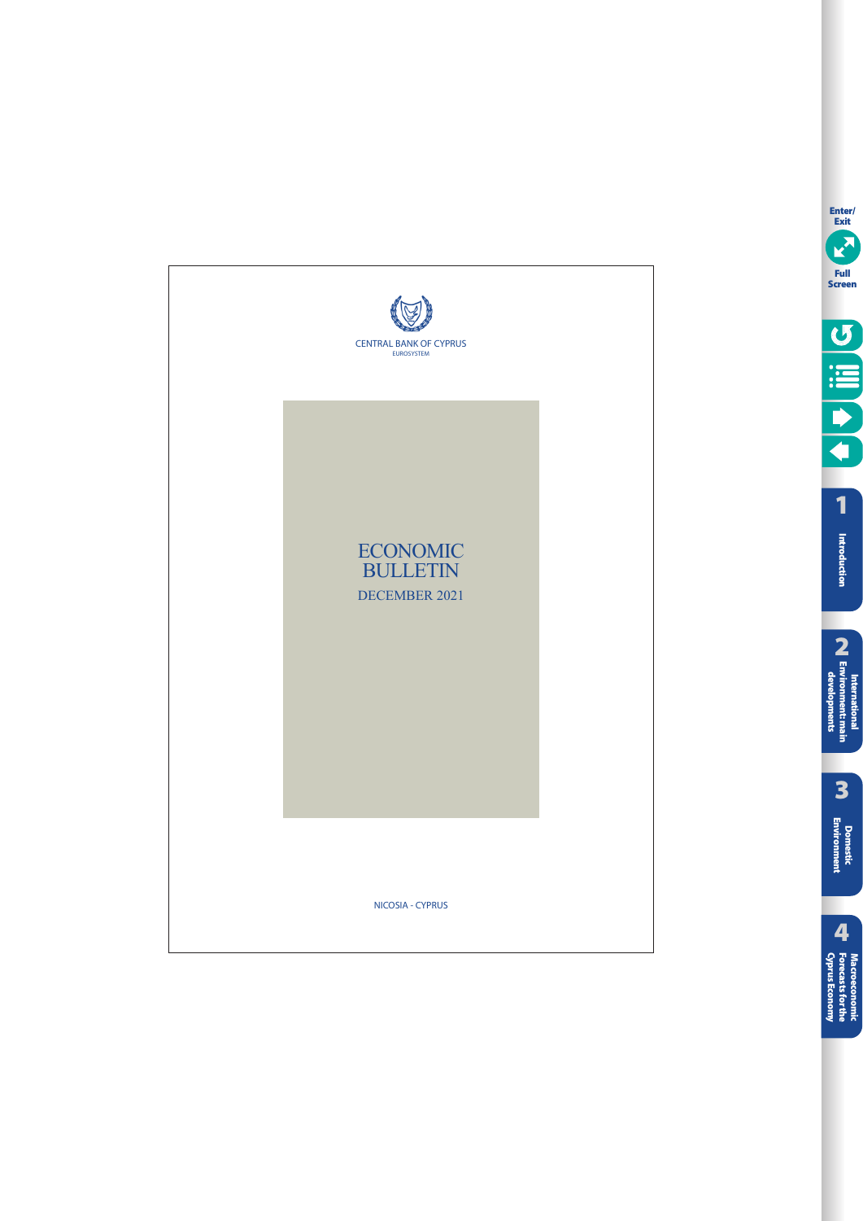CENTRAL BANK OF CYPRUS

EUROSYSTEM

# ECONOMIC BULLETIN

DECEMBER 2021

NICOSIA - CYPRUS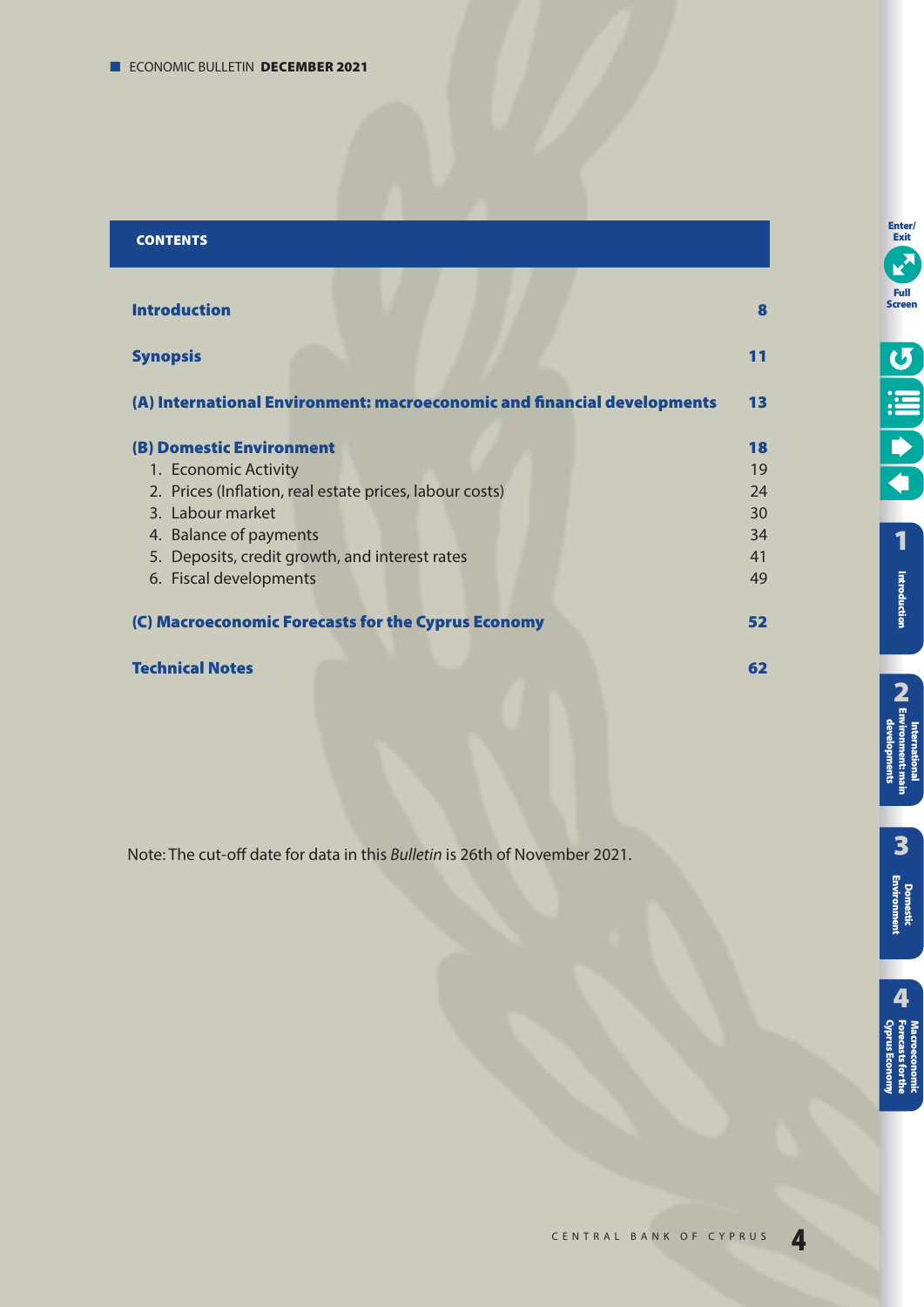## CONTENTS

| | |
|---|---|
| **Introduction** | **8** |
| **Synopsis** | **11** |
| **(A) International Environment: macroeconomic and financial developments** | **13** |
| **(B) Domestic Environment** | **18** |
| 1. Economic Activity | 19 |
| 2. Prices (Inflation, real estate prices, labour costs) | 24 |
| 3. Labour market | 30 |
| 4. Balance of payments | 34 |
| 5. Deposits, credit growth, and interest rates | 41 |
| 6. Fiscal developments | 49 |
| **(C) Macroeconomic Forecasts for the Cyprus Economy** | **52** |
| **Technical Notes** | **62** |

Note: The cut-off date for data in this *Bulletin* is 26th of November 2021.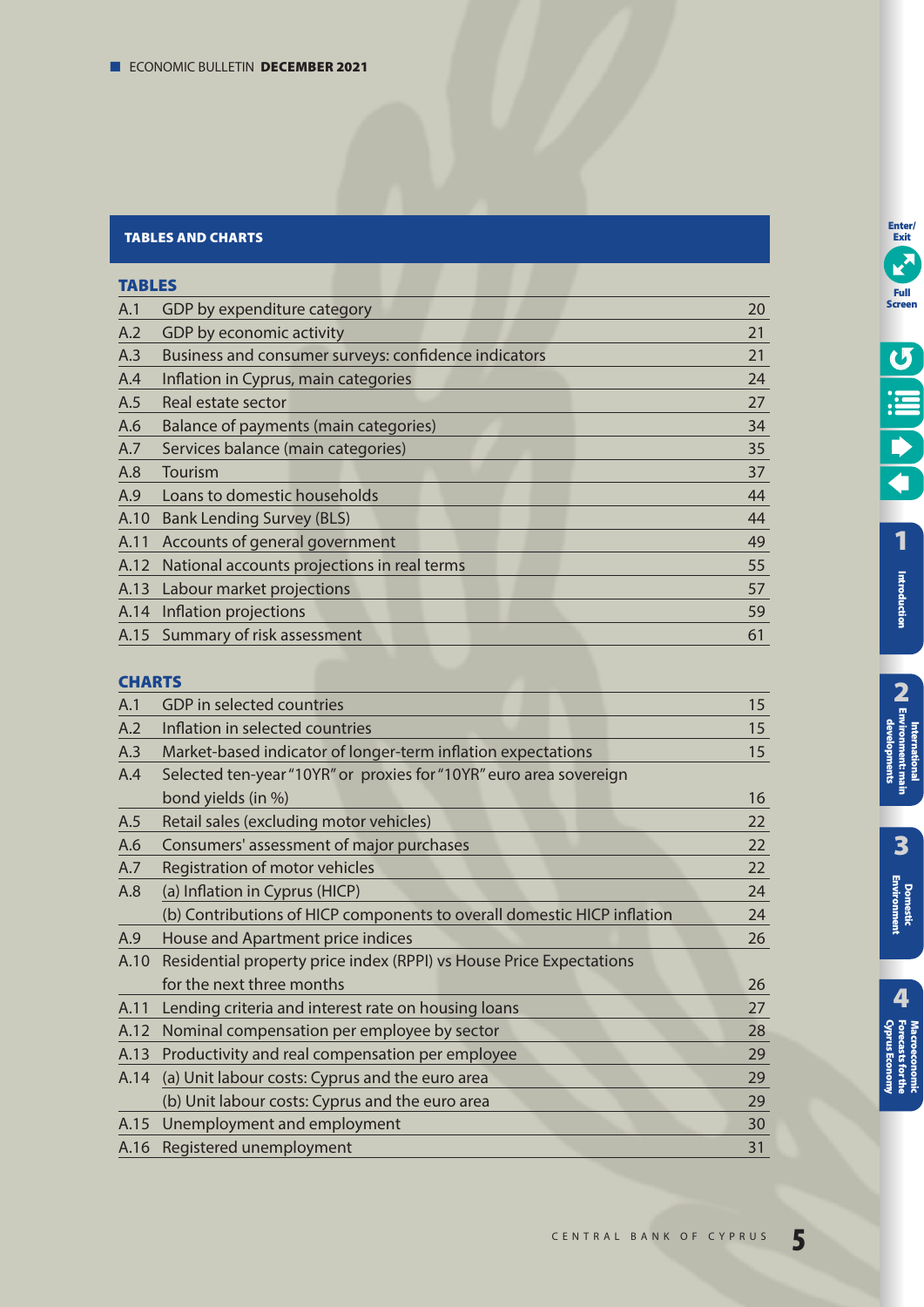## TABLES AND CHARTS

### TABLES

| | | |
|---|---|---|
| A.1 | GDP by expenditure category | 20 |
| A.2 | GDP by economic activity | 21 |
| A.3 | Business and consumer surveys: confidence indicators | 21 |
| A.4 | Inflation in Cyprus, main categories | 24 |
| A.5 | Real estate sector | 27 |
| A.6 | Balance of payments (main categories) | 34 |
| A.7 | Services balance (main categories) | 35 |
| A.8 | Tourism | 37 |
| A.9 | Loans to domestic households | 44 |
| A.10 | Bank Lending Survey (BLS) | 44 |
| A.11 | Accounts of general government | 49 |
| A.12 | National accounts projections in real terms | 55 |
| A.13 | Labour market projections | 57 |
| A.14 | Inflation projections | 59 |
| A.15 | Summary of risk assessment | 61 |

### CHARTS

| | | |
|---|---|---|
| A.1 | GDP in selected countries | 15 |
| A.2 | Inflation in selected countries | 15 |
| A.3 | Market-based indicator of longer-term inflation expectations | 15 |
| A.4 | Selected ten-year "10YR" or proxies for "10YR" euro area sovereign bond yields (in %) | 16 |
| A.5 | Retail sales (excluding motor vehicles) | 22 |
| A.6 | Consumers' assessment of major purchases | 22 |
| A.7 | Registration of motor vehicles | 22 |
| A.8 | (a) Inflation in Cyprus (HICP) | 24 |
| | (b) Contributions of HICP components to overall domestic HICP inflation | 24 |
| A.9 | House and Apartment price indices | 26 |
| A.10 | Residential property price index (RPPI) vs House Price Expectations for the next three months | 26 |
| A.11 | Lending criteria and interest rate on housing loans | 27 |
| A.12 | Nominal compensation per employee by sector | 28 |
| A.13 | Productivity and real compensation per employee | 29 |
| A.14 | (a) Unit labour costs: Cyprus and the euro area | 29 |
| | (b) Unit labour costs: Cyprus and the euro area | 29 |
| A.15 | Unemployment and employment | 30 |
| A.16 | Registered unemployment | 31 |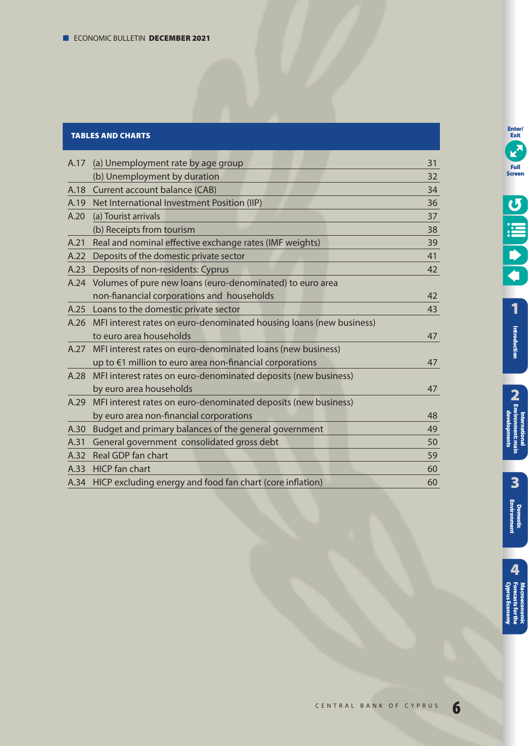## TABLES AND CHARTS

| | | |
|---|---|---|
| A.17 | (a) Unemployment rate by age group | 31 |
| | (b) Unemployment by duration | 32 |
| A.18 | Current account balance (CAB) | 34 |
| A.19 | Net International Investment Position (IIP) | 36 |
| A.20 | (a) Tourist arrivals | 37 |
| | (b) Receipts from tourism | 38 |
| A.21 | Real and nominal effective exchange rates (IMF weights) | 39 |
| A.22 | Deposits of the domestic private sector | 41 |
| A.23 | Deposits of non-residents: Cyprus | 42 |
| A.24 | Volumes of pure new loans (euro-denominated) to euro area non-fianancial corporations and households | 42 |
| A.25 | Loans to the domestic private sector | 43 |
| A.26 | MFI interest rates on euro-denominated housing loans (new business) to euro area households | 47 |
| A.27 | MFI interest rates on euro-denominated loans (new business) up to €1 million to euro area non-financial corporations | 47 |
| A.28 | MFI interest rates on euro-denominated deposits (new business) by euro area households | 47 |
| A.29 | MFI interest rates on euro-denominated deposits (new business) by euro area non-financial corporations | 48 |
| A.30 | Budget and primary balances of the general government | 49 |
| A.31 | General government consolidated gross debt | 50 |
| A.32 | Real GDP fan chart | 59 |
| A.33 | HICP fan chart | 60 |
| A.34 | HICP excluding energy and food fan chart (core inflation) | 60 |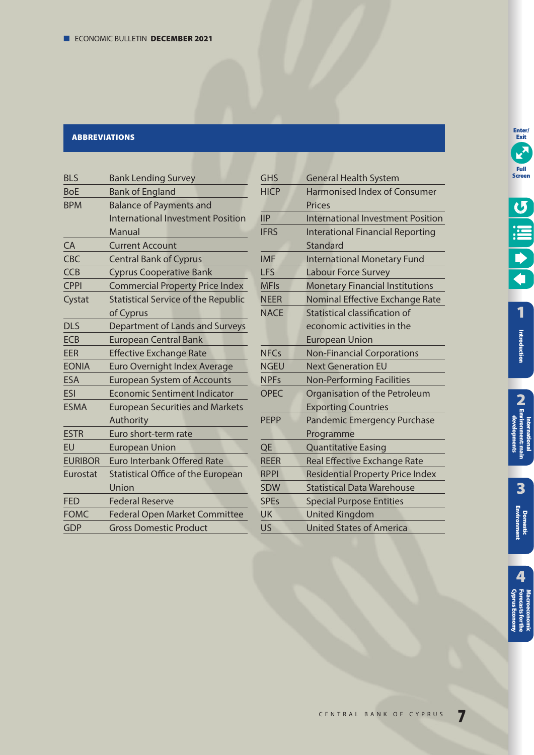## ABBREVIATIONS

| | |
|---|---|
| BLS | Bank Lending Survey |
| BoE | Bank of England |
| BPM | Balance of Payments and International Investment Position Manual |
| CA | Current Account |
| CBC | Central Bank of Cyprus |
| CCB | Cyprus Cooperative Bank |
| CPPI | Commercial Property Price Index |
| Cystat | Statistical Service of the Republic of Cyprus |
| DLS | Department of Lands and Surveys |
| ECB | European Central Bank |
| EER | Effective Exchange Rate |
| EONIA | Euro Overnight Index Average |
| ESA | European System of Accounts |
| ESI | Economic Sentiment Indicator |
| ESMA | European Securities and Markets Authority |
| ESTR | Euro short-term rate |
| EU | European Union |
| EURIBOR | Euro Interbank Offered Rate |
| Eurostat | Statistical Office of the European Union |
| FED | Federal Reserve |
| FOMC | Federal Open Market Committee |
| GDP | Gross Domestic Product |
| GHS | General Health System |
| HICP | Harmonised Index of Consumer Prices |
| IIP | International Investment Position |
| IFRS | Interational Financial Reporting Standard |
| IMF | International Monetary Fund |
| LFS | Labour Force Survey |
| MFIs | Monetary Financial Institutions |
| NEER | Nominal Effective Exchange Rate |
| NACE | Statistical classification of economic activities in the European Union |
| NFCs | Non-Financial Corporations |
| NGEU | Next Generation EU |
| NPFs | Non-Performing Facilities |
| OPEC | Organisation of the Petroleum Exporting Countries |
| PEPP | Pandemic Emergency Purchase Programme |
| QE | Quantitative Easing |
| REER | Real Effective Exchange Rate |
| RPPI | Residential Property Price Index |
| SDW | Statistical Data Warehouse |
| SPEs | Special Purpose Entities |
| UK | United Kingdom |
| US | United States of America |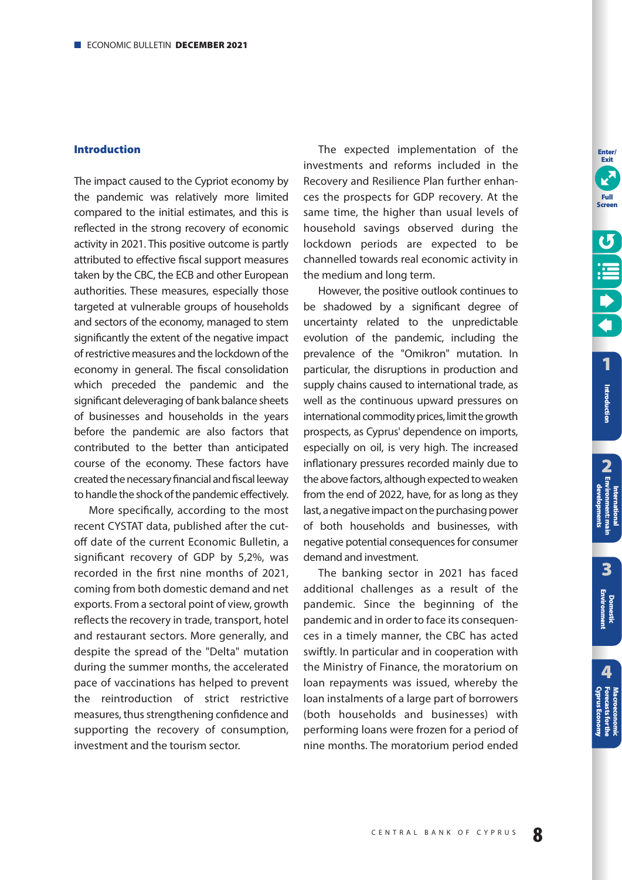## Introduction

The impact caused to the Cypriot economy by the pandemic was relatively more limited compared to the initial estimates, and this is reflected in the strong recovery of economic activity in 2021. This positive outcome is partly attributed to effective fiscal support measures taken by the CBC, the ECB and other European authorities. These measures, especially those targeted at vulnerable groups of households and sectors of the economy, managed to stem significantly the extent of the negative impact of restrictive measures and the lockdown of the economy in general. The fiscal consolidation which preceded the pandemic and the significant deleveraging of bank balance sheets of businesses and households in the years before the pandemic are also factors that contributed to the better than anticipated course of the economy. These factors have created the necessary financial and fiscal leeway to handle the shock of the pandemic effectively.

More specifically, according to the most recent CYSTAT data, published after the cut-off date of the current Economic Bulletin, a significant recovery of GDP by 5,2%, was recorded in the first nine months of 2021, coming from both domestic demand and net exports. From a sectoral point of view, growth reflects the recovery in trade, transport, hotel and restaurant sectors. More generally, and despite the spread of the "Delta" mutation during the summer months, the accelerated pace of vaccinations has helped to prevent the reintroduction of strict restrictive measures, thus strengthening confidence and supporting the recovery of consumption, investment and the tourism sector.

The expected implementation of the investments and reforms included in the Recovery and Resilience Plan further enhances the prospects for GDP recovery. At the same time, the higher than usual levels of household savings observed during the lockdown periods are expected to be channelled towards real economic activity in the medium and long term.

However, the positive outlook continues to be shadowed by a significant degree of uncertainty related to the unpredictable evolution of the pandemic, including the prevalence of the "Omikron" mutation. In particular, the disruptions in production and supply chains caused to international trade, as well as the continuous upward pressures on international commodity prices, limit the growth prospects, as Cyprus' dependence on imports, especially on oil, is very high. The increased inflationary pressures recorded mainly due to the above factors, although expected to weaken from the end of 2022, have, for as long as they last, a negative impact on the purchasing power of both households and businesses, with negative potential consequences for consumer demand and investment.

The banking sector in 2021 has faced additional challenges as a result of the pandemic. Since the beginning of the pandemic and in order to face its consequences in a timely manner, the CBC has acted swiftly. In particular and in cooperation with the Ministry of Finance, the moratorium on loan repayments was issued, whereby the loan instalments of a large part of borrowers (both households and businesses) with performing loans were frozen for a period of nine months. The moratorium period ended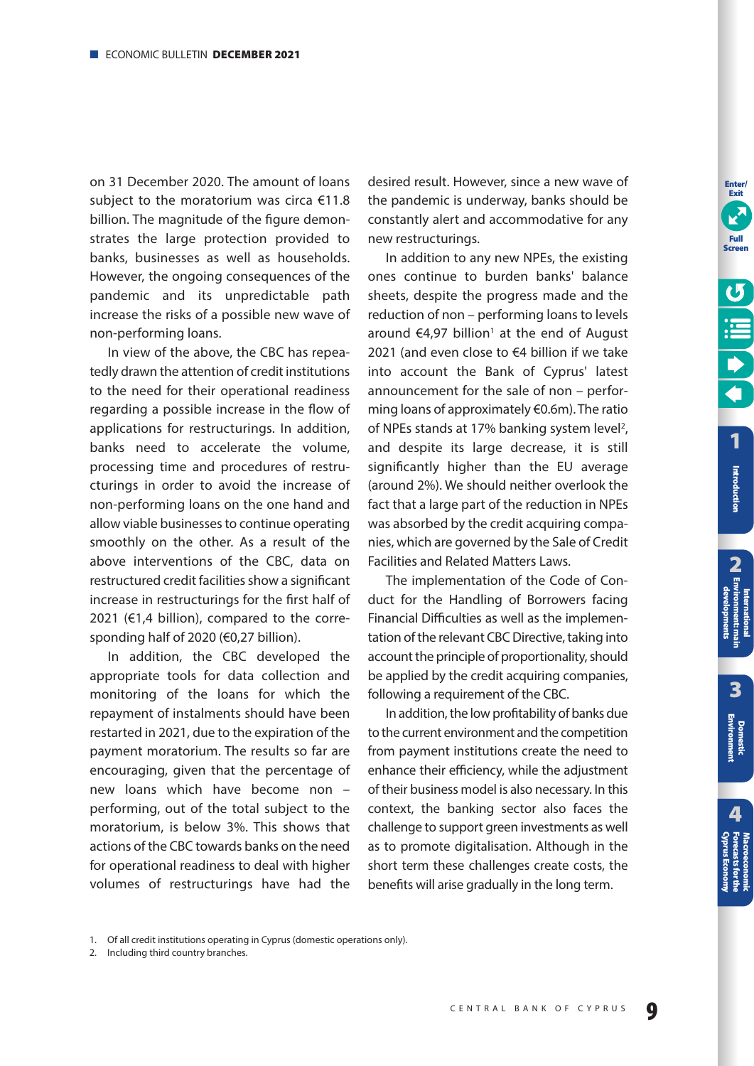on 31 December 2020. The amount of loans subject to the moratorium was circa €11.8 billion. The magnitude of the figure demonstrates the large protection provided to banks, businesses as well as households. However, the ongoing consequences of the pandemic and its unpredictable path increase the risks of a possible new wave of non-performing loans.

In view of the above, the CBC has repeatedly drawn the attention of credit institutions to the need for their operational readiness regarding a possible increase in the flow of applications for restructurings. In addition, banks need to accelerate the volume, processing time and procedures of restructurings in order to avoid the increase of non-performing loans on the one hand and allow viable businesses to continue operating smoothly on the other. As a result of the above interventions of the CBC, data on restructured credit facilities show a significant increase in restructurings for the first half of 2021 (€1,4 billion), compared to the corresponding half of 2020 (€0,27 billion).

In addition, the CBC developed the appropriate tools for data collection and monitoring of the loans for which the repayment of instalments should have been restarted in 2021, due to the expiration of the payment moratorium. The results so far are encouraging, given that the percentage of new loans which have become non – performing, out of the total subject to the moratorium, is below 3%. This shows that actions of the CBC towards banks on the need for operational readiness to deal with higher volumes of restructurings have had the desired result. However, since a new wave of the pandemic is underway, banks should be constantly alert and accommodative for any new restructurings.

In addition to any new NPEs, the existing ones continue to burden banks' balance sheets, despite the progress made and the reduction of non – performing loans to levels around €4,97 billion[1] at the end of August 2021 (and even close to €4 billion if we take into account the Bank of Cyprus' latest announcement for the sale of non – performing loans of approximately €0.6m). The ratio of NPEs stands at 17% banking system level[2], and despite its large decrease, it is still significantly higher than the EU average (around 2%). We should neither overlook the fact that a large part of the reduction in NPEs was absorbed by the credit acquiring companies, which are governed by the Sale of Credit Facilities and Related Matters Laws.

The implementation of the Code of Conduct for the Handling of Borrowers facing Financial Difficulties as well as the implementation of the relevant CBC Directive, taking into account the principle of proportionality, should be applied by the credit acquiring companies, following a requirement of the CBC.

In addition, the low profitability of banks due to the current environment and the competition from payment institutions create the need to enhance their efficiency, while the adjustment of their business model is also necessary. In this context, the banking sector also faces the challenge to support green investments as well as to promote digitalisation. Although in the short term these challenges create costs, the benefits will arise gradually in the long term.

1. Of all credit institutions operating in Cyprus (domestic operations only).
2. Including third country branches.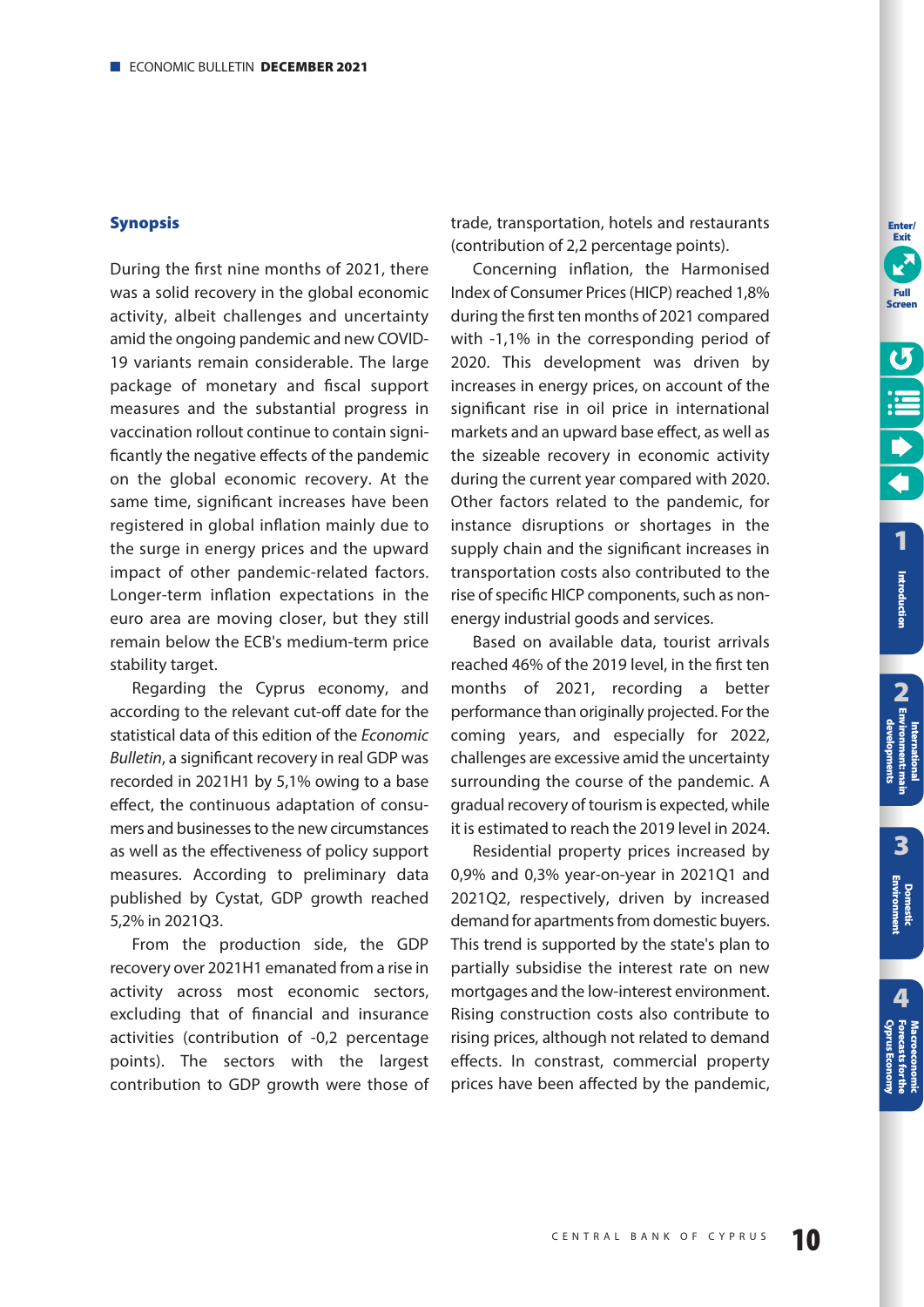## Synopsis

During the first nine months of 2021, there was a solid recovery in the global economic activity, albeit challenges and uncertainty amid the ongoing pandemic and new COVID-19 variants remain considerable. The large package of monetary and fiscal support measures and the substantial progress in vaccination rollout continue to contain significantly the negative effects of the pandemic on the global economic recovery. At the same time, significant increases have been registered in global inflation mainly due to the surge in energy prices and the upward impact of other pandemic-related factors. Longer-term inflation expectations in the euro area are moving closer, but they still remain below the ECB's medium-term price stability target.

Regarding the Cyprus economy, and according to the relevant cut-off date for the statistical data of this edition of the *Economic Bulletin*, a significant recovery in real GDP was recorded in 2021H1 by 5,1% owing to a base effect, the continuous adaptation of consumers and businesses to the new circumstances as well as the effectiveness of policy support measures. According to preliminary data published by Cystat, GDP growth reached 5,2% in 2021Q3.

From the production side, the GDP recovery over 2021H1 emanated from a rise in activity across most economic sectors, excluding that of financial and insurance activities (contribution of -0,2 percentage points). The sectors with the largest contribution to GDP growth were those of trade, transportation, hotels and restaurants (contribution of 2,2 percentage points).

Concerning inflation, the Harmonised Index of Consumer Prices (HICP) reached 1,8% during the first ten months of 2021 compared with -1,1% in the corresponding period of 2020. This development was driven by increases in energy prices, on account of the significant rise in oil price in international markets and an upward base effect, as well as the sizeable recovery in economic activity during the current year compared with 2020. Other factors related to the pandemic, for instance disruptions or shortages in the supply chain and the significant increases in transportation costs also contributed to the rise of specific HICP components, such as non-energy industrial goods and services.

Based on available data, tourist arrivals reached 46% of the 2019 level, in the first ten months of 2021, recording a better performance than originally projected. For the coming years, and especially for 2022, challenges are excessive amid the uncertainty surrounding the course of the pandemic. A gradual recovery of tourism is expected, while it is estimated to reach the 2019 level in 2024.

Residential property prices increased by 0,9% and 0,3% year-on-year in 2021Q1 and 2021Q2, respectively, driven by increased demand for apartments from domestic buyers. This trend is supported by the state's plan to partially subsidise the interest rate on new mortgages and the low-interest environment. Rising construction costs also contribute to rising prices, although not related to demand effects. In constrast, commercial property prices have been affected by the pandemic,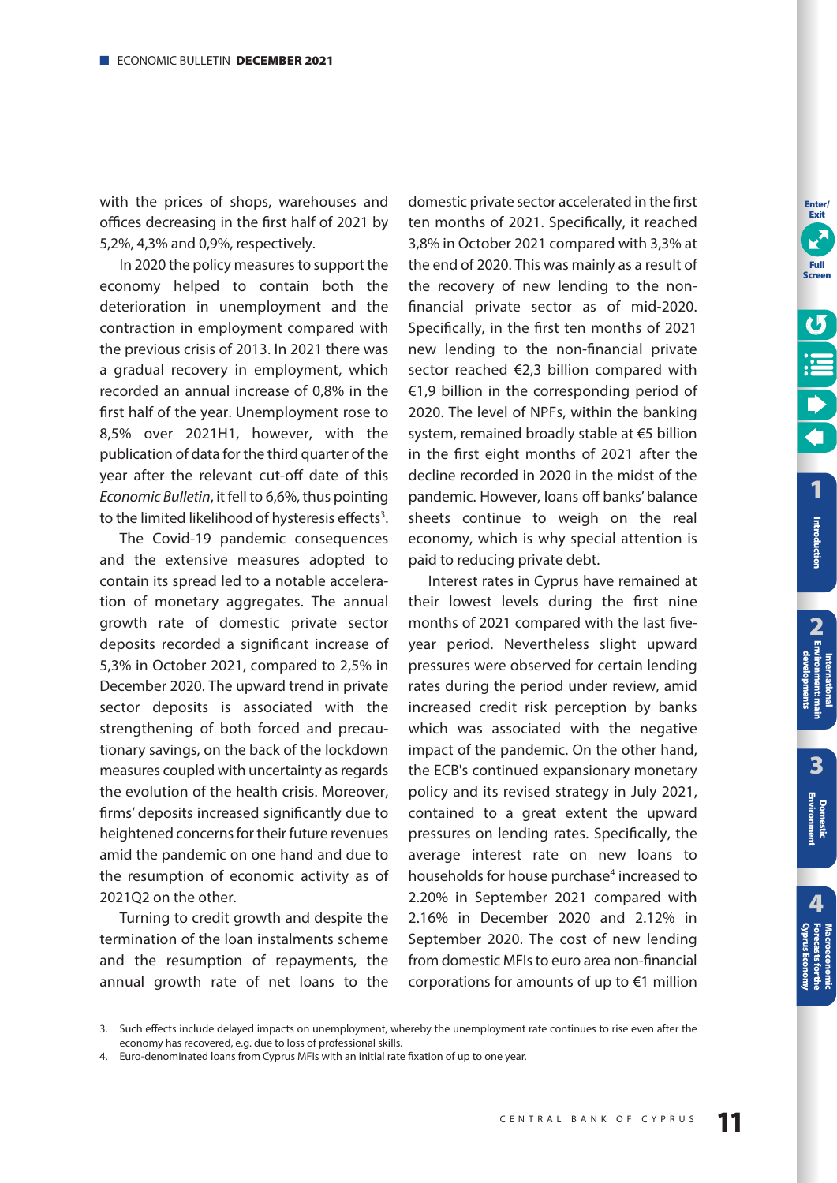with the prices of shops, warehouses and offices decreasing in the first half of 2021 by 5,2%, 4,3% and 0,9%, respectively.

In 2020 the policy measures to support the economy helped to contain both the deterioration in unemployment and the contraction in employment compared with the previous crisis of 2013. In 2021 there was a gradual recovery in employment, which recorded an annual increase of 0,8% in the first half of the year. Unemployment rose to 8,5% over 2021H1, however, with the publication of data for the third quarter of the year after the relevant cut-off date of this *Economic Bulletin*, it fell to 6,6%, thus pointing to the limited likelihood of hysteresis effects[3].

The Covid-19 pandemic consequences and the extensive measures adopted to contain its spread led to a notable acceleration of monetary aggregates. The annual growth rate of domestic private sector deposits recorded a significant increase of 5,3% in October 2021, compared to 2,5% in December 2020. The upward trend in private sector deposits is associated with the strengthening of both forced and precautionary savings, on the back of the lockdown measures coupled with uncertainty as regards the evolution of the health crisis. Moreover, firms' deposits increased significantly due to heightened concerns for their future revenues amid the pandemic on one hand and due to the resumption of economic activity as of 2021Q2 on the other.

Turning to credit growth and despite the termination of the loan instalments scheme and the resumption of repayments, the annual growth rate of net loans to the domestic private sector accelerated in the first ten months of 2021. Specifically, it reached 3,8% in October 2021 compared with 3,3% at the end of 2020. This was mainly as a result of the recovery of new lending to the non-financial private sector as of mid-2020. Specifically, in the first ten months of 2021 new lending to the non-financial private sector reached €2,3 billion compared with €1,9 billion in the corresponding period of 2020. The level of NPFs, within the banking system, remained broadly stable at €5 billion in the first eight months of 2021 after the decline recorded in 2020 in the midst of the pandemic. However, loans off banks' balance sheets continue to weigh on the real economy, which is why special attention is paid to reducing private debt.

Interest rates in Cyprus have remained at their lowest levels during the first nine months of 2021 compared with the last five-year period. Nevertheless slight upward pressures were observed for certain lending rates during the period under review, amid increased credit risk perception by banks which was associated with the negative impact of the pandemic. On the other hand, the ECB's continued expansionary monetary policy and its revised strategy in July 2021, contained to a great extent the upward pressures on lending rates. Specifically, the average interest rate on new loans to households for house purchase[4] increased to 2.20% in September 2021 compared with 2.16% in December 2020 and 2.12% in September 2020. The cost of new lending from domestic MFIs to euro area non-financial corporations for amounts of up to €1 million

3. Such effects include delayed impacts on unemployment, whereby the unemployment rate continues to rise even after the economy has recovered, e.g. due to loss of professional skills.
4. Euro-denominated loans from Cyprus MFIs with an initial rate fixation of up to one year.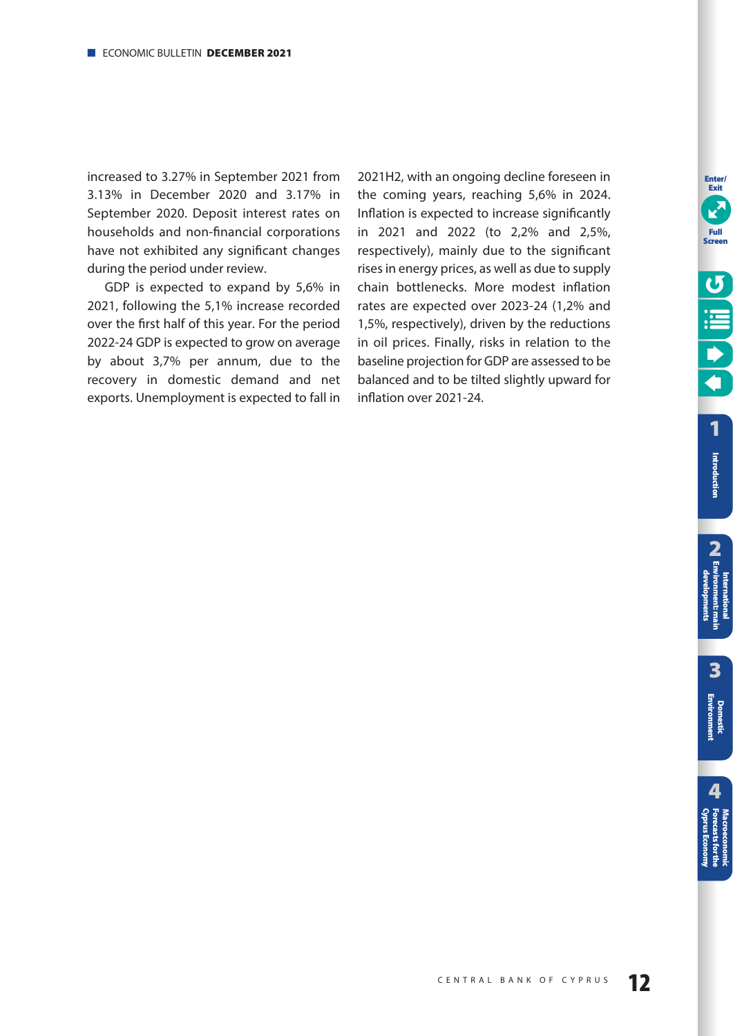increased to 3.27% in September 2021 from 3.13% in December 2020 and 3.17% in September 2020. Deposit interest rates on households and non-financial corporations have not exhibited any significant changes during the period under review.

GDP is expected to expand by 5,6% in 2021, following the 5,1% increase recorded over the first half of this year. For the period 2022-24 GDP is expected to grow on average by about 3,7% per annum, due to the recovery in domestic demand and net exports. Unemployment is expected to fall in 2021H2, with an ongoing decline foreseen in the coming years, reaching 5,6% in 2024. Inflation is expected to increase significantly in 2021 and 2022 (to 2,2% and 2,5%, respectively), mainly due to the significant rises in energy prices, as well as due to supply chain bottlenecks. More modest inflation rates are expected over 2023-24 (1,2% and 1,5%, respectively), driven by the reductions in oil prices. Finally, risks in relation to the baseline projection for GDP are assessed to be balanced and to be tilted slightly upward for inflation over 2021-24.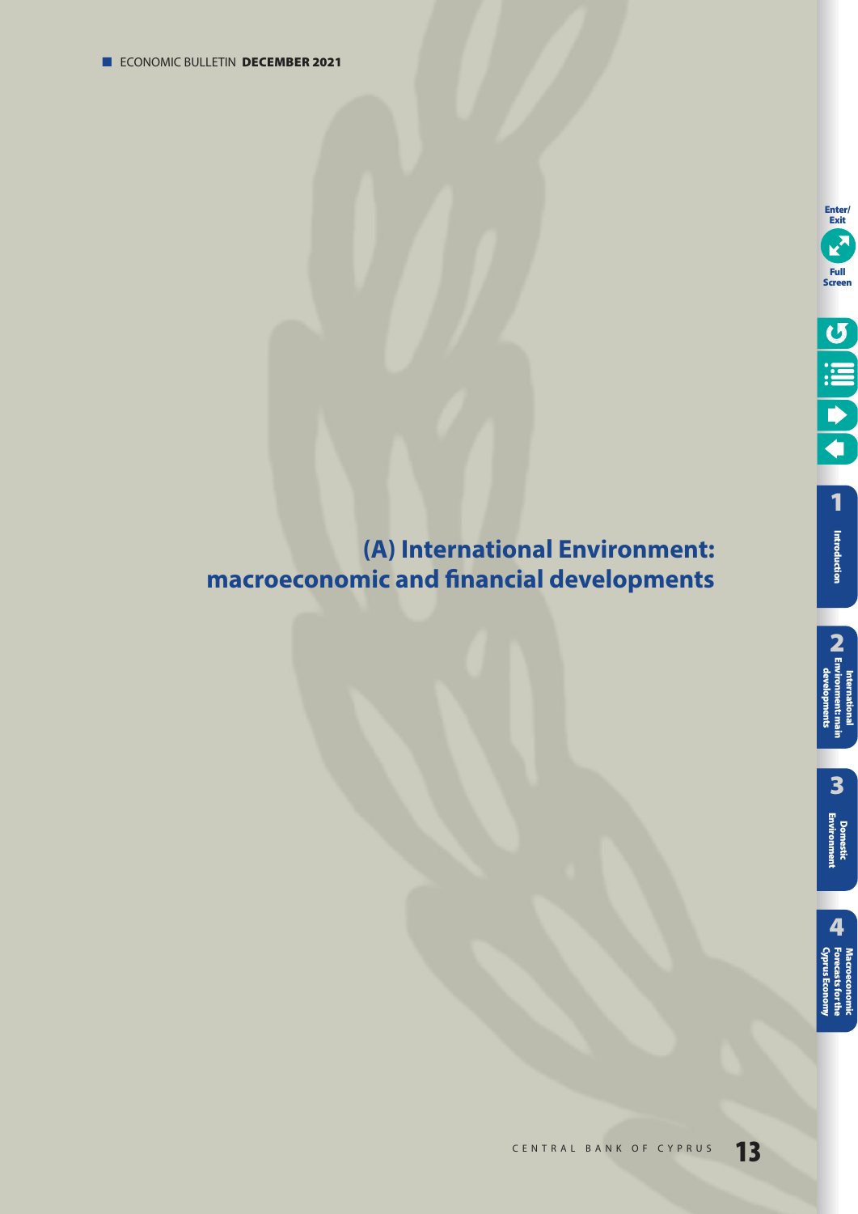# (A) International Environment: macroeconomic and financial developments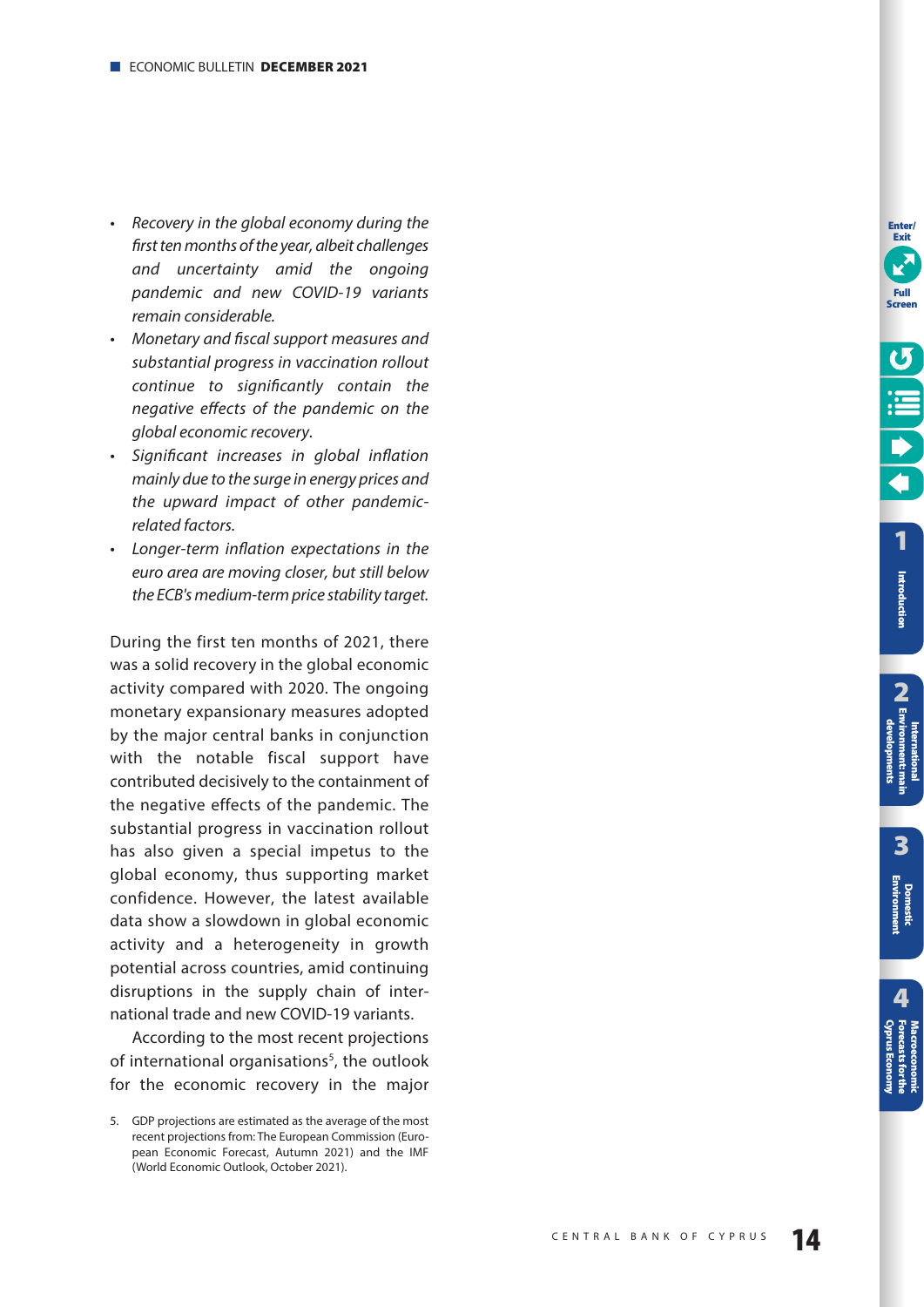- *Recovery in the global economy during the first ten months of the year, albeit challenges and uncertainty amid the ongoing pandemic and new COVID-19 variants remain considerable.*
- *Monetary and fiscal support measures and substantial progress in vaccination rollout continue to significantly contain the negative effects of the pandemic on the global economic recovery.*
- *Significant increases in global inflation mainly due to the surge in energy prices and the upward impact of other pandemic-related factors.*
- *Longer-term inflation expectations in the euro area are moving closer, but still below the ECB's medium-term price stability target.*

During the first ten months of 2021, there was a solid recovery in the global economic activity compared with 2020. The ongoing monetary expansionary measures adopted by the major central banks in conjunction with the notable fiscal support have contributed decisively to the containment of the negative effects of the pandemic. The substantial progress in vaccination rollout has also given a special impetus to the global economy, thus supporting market confidence. However, the latest available data show a slowdown in global economic activity and a heterogeneity in growth potential across countries, amid continuing disruptions in the supply chain of international trade and new COVID-19 variants.

According to the most recent projections of international organisations[5], the outlook for the economic recovery in the major

5. GDP projections are estimated as the average of the most recent projections from: The European Commission (European Economic Forecast, Autumn 2021) and the IMF (World Economic Outlook, October 2021).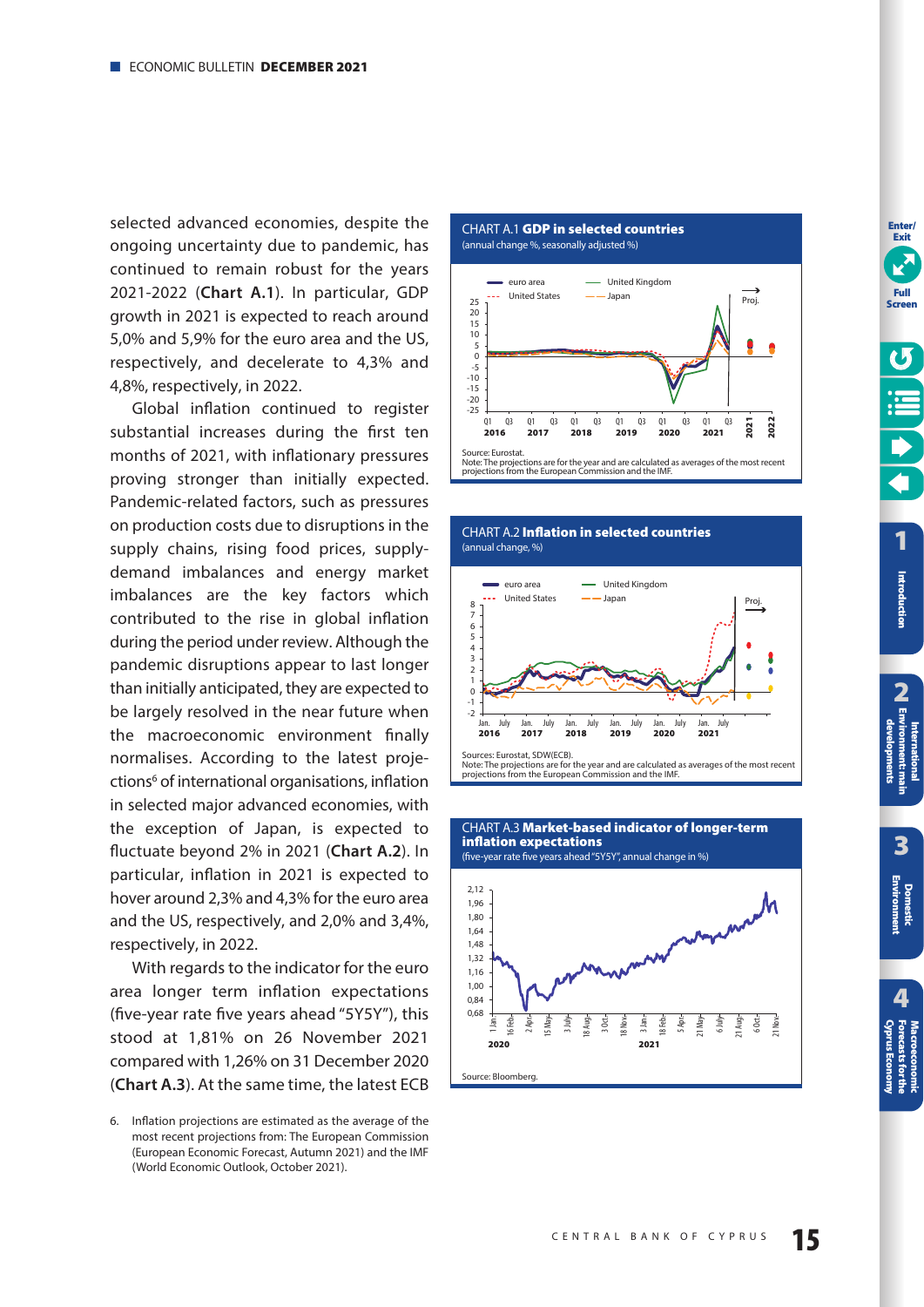selected advanced economies, despite the ongoing uncertainty due to pandemic, has continued to remain robust for the years 2021-2022 (**Chart A.1**). In particular, GDP growth in 2021 is expected to reach around 5,0% and 5,9% for the euro area and the US, respectively, and decelerate to 4,3% and 4,8%, respectively, in 2022.

Global inflation continued to register substantial increases during the first ten months of 2021, with inflationary pressures proving stronger than initially expected. Pandemic-related factors, such as pressures on production costs due to disruptions in the supply chains, rising food prices, supply-demand imbalances and energy market imbalances are the key factors which contributed to the rise in global inflation during the period under review. Although the pandemic disruptions appear to last longer than initially anticipated, they are expected to be largely resolved in the near future when the macroeconomic environment finally normalises. According to the latest projections[6] of international organisations, inflation in selected major advanced economies, with the exception of Japan, is expected to fluctuate beyond 2% in 2021 (**Chart A.2**). In particular, inflation in 2021 is expected to hover around 2,3% and 4,3% for the euro area and the US, respectively, and 2,0% and 3,4%, respectively, in 2022.

With regards to the indicator for the euro area longer term inflation expectations (five-year rate five years ahead "5Y5Y"), this stood at 1,81% on 26 November 2021 compared with 1,26% on 31 December 2020 (**Chart A.3**). At the same time, the latest ECB

6. Inflation projections are estimated as the average of the most recent projections from: The European Commission (European Economic Forecast, Autumn 2021) and the IMF (World Economic Outlook, October 2021).

**CHART A.1 GDP in selected countries**
(annual change %, seasonally adjusted %)

Source: Eurostat.
Note: The projections are for the year and are calculated as averages of the most recent projections from the European Commission and the IMF.

**CHART A.2 Inflation in selected countries**
(annual change, %)

Sources: Eurostat, SDW(ECB).
Note: The projections are for the year and are calculated as averages of the most recent projections from the European Commission and the IMF.

**CHART A.3 Market-based indicator of longer-term inflation expectations**
(five-year rate five years ahead "5Y5Y", annual change in %)

Source: Bloomberg.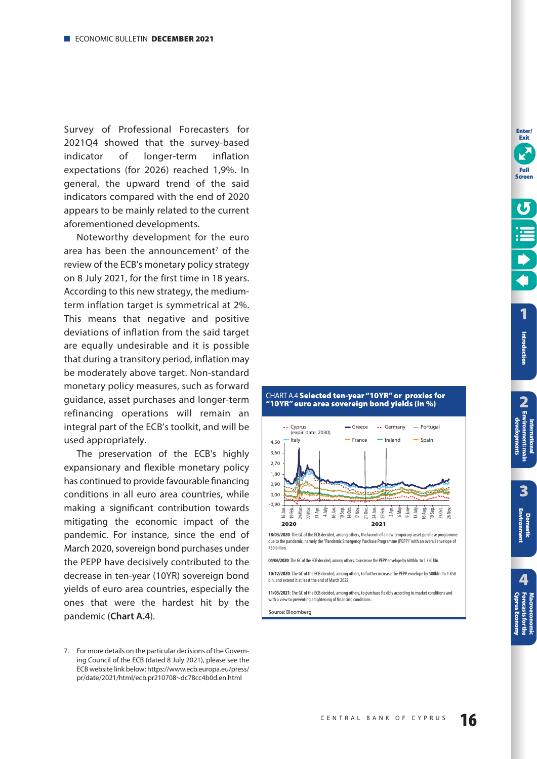Survey of Professional Forecasters for 2021Q4 showed that the survey-based indicator of longer-term inflation expectations (for 2026) reached 1,9%. In general, the upward trend of the said indicators compared with the end of 2020 appears to be mainly related to the current aforementioned developments.

Noteworthy development for the euro area has been the announcement[7] of the review of the ECB's monetary policy strategy on 8 July 2021, for the first time in 18 years. According to this new strategy, the medium-term inflation target is symmetrical at 2%. This means that negative and positive deviations of inflation from the said target are equally undesirable and it is possible that during a transitory period, inflation may be moderately above target. Non-standard monetary policy measures, such as forward guidance, asset purchases and longer-term refinancing operations will remain an integral part of the ECB's toolkit, and will be used appropriately.

The preservation of the ECB's highly expansionary and flexible monetary policy has continued to provide favourable financing conditions in all euro area countries, while making a significant contribution towards mitigating the economic impact of the pandemic. For instance, since the end of March 2020, sovereign bond purchases under the PEPP have decisively contributed to the decrease in ten-year (10YR) sovereign bond yields of euro area countries, especially the ones that were the hardest hit by the pandemic (**Chart A.4**).

**CHART A.4 Selected ten-year "10YR" or proxies for "10YR" euro area sovereign bond yields (in %)**

**18/03/2020**: The GC of the ECB decided, among others, the launch of a new temporary asset purchase programme due to the pandemic, namely the "Pandemic Emergency Purchase Programme (PEPP)" with an overall envelope of 750 billion.

**04/06/2020**: The GC of the ECB decided, among others, to increase the PEPP envelope by 600bln. to 1.350 bln.

**10/12/2020**: The GC of the ECB decided, among others, to further increase the PEPP envelope by 500bln. to 1.850 bln. and extend it at least the end of March 2022.

**11/03/2021**: The GC of the ECB decided, among others, to purchase flexibly according to market conditions and with a view to preventing a tightening of financing conditions.

Source: Bloomberg.

7. For more details on the particular decisions of the Governing Council of the ECB (dated 8 July 2021), please see the ECB website link below: https://www.ecb.europa.eu/press/pr/date/2021/html/ecb.pr210708~dc78cc4b0d.en.html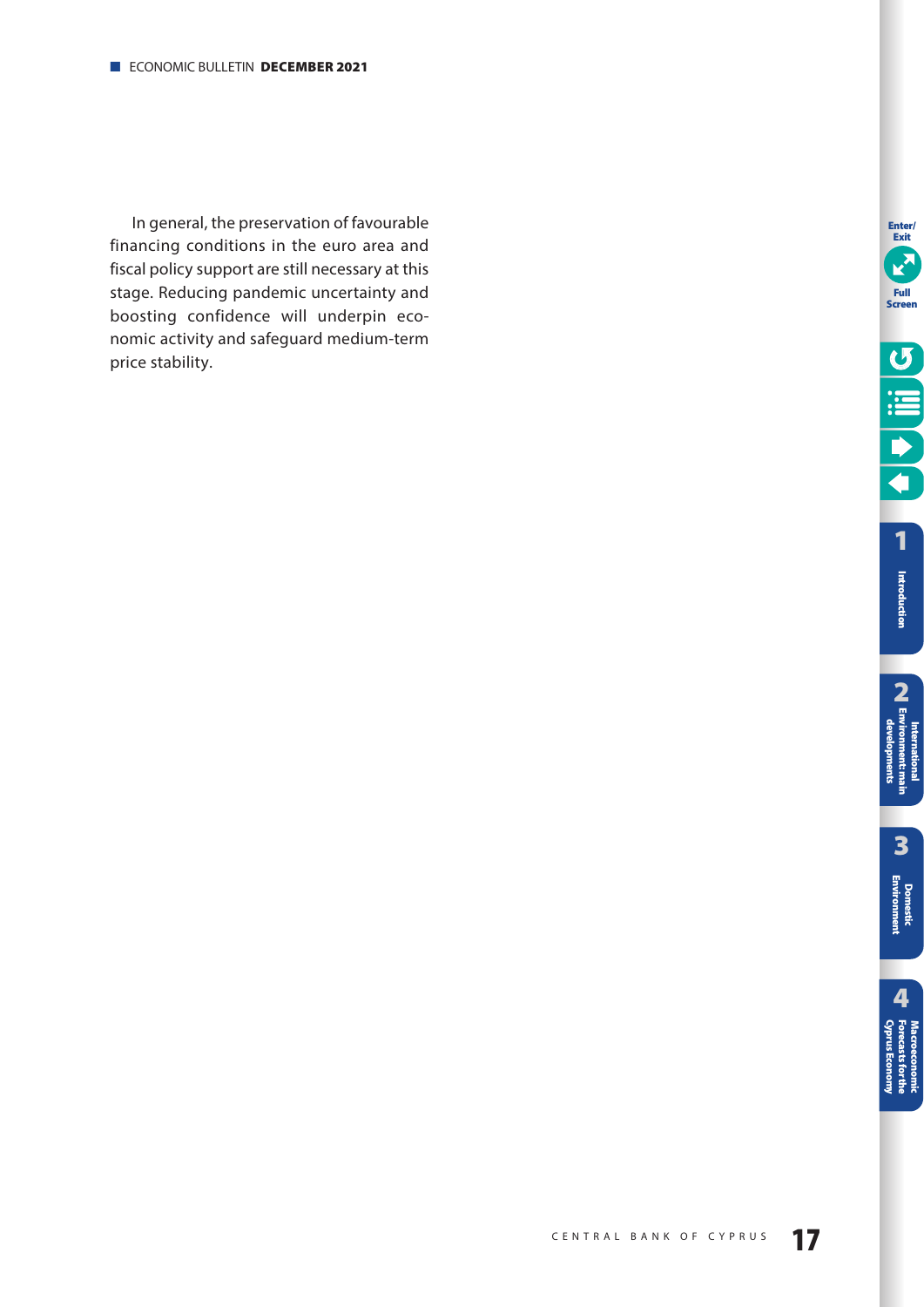In general, the preservation of favourable financing conditions in the euro area and fiscal policy support are still necessary at this stage. Reducing pandemic uncertainty and boosting confidence will underpin economic activity and safeguard medium-term price stability.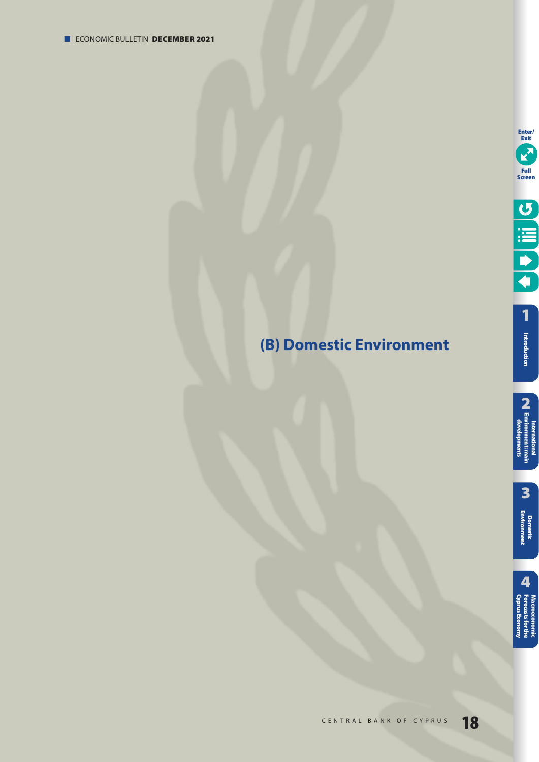# (B) Domestic Environment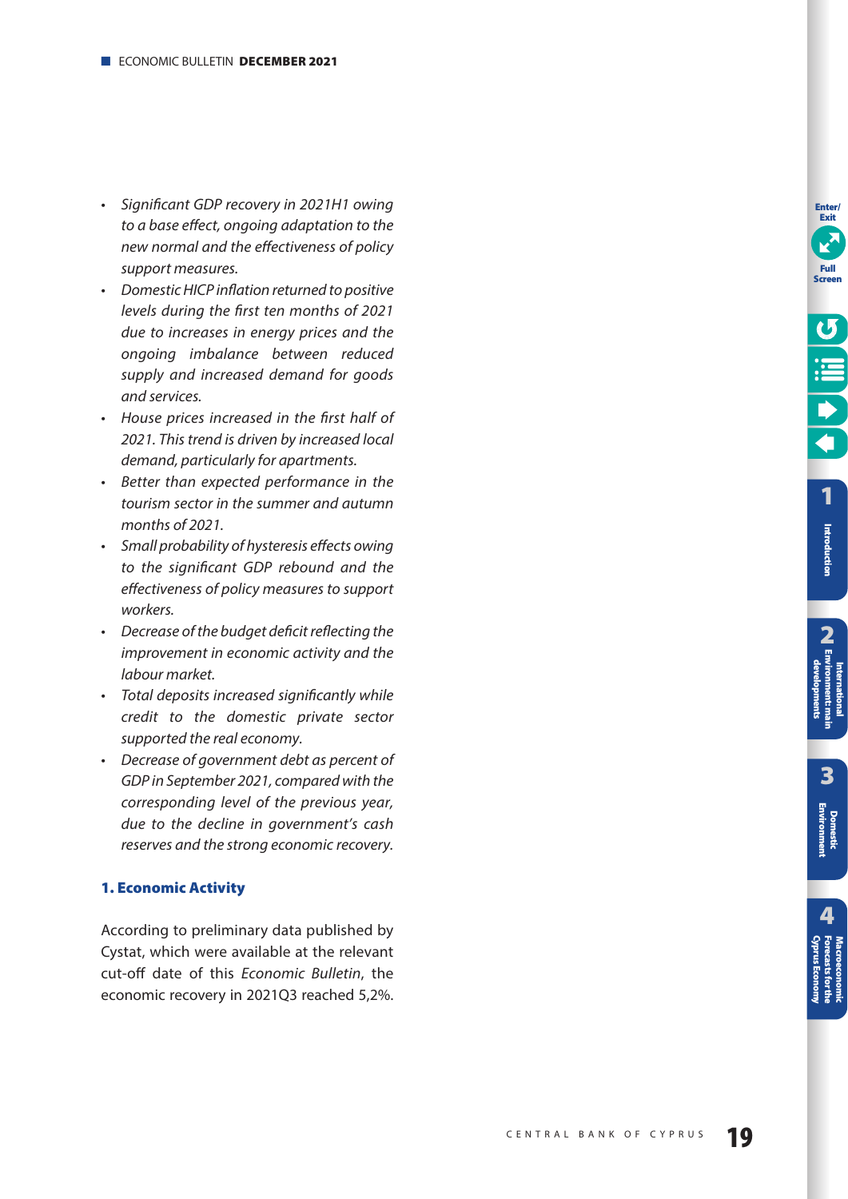- *Significant GDP recovery in 2021H1 owing to a base effect, ongoing adaptation to the new normal and the effectiveness of policy support measures.*
- *Domestic HICP inflation returned to positive levels during the first ten months of 2021 due to increases in energy prices and the ongoing imbalance between reduced supply and increased demand for goods and services.*
- *House prices increased in the first half of 2021. This trend is driven by increased local demand, particularly for apartments.*
- *Better than expected performance in the tourism sector in the summer and autumn months of 2021.*
- *Small probability of hysteresis effects owing to the significant GDP rebound and the effectiveness of policy measures to support workers.*
- *Decrease of the budget deficit reflecting the improvement in economic activity and the labour market.*
- *Total deposits increased significantly while credit to the domestic private sector supported the real economy.*
- *Decrease of government debt as percent of GDP in September 2021, compared with the corresponding level of the previous year, due to the decline in government's cash reserves and the strong economic recovery.*

## 1. Economic Activity

According to preliminary data published by Cystat, which were available at the relevant cut-off date of this *Economic Bulletin*, the economic recovery in 2021Q3 reached 5,2%.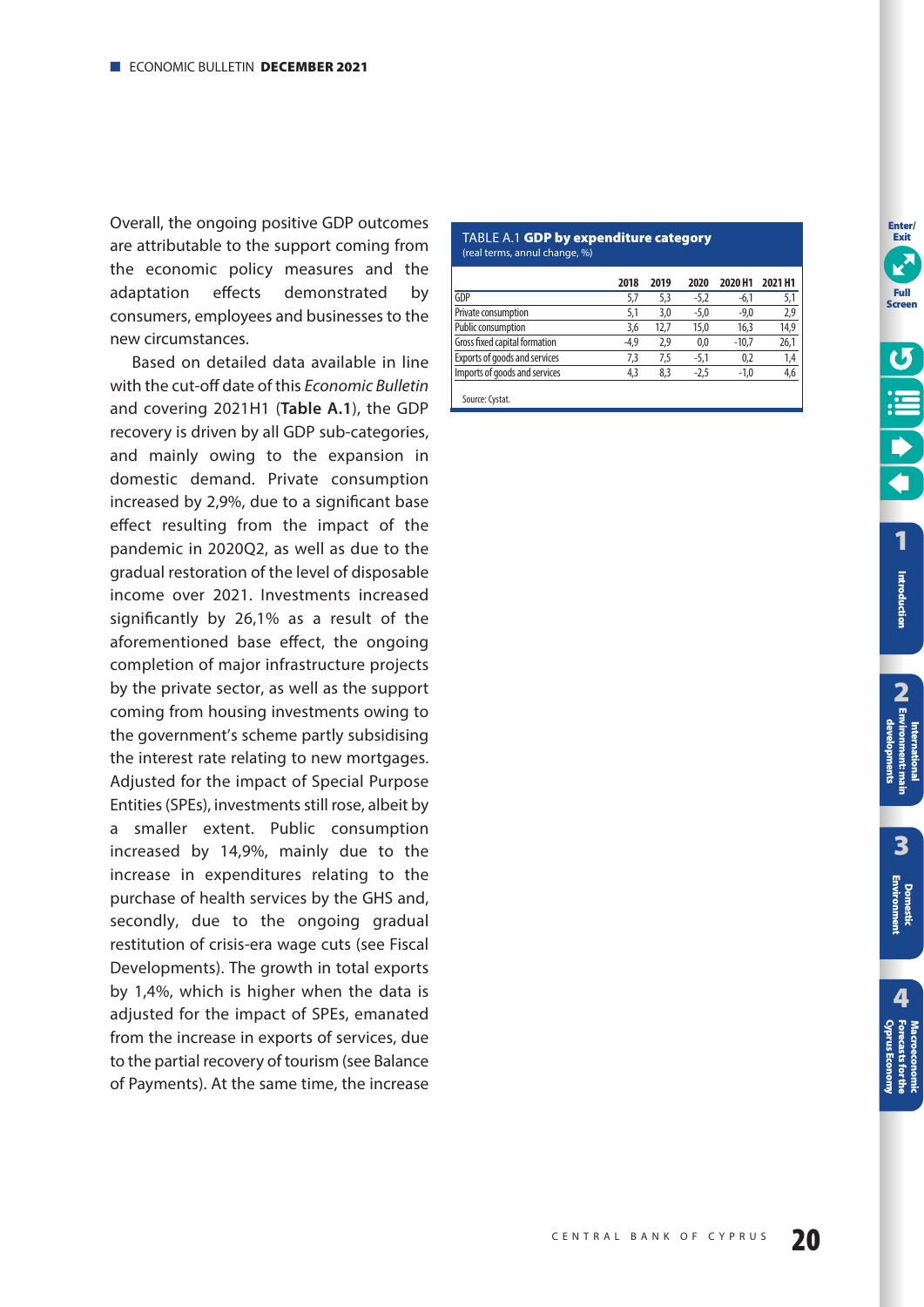Overall, the ongoing positive GDP outcomes are attributable to the support coming from the economic policy measures and the adaptation effects demonstrated by consumers, employees and businesses to the new circumstances.

Based on detailed data available in line with the cut-off date of this *Economic Bulletin* and covering 2021H1 (**Table A.1**), the GDP recovery is driven by all GDP sub-categories, and mainly owing to the expansion in domestic demand. Private consumption increased by 2,9%, due to a significant base effect resulting from the impact of the pandemic in 2020Q2, as well as due to the gradual restoration of the level of disposable income over 2021. Investments increased significantly by 26,1% as a result of the aforementioned base effect, the ongoing completion of major infrastructure projects by the private sector, as well as the support coming from housing investments owing to the government's scheme partly subsidising the interest rate relating to new mortgages. Adjusted for the impact of Special Purpose Entities (SPEs), investments still rose, albeit by a smaller extent. Public consumption increased by 14,9%, mainly due to the increase in expenditures relating to the purchase of health services by the GHS and, secondly, due to the ongoing gradual restitution of crisis-era wage cuts (see Fiscal Developments). The growth in total exports by 1,4%, which is higher when the data is adjusted for the impact of SPEs, emanated from the increase in exports of services, due to the partial recovery of tourism (see Balance of Payments). At the same time, the increase

TABLE A.1 **GDP by expenditure category**
(real terms, annual change, %)

| | 2018 | 2019 | 2020 | 2020 H1 | 2021 H1 |
|---|---|---|---|---|---|
| GDP | 5,7 | 5,3 | -5,2 | -6,1 | 5,1 |
| Private consumption | 5,1 | 3,0 | -5,0 | -9,0 | 2,9 |
| Public consumption | 3,6 | 12,7 | 15,0 | 16,3 | 14,9 |
| Gross fixed capital formation | -4,9 | 2,9 | 0,0 | -10,7 | 26,1 |
| Exports of goods and services | 7,3 | 7,5 | -5,1 | 0,2 | 1,4 |
| Imports of goods and services | 4,3 | 8,3 | -2,5 | -1,0 | 4,6 |

Source: Cystat.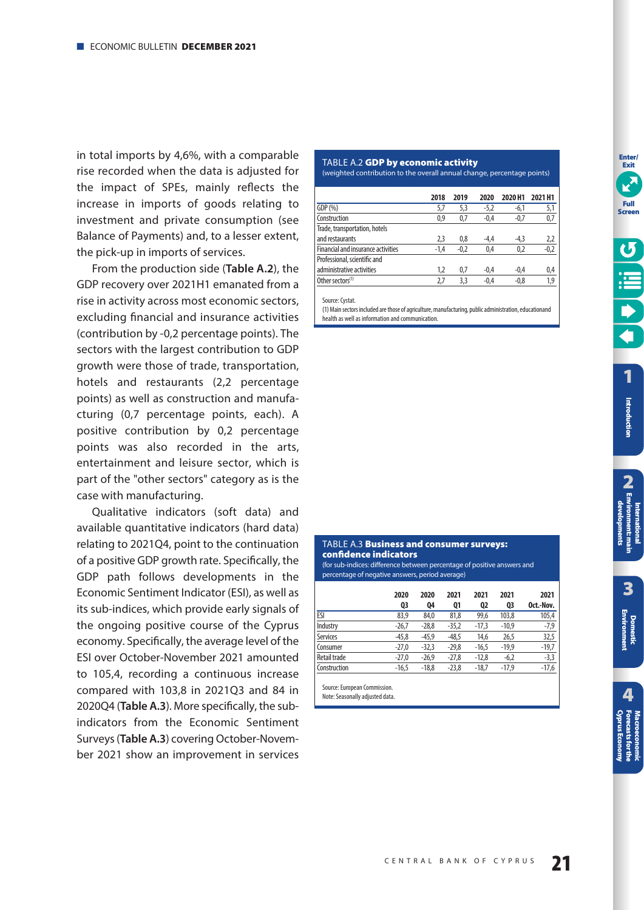in total imports by 4,6%, with a comparable rise recorded when the data is adjusted for the impact of SPEs, mainly reflects the increase in imports of goods relating to investment and private consumption (see Balance of Payments) and, to a lesser extent, the pick-up in imports of services.

From the production side (**Table A.2**), the GDP recovery over 2021H1 emanated from a rise in activity across most economic sectors, excluding financial and insurance activities (contribution by -0,2 percentage points). The sectors with the largest contribution to GDP growth were those of trade, transportation, hotels and restaurants (2,2 percentage points) as well as construction and manufacturing (0,7 percentage points, each). A positive contribution by 0,2 percentage points was also recorded in the arts, entertainment and leisure sector, which is part of the "other sectors" category as is the case with manufacturing.

Qualitative indicators (soft data) and available quantitative indicators (hard data) relating to 2021Q4, point to the continuation of a positive GDP growth rate. Specifically, the GDP path follows developments in the Economic Sentiment Indicator (ESI), as well as its sub-indices, which provide early signals of the ongoing positive course of the Cyprus economy. Specifically, the average level of the ESI over October-November 2021 amounted to 105,4, recording a continuous increase compared with 103,8 in 2021Q3 and 84 in 2020Q4 (**Table A.3**). More specifically, the sub-indicators from the Economic Sentiment Surveys (**Table A.3**) covering October-November 2021 show an improvement in services

TABLE A.2 **GDP by economic activity**
(weighted contribution to the overall annual change, percentage points)

| | 2018 | 2019 | 2020 | 2020 H1 | 2021 H1 |
|---|---|---|---|---|---|
| GDP (%) | 5,7 | 5,3 | -5,2 | -6,1 | 5,1 |
| Construction | 0,9 | 0,7 | -0,4 | -0,7 | 0,7 |
| Trade, transportation, hotels and restaurants | 2,3 | 0,8 | -4,4 | -4,3 | 2,2 |
| Financial and insurance activities | -1,4 | -0,2 | 0,4 | 0,2 | -0,2 |
| Professional, scientific and administrative activities | 1,2 | 0,7 | -0,4 | -0,4 | 0,4 |
| Other sectors[1] | 2,7 | 3,3 | -0,4 | -0,8 | 1,9 |

Source: Cystat.
(1) Main sectors included are those of agriculture, manufacturing, public administration, educational and health as well as information and communication.

TABLE A.3 **Business and consumer surveys: confidence indicators**
(for sub-indices: difference between percentage of positive answers and percentage of negative answers, period average)

| | 2020 Q3 | 2020 Q4 | 2021 Q1 | 2021 Q2 | 2021 Q3 | 2021 Oct.-Nov. |
|---|---|---|---|---|---|---|
| ESI | 83,9 | 84,0 | 81,8 | 99,6 | 103,8 | 105,4 |
| Industry | -26,7 | -28,8 | -35,2 | -17,3 | -10,9 | -7,9 |
| Services | -45,8 | -45,9 | -48,5 | 14,6 | 26,5 | 32,5 |
| Consumer | -27,0 | -32,3 | -29,8 | -16,5 | -19,9 | -19,7 |
| Retail trade | -27,0 | -26,9 | -27,8 | -12,8 | -6,2 | -3,3 |
| Construction | -16,5 | -18,8 | -23,8 | -18,7 | -17,9 | -17,6 |

Source: European Commission.
Note: Seasonally adjusted data.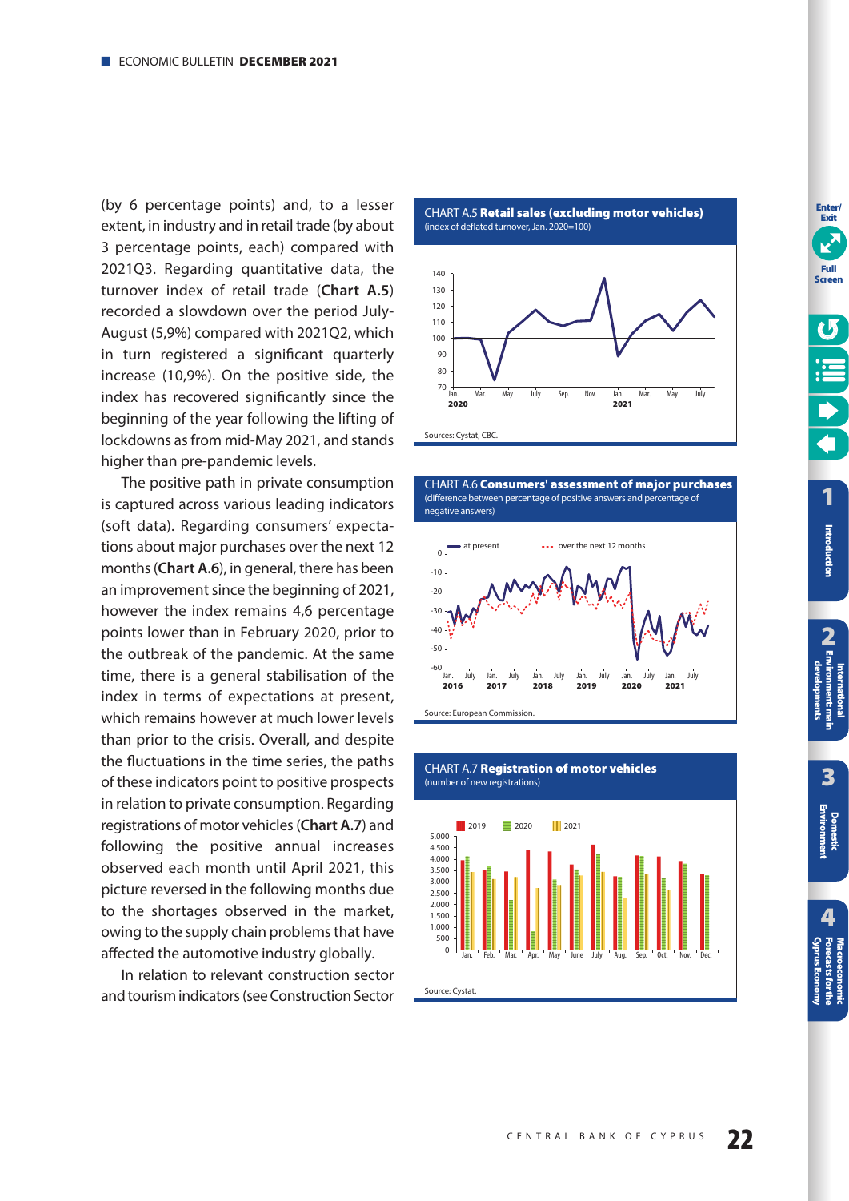(by 6 percentage points) and, to a lesser extent, in industry and in retail trade (by about 3 percentage points, each) compared with 2021Q3. Regarding quantitative data, the turnover index of retail trade (**Chart A.5**) recorded a slowdown over the period July-August (5,9%) compared with 2021Q2, which in turn registered a significant quarterly increase (10,9%). On the positive side, the index has recovered significantly since the beginning of the year following the lifting of lockdowns as from mid-May 2021, and stands higher than pre-pandemic levels.

The positive path in private consumption is captured across various leading indicators (soft data). Regarding consumers' expectations about major purchases over the next 12 months (**Chart A.6**), in general, there has been an improvement since the beginning of 2021, however the index remains 4,6 percentage points lower than in February 2020, prior to the outbreak of the pandemic. At the same time, there is a general stabilisation of the index in terms of expectations at present, which remains however at much lower levels than prior to the crisis. Overall, and despite the fluctuations in the time series, the paths of these indicators point to positive prospects in relation to private consumption. Regarding registrations of motor vehicles (**Chart A.7**) and following the positive annual increases observed each month until April 2021, this picture reversed in the following months due to the shortages observed in the market, owing to the supply chain problems that have affected the automotive industry globally.

In relation to relevant construction sector and tourism indicators (see Construction Sector

CHART A.5 **Retail sales (excluding motor vehicles)**
(index of deflated turnover, Jan. 2020=100)

Sources: Cystat, CBC.

CHART A.6 **Consumers' assessment of major purchases**
(difference between percentage of positive answers and percentage of negative answers)

Source: European Commission.

CHART A.7 **Registration of motor vehicles**
(number of new registrations)

Source: Cystat.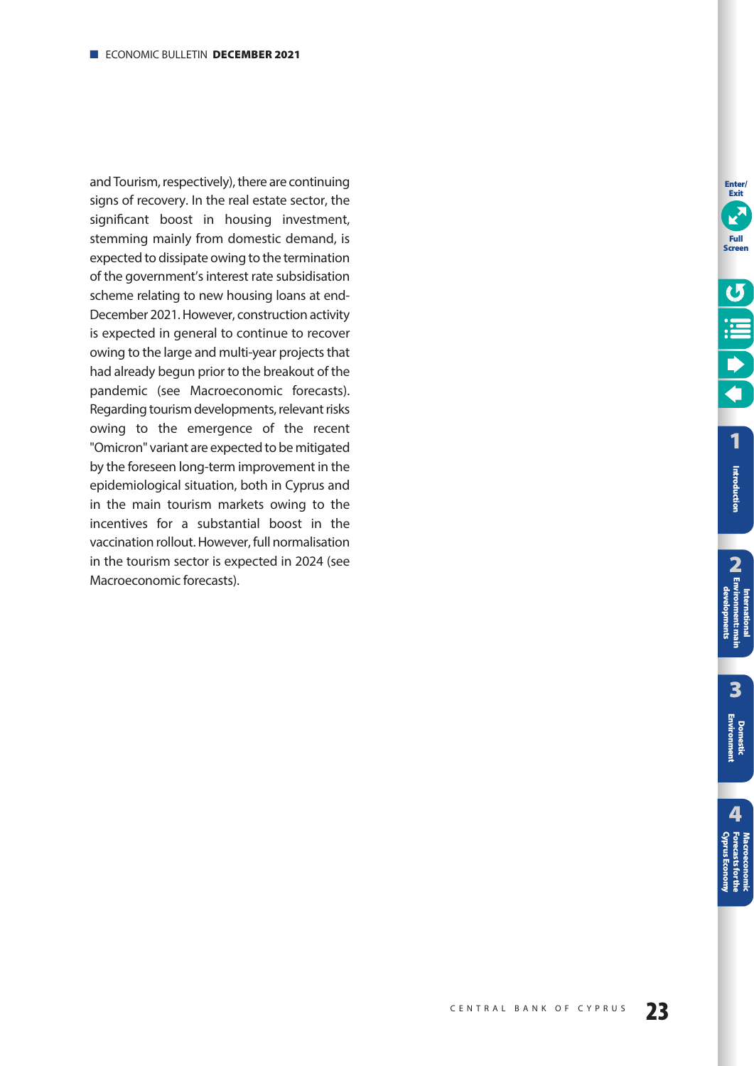and Tourism, respectively), there are continuing signs of recovery. In the real estate sector, the significant boost in housing investment, stemming mainly from domestic demand, is expected to dissipate owing to the termination of the government's interest rate subsidisation scheme relating to new housing loans at end-December 2021. However, construction activity is expected in general to continue to recover owing to the large and multi-year projects that had already begun prior to the breakout of the pandemic (see Macroeconomic forecasts). Regarding tourism developments, relevant risks owing to the emergence of the recent "Omicron" variant are expected to be mitigated by the foreseen long-term improvement in the epidemiological situation, both in Cyprus and in the main tourism markets owing to the incentives for a substantial boost in the vaccination rollout. However, full normalisation in the tourism sector is expected in 2024 (see Macroeconomic forecasts).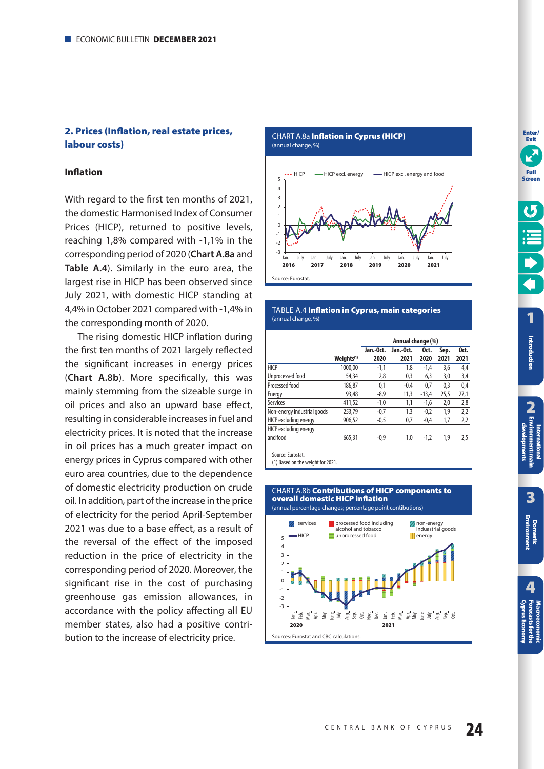## 2. Prices (Inflation, real estate prices, labour costs)

### Inflation

With regard to the first ten months of 2021, the domestic Harmonised Index of Consumer Prices (HICP), returned to positive levels, reaching 1,8% compared with -1,1% in the corresponding period of 2020 (**Chart A.8a** and **Table A.4**). Similarly in the euro area, the largest rise in HICP has been observed since July 2021, with domestic HICP standing at 4,4% in October 2021 compared with -1,4% in the corresponding month of 2020.

The rising domestic HICP inflation during the first ten months of 2021 largely reflected the significant increases in energy prices (**Chart A.8b**). More specifically, this was mainly stemming from the sizeable surge in oil prices and also an upward base effect, resulting in considerable increases in fuel and electricity prices. It is noted that the increase in oil prices has a much greater impact on energy prices in Cyprus compared with other euro area countries, due to the dependence of domestic electricity production on crude oil. In addition, part of the increase in the price of electricity for the period April-September 2021 was due to a base effect, as a result of the reversal of the effect of the imposed reduction in the price of electricity in the corresponding period of 2020. Moreover, the significant rise in the cost of purchasing greenhouse gas emission allowances, in accordance with the policy affecting all EU member states, also had a positive contribution to the increase of electricity price.

CHART A.8a **Inflation in Cyprus (HICP)**
(annual change, %)

Source: Eurostat.

TABLE A.4 **Inflation in Cyprus, main categories**
(annual change, %)

| | | Annual change (%) | | | | |
|---|---|---|---|---|---|---|
| | Weights[1] | Jan.-Oct. 2020 | Jan.-Oct. 2021 | Oct. 2020 | Sep. 2021 | Oct. 2021 |
| HICP | 1000,00 | -1,1 | 1,8 | -1,4 | 3,6 | 4,4 |
| Unprocessed food | 54,34 | 2,8 | 0,3 | 6,3 | 3,0 | 3,4 |
| Processed food | 186,87 | 0,1 | -0,4 | 0,7 | 0,3 | 0,4 |
| Energy | 93,48 | -8,9 | 11,3 | -13,4 | 25,5 | 27,1 |
| Services | 411,52 | -1,0 | 1,1 | -1,6 | 2,0 | 2,8 |
| Non-energy industrial goods | 253,79 | -0,7 | 1,3 | -0,2 | 1,9 | 2,2 |
| HICP excluding energy | 906,52 | -0,5 | 0,7 | -0,4 | 1,7 | 2,2 |
| HICP excluding energy and food | 665,31 | -0,9 | 1,0 | -1,2 | 1,9 | 2,5 |

Source: Eurostat.
(1) Based on the weight for 2021.

CHART A.8b **Contributions of HICP components to overall domestic HICP inflation**
(annual percentage changes; percentage point contibutions)

Sources: Eurostat and CBC calculations.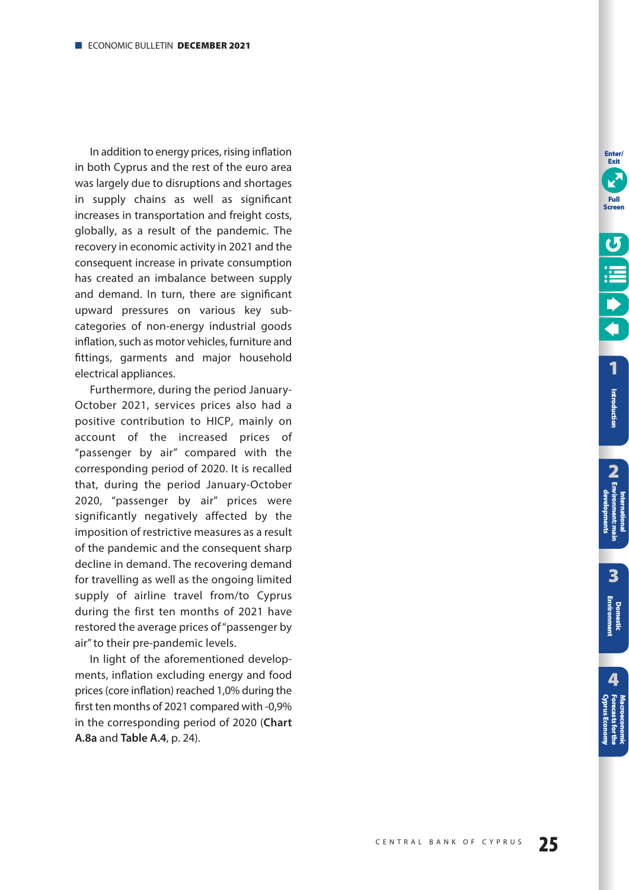In addition to energy prices, rising inflation in both Cyprus and the rest of the euro area was largely due to disruptions and shortages in supply chains as well as significant increases in transportation and freight costs, globally, as a result of the pandemic. The recovery in economic activity in 2021 and the consequent increase in private consumption has created an imbalance between supply and demand. In turn, there are significant upward pressures on various key sub-categories of non-energy industrial goods inflation, such as motor vehicles, furniture and fittings, garments and major household electrical appliances.

Furthermore, during the period January-October 2021, services prices also had a positive contribution to HICP, mainly on account of the increased prices of "passenger by air" compared with the corresponding period of 2020. It is recalled that, during the period January-October 2020, "passenger by air" prices were significantly negatively affected by the imposition of restrictive measures as a result of the pandemic and the consequent sharp decline in demand. The recovering demand for travelling as well as the ongoing limited supply of airline travel from/to Cyprus during the first ten months of 2021 have restored the average prices of "passenger by air" to their pre-pandemic levels.

In light of the aforementioned developments, inflation excluding energy and food prices (core inflation) reached 1,0% during the first ten months of 2021 compared with -0,9% in the corresponding period of 2020 (**Chart A.8a** and **Table A.4**, p. 24).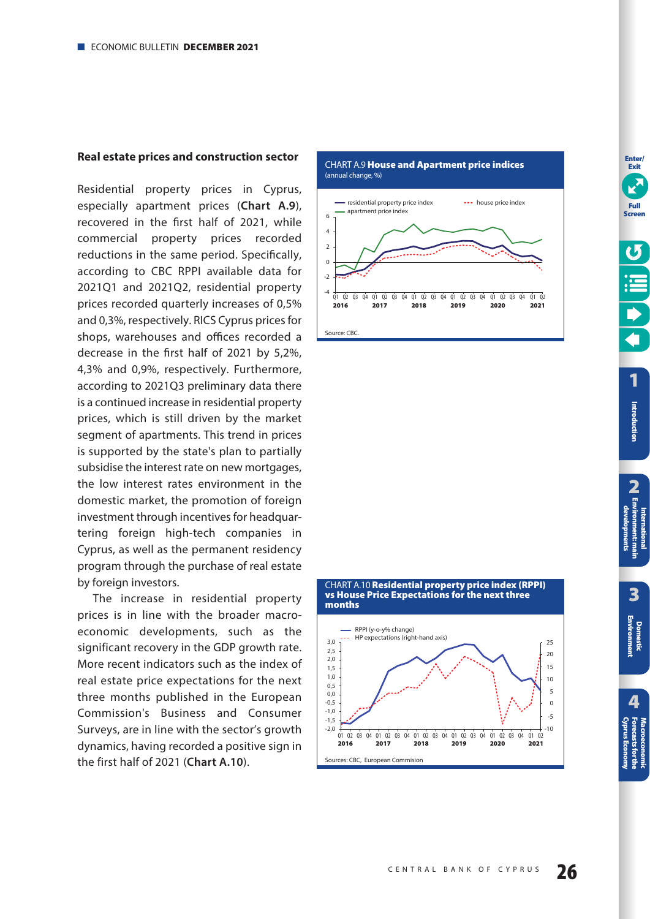### Real estate prices and construction sector

Residential property prices in Cyprus, especially apartment prices (**Chart A.9**), recovered in the first half of 2021, while commercial property prices recorded reductions in the same period. Specifically, according to CBC RPPI available data for 2021Q1 and 2021Q2, residential property prices recorded quarterly increases of 0,5% and 0,3%, respectively. RICS Cyprus prices for shops, warehouses and offices recorded a decrease in the first half of 2021 by 5,2%, 4,3% and 0,9%, respectively. Furthermore, according to 2021Q3 preliminary data there is a continued increase in residential property prices, which is still driven by the market segment of apartments. This trend in prices is supported by the state's plan to partially subsidise the interest rate on new mortgages, the low interest rates environment in the domestic market, the promotion of foreign investment through incentives for headquartering foreign high-tech companies in Cyprus, as well as the permanent residency program through the purchase of real estate by foreign investors.

The increase in residential property prices is in line with the broader macroeconomic developments, such as the significant recovery in the GDP growth rate. More recent indicators such as the index of real estate price expectations for the next three months published in the European Commission's Business and Consumer Surveys, are in line with the sector's growth dynamics, having recorded a positive sign in the first half of 2021 (**Chart A.10**).

CHART A.9 **House and Apartment price indices**
(annual change, %)

Source: CBC.

CHART A.10 **Residential property price index (RPPI) vs House Price Expectations for the next three months**

Sources: CBC, European Commision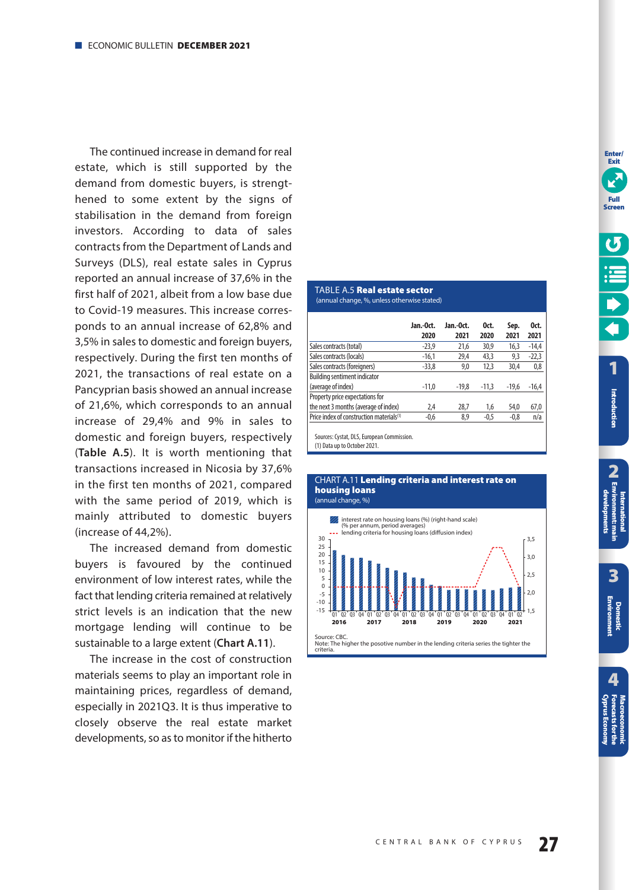The continued increase in demand for real estate, which is still supported by the demand from domestic buyers, is strengthened to some extent by the signs of stabilisation in the demand from foreign investors. According to data of sales contracts from the Department of Lands and Surveys (DLS), real estate sales in Cyprus reported an annual increase of 37,6% in the first half of 2021, albeit from a low base due to Covid-19 measures. This increase corresponds to an annual increase of 62,8% and 3,5% in sales to domestic and foreign buyers, respectively. During the first ten months of 2021, the transactions of real estate on a Pancyprian basis showed an annual increase of 21,6%, which corresponds to an annual increase of 29,4% and 9% in sales to domestic and foreign buyers, respectively (**Table A.5**). It is worth mentioning that transactions increased in Nicosia by 37,6% in the first ten months of 2021, compared with the same period of 2019, which is mainly attributed to domestic buyers (increase of 44,2%).

The increased demand from domestic buyers is favoured by the continued environment of low interest rates, while the fact that lending criteria remained at relatively strict levels is an indication that the new mortgage lending will continue to be sustainable to a large extent (**Chart A.11**).

The increase in the cost of construction materials seems to play an important role in maintaining prices, regardless of demand, especially in 2021Q3. It is thus imperative to closely observe the real estate market developments, so as to monitor if the hitherto

TABLE A.5 **Real estate sector**
(annual change, %, unless otherwise stated)

| | Jan.-Oct. 2020 | Jan.-Oct. 2021 | Oct. 2020 | Sep. 2021 | Oct. 2021 |
|---|---|---|---|---|---|
| Sales contracts (total) | -23,9 | 21,6 | 30,9 | 16,3 | -14,4 |
| Sales contracts (locals) | -16,1 | 29,4 | 43,3 | 9,3 | -22,3 |
| Sales contracts (foreigners) | -33,8 | 9,0 | 12,3 | 30,4 | 0,8 |
| Building sentiment indicator (average of index) | -11,0 | -19,8 | -11,3 | -19,6 | -16,4 |
| Property price expectations for the next 3 months (average of index) | 2,4 | 28,7 | 1,6 | 54,0 | 67,0 |
| Price index of construction materials[1] | -0,6 | 8,9 | -0,5 | -0,8 | n/a |

Sources: Cystat, DLS, European Commission.
(1) Data up to October 2021.

CHART A.11 **Lending criteria and interest rate on housing loans**
(annual change, %)

Source: CBC.
Note: The higher the posotive number in the lending criteria series the tighter the criteria.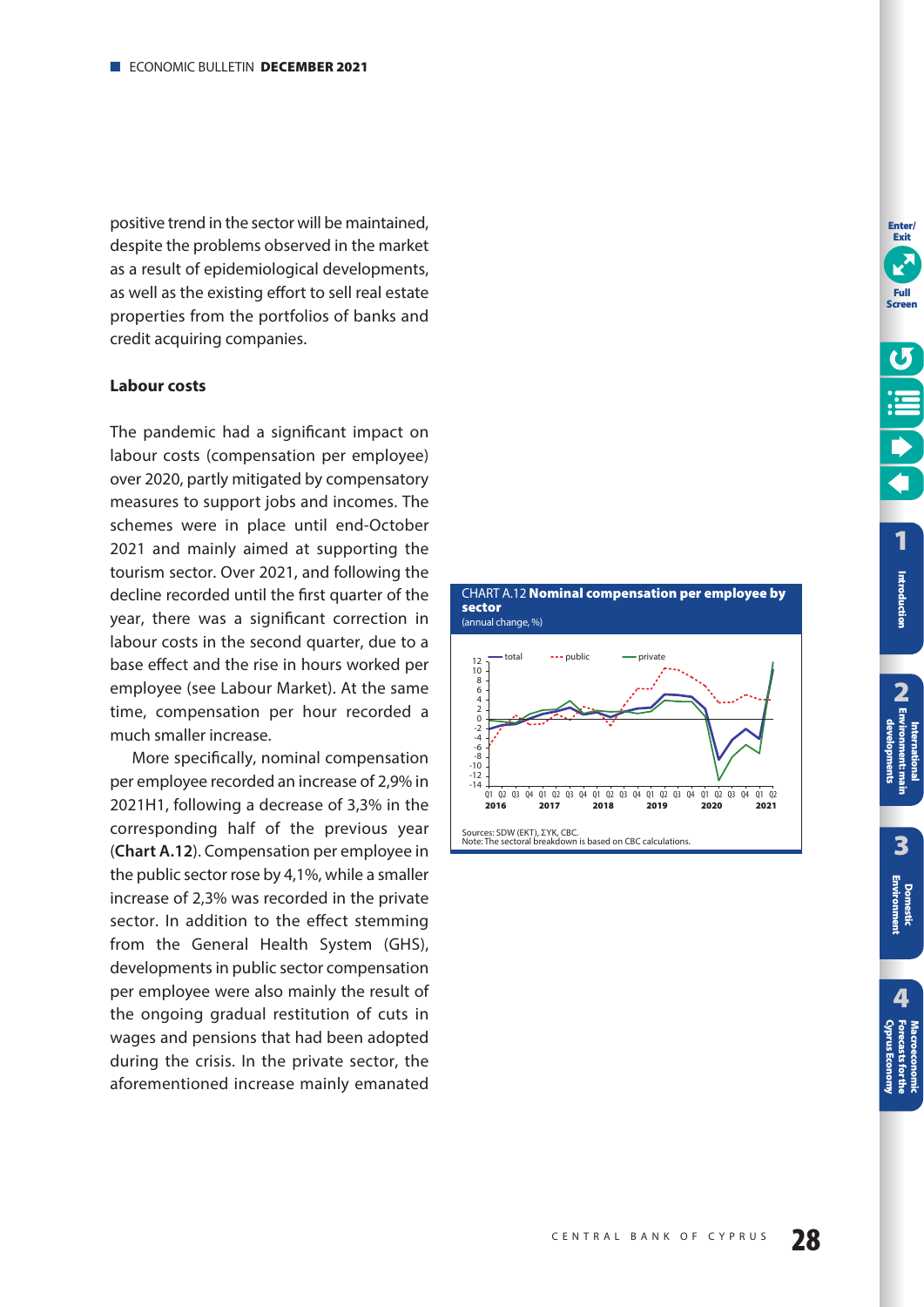positive trend in the sector will be maintained, despite the problems observed in the market as a result of epidemiological developments, as well as the existing effort to sell real estate properties from the portfolios of banks and credit acquiring companies.

### Labour costs

The pandemic had a significant impact on labour costs (compensation per employee) over 2020, partly mitigated by compensatory measures to support jobs and incomes. The schemes were in place until end-October 2021 and mainly aimed at supporting the tourism sector. Over 2021, and following the decline recorded until the first quarter of the year, there was a significant correction in labour costs in the second quarter, due to a base effect and the rise in hours worked per employee (see Labour Market). At the same time, compensation per hour recorded a much smaller increase.

More specifically, nominal compensation per employee recorded an increase of 2,9% in 2021H1, following a decrease of 3,3% in the corresponding half of the previous year (**Chart A.12**). Compensation per employee in the public sector rose by 4,1%, while a smaller increase of 2,3% was recorded in the private sector. In addition to the effect stemming from the General Health System (GHS), developments in public sector compensation per employee were also mainly the result of the ongoing gradual restitution of cuts in wages and pensions that had been adopted during the crisis. In the private sector, the aforementioned increase mainly emanated

CHART A.12 **Nominal compensation per employee by sector**
(annual change, %)

Sources: SDW (EKT), ΣΥΚ, CBC.
Note: The sectoral breakdown is based on CBC calculations.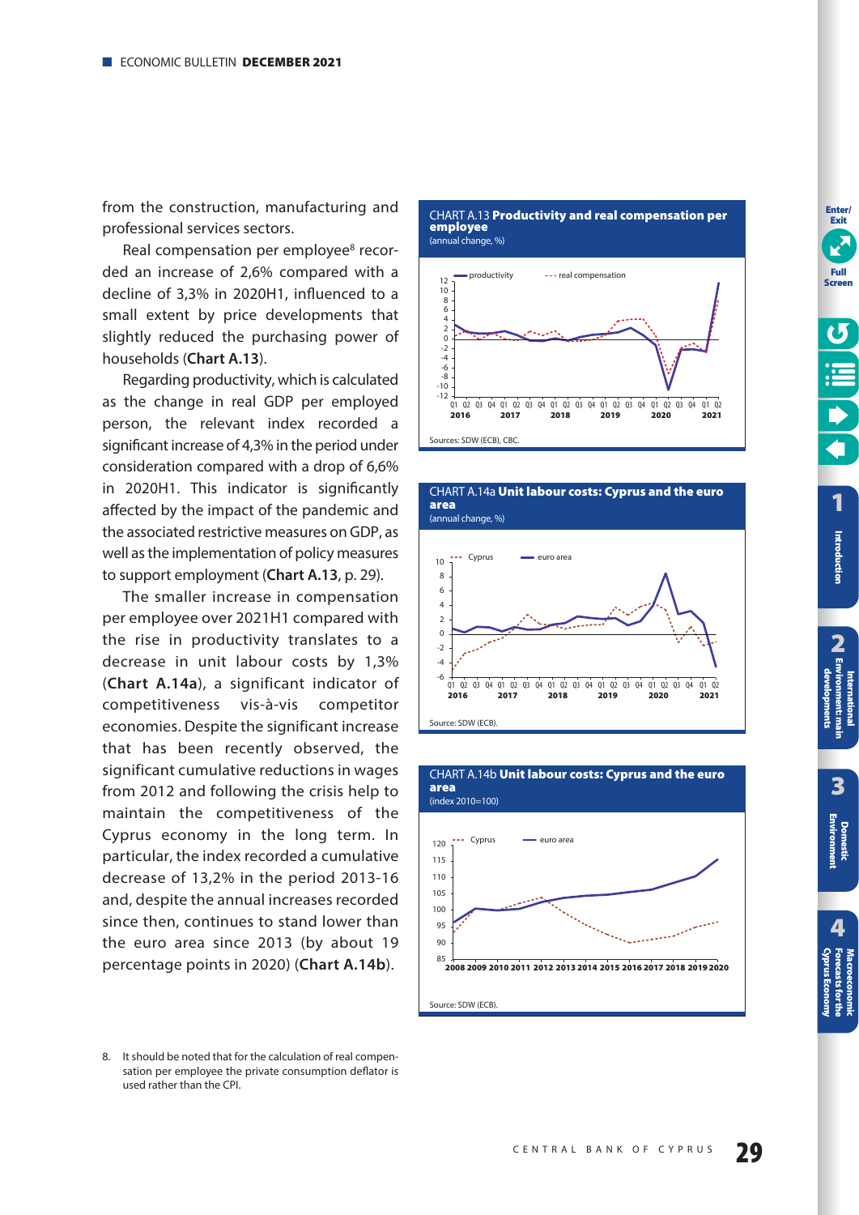from the construction, manufacturing and professional services sectors.

Real compensation per employee[8] recorded an increase of 2,6% compared with a decline of 3,3% in 2020H1, influenced to a small extent by price developments that slightly reduced the purchasing power of households (**Chart A.13**).

Regarding productivity, which is calculated as the change in real GDP per employed person, the relevant index recorded a significant increase of 4,3% in the period under consideration compared with a drop of 6,6% in 2020H1. This indicator is significantly affected by the impact of the pandemic and the associated restrictive measures on GDP, as well as the implementation of policy measures to support employment (**Chart A.13**, p. 29).

The smaller increase in compensation per employee over 2021H1 compared with the rise in productivity translates to a decrease in unit labour costs by 1,3% (**Chart A.14a**), a significant indicator of competitiveness vis-à-vis competitor economies. Despite the significant increase that has been recently observed, the significant cumulative reductions in wages from 2012 and following the crisis help to maintain the competitiveness of the Cyprus economy in the long term. In particular, the index recorded a cumulative decrease of 13,2% in the period 2013-16 and, despite the annual increases recorded since then, continues to stand lower than the euro area since 2013 (by about 19 percentage points in 2020) (**Chart A.14b**).

CHART A.13 **Productivity and real compensation per employee**
(annual change, %)

Sources: SDW (ECB), CBC.

CHART A.14a **Unit labour costs: Cyprus and the euro area**
(annual change, %)

Source: SDW (ECB).

CHART A.14b **Unit labour costs: Cyprus and the euro area**
(index 2010=100)

Source: SDW (ECB).

8. It should be noted that for the calculation of real compensation per employee the private consumption deflator is used rather than the CPI.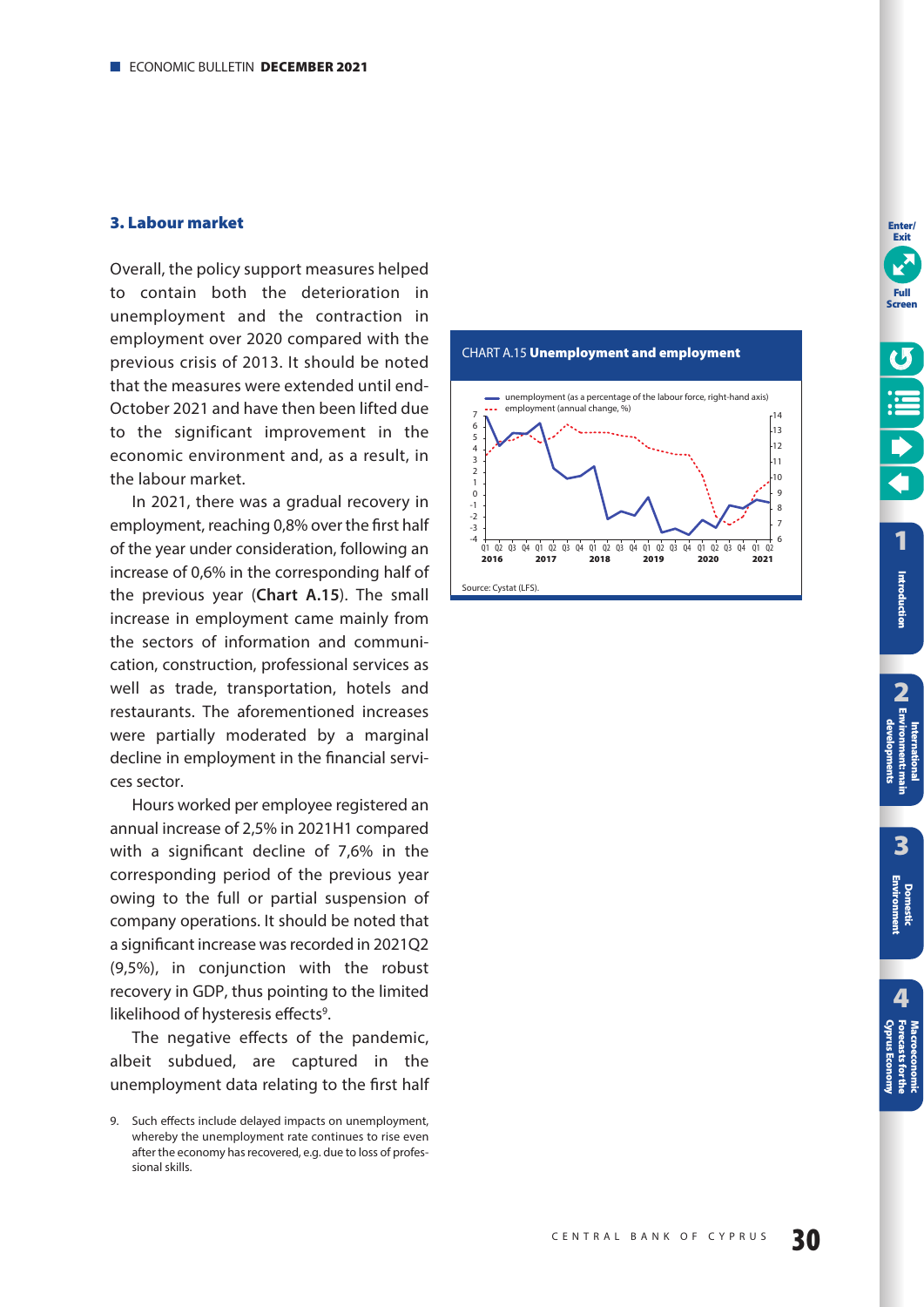## 3. Labour market

Overall, the policy support measures helped to contain both the deterioration in unemployment and the contraction in employment over 2020 compared with the previous crisis of 2013. It should be noted that the measures were extended until end-October 2021 and have then been lifted due to the significant improvement in the economic environment and, as a result, in the labour market.

In 2021, there was a gradual recovery in employment, reaching 0,8% over the first half of the year under consideration, following an increase of 0,6% in the corresponding half of the previous year (**Chart A.15**). The small increase in employment came mainly from the sectors of information and communication, construction, professional services as well as trade, transportation, hotels and restaurants. The aforementioned increases were partially moderated by a marginal decline in employment in the financial services sector.

Hours worked per employee registered an annual increase of 2,5% in 2021H1 compared with a significant decline of 7,6% in the corresponding period of the previous year owing to the full or partial suspension of company operations. It should be noted that a significant increase was recorded in 2021Q2 (9,5%), in conjunction with the robust recovery in GDP, thus pointing to the limited likelihood of hysteresis effects[9].

The negative effects of the pandemic, albeit subdued, are captured in the unemployment data relating to the first half

CHART A.15 **Unemployment and employment**

Source: Cystat (LFS).

9. Such effects include delayed impacts on unemployment, whereby the unemployment rate continues to rise even after the economy has recovered, e.g. due to loss of professional skills.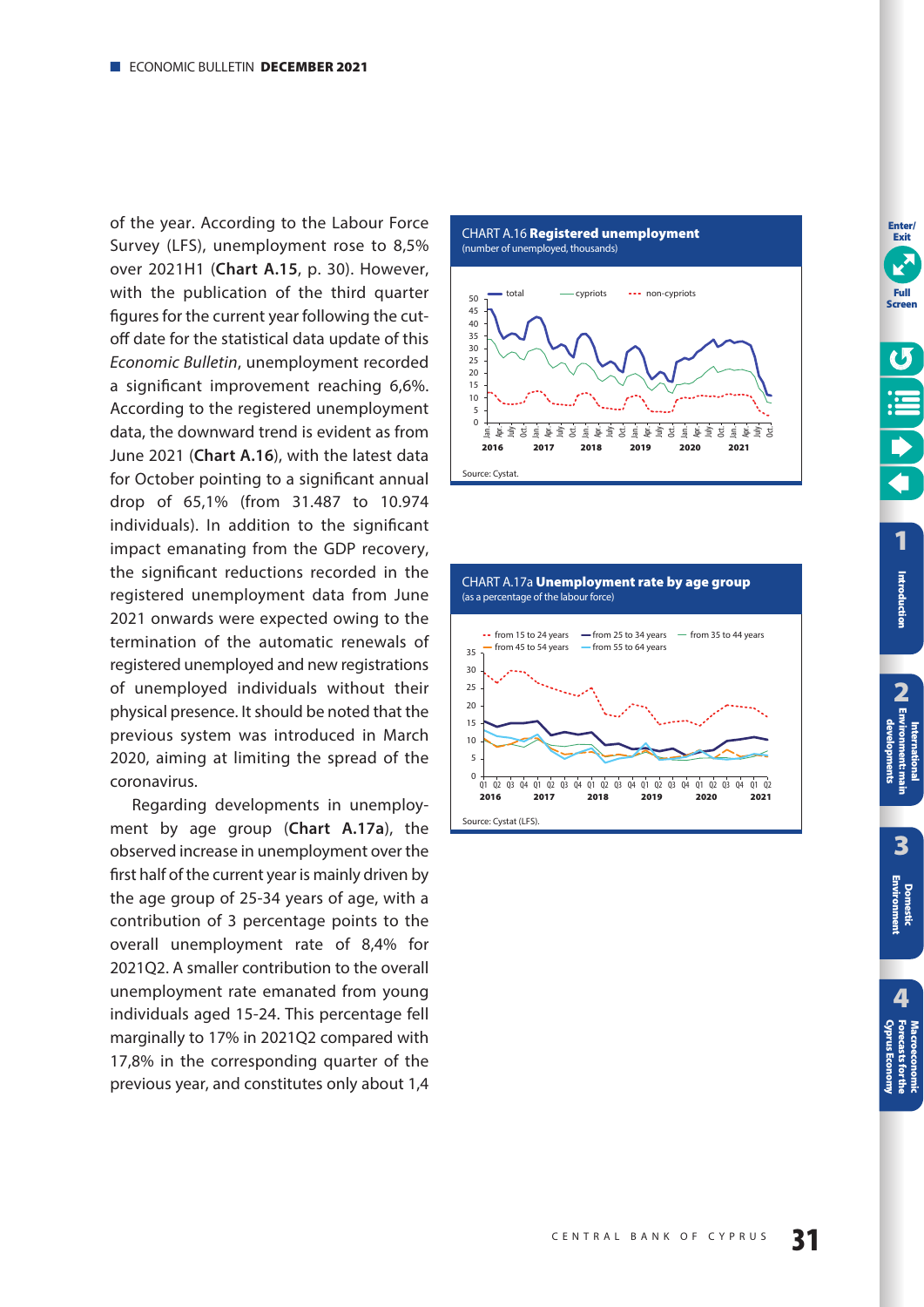of the year. According to the Labour Force Survey (LFS), unemployment rose to 8,5% over 2021H1 (**Chart A.15**, p. 30). However, with the publication of the third quarter figures for the current year following the cut-off date for the statistical data update of this *Economic Bulletin*, unemployment recorded a significant improvement reaching 6,6%. According to the registered unemployment data, the downward trend is evident as from June 2021 (**Chart A.16**), with the latest data for October pointing to a significant annual drop of 65,1% (from 31.487 to 10.974 individuals). In addition to the significant impact emanating from the GDP recovery, the significant reductions recorded in the registered unemployment data from June 2021 onwards were expected owing to the termination of the automatic renewals of registered unemployed and new registrations of unemployed individuals without their physical presence. It should be noted that the previous system was introduced in March 2020, aiming at limiting the spread of the coronavirus.

Regarding developments in unemployment by age group (**Chart A.17a**), the observed increase in unemployment over the first half of the current year is mainly driven by the age group of 25-34 years of age, with a contribution of 3 percentage points to the overall unemployment rate of 8,4% for 2021Q2. A smaller contribution to the overall unemployment rate emanated from young individuals aged 15-24. This percentage fell marginally to 17% in 2021Q2 compared with 17,8% in the corresponding quarter of the previous year, and constitutes only about 1,4

CHART A.16 **Registered unemployment**
(number of unemployed, thousands)

Source: Cystat.

CHART A.17a **Unemployment rate by age group**
(as a percentage of the labour force)

Source: Cystat (LFS).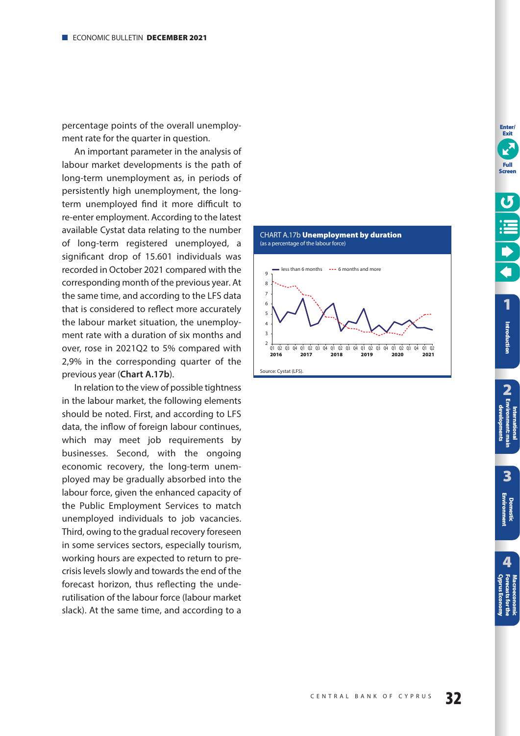percentage points of the overall unemployment rate for the quarter in question.

An important parameter in the analysis of labour market developments is the path of long-term unemployment as, in periods of persistently high unemployment, the long-term unemployed find it more difficult to re-enter employment. According to the latest available Cystat data relating to the number of long-term registered unemployed, a significant drop of 15.601 individuals was recorded in October 2021 compared with the corresponding month of the previous year. At the same time, and according to the LFS data that is considered to reflect more accurately the labour market situation, the unemployment rate with a duration of six months and over, rose in 2021Q2 to 5% compared with 2,9% in the corresponding quarter of the previous year (**Chart A.17b**).

In relation to the view of possible tightness in the labour market, the following elements should be noted. First, and according to LFS data, the inflow of foreign labour continues, which may meet job requirements by businesses. Second, with the ongoing economic recovery, the long-term unemployed may be gradually absorbed into the labour force, given the enhanced capacity of the Public Employment Services to match unemployed individuals to job vacancies. Third, owing to the gradual recovery foreseen in some services sectors, especially tourism, working hours are expected to return to pre-crisis levels slowly and towards the end of the forecast horizon, thus reflecting the underutilisation of the labour force (labour market slack). At the same time, and according to a

CHART A.17b **Unemployment by duration**
(as a percentage of the labour force)

Source: Cystat (LFS).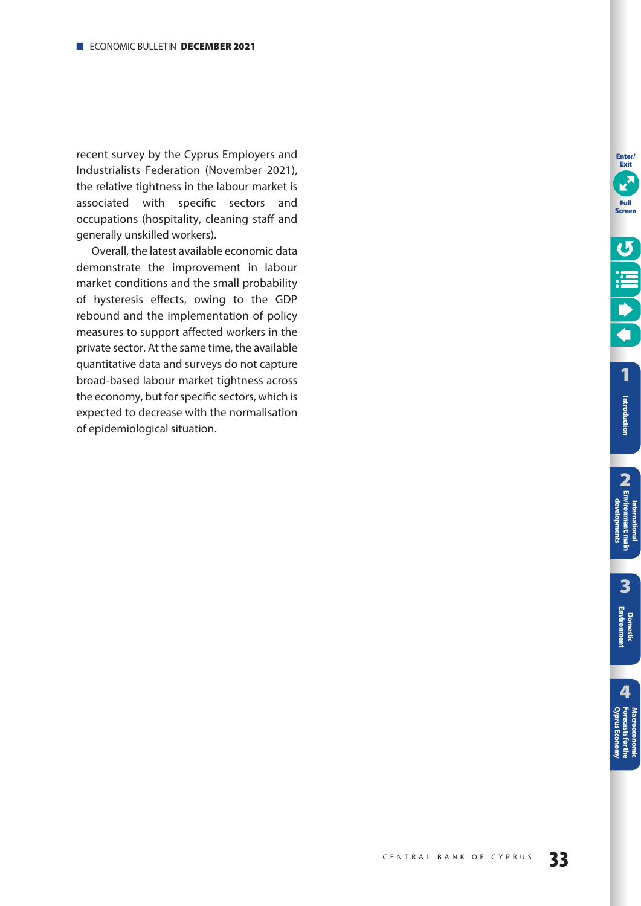recent survey by the Cyprus Employers and Industrialists Federation (November 2021), the relative tightness in the labour market is associated with specific sectors and occupations (hospitality, cleaning staff and generally unskilled workers).

Overall, the latest available economic data demonstrate the improvement in labour market conditions and the small probability of hysteresis effects, owing to the GDP rebound and the implementation of policy measures to support affected workers in the private sector. At the same time, the available quantitative data and surveys do not capture broad-based labour market tightness across the economy, but for specific sectors, which is expected to decrease with the normalisation of epidemiological situation.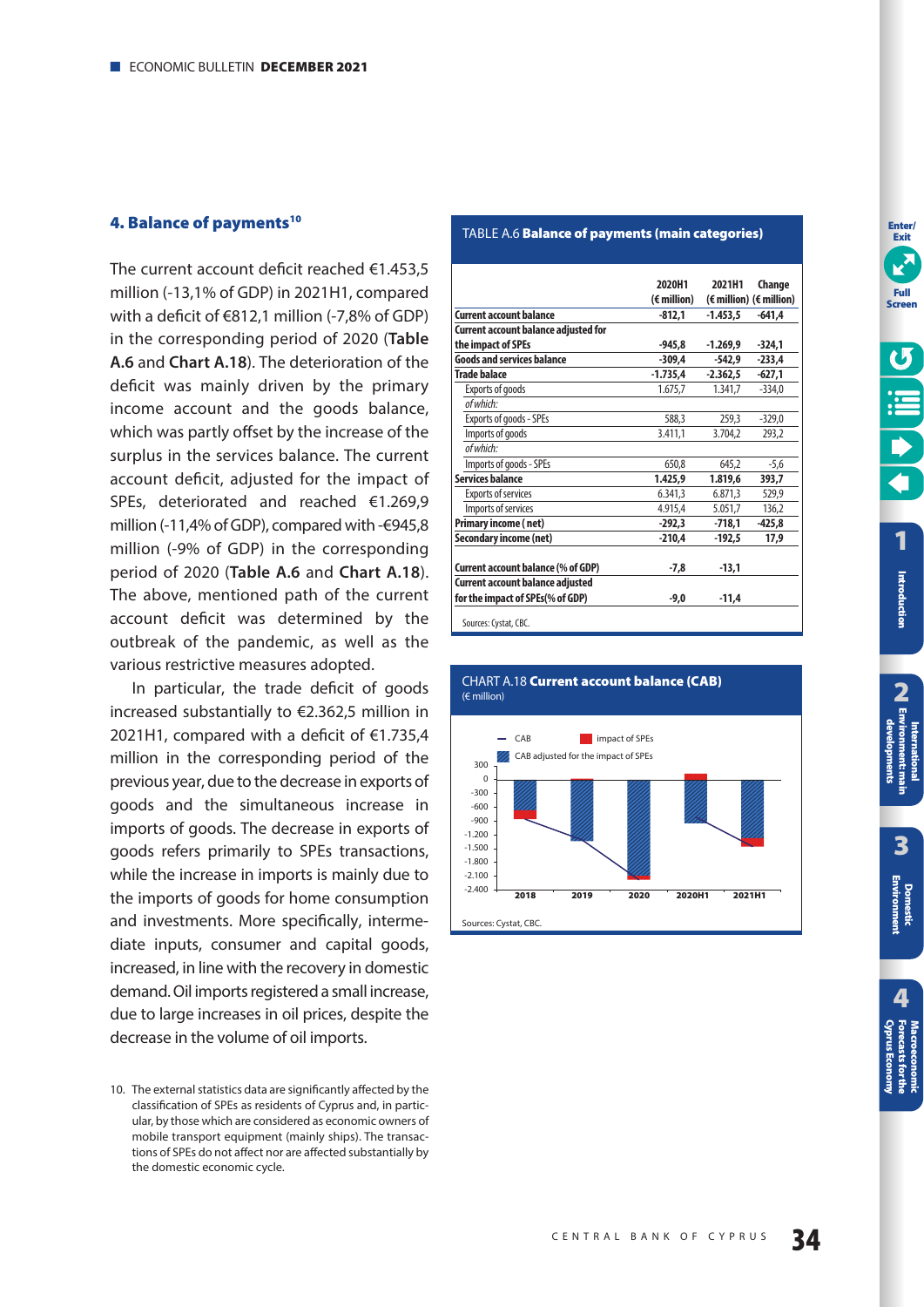## 4. Balance of payments[10]

The current account deficit reached €1.453,5 million (-13,1% of GDP) in 2021H1, compared with a deficit of €812,1 million (-7,8% of GDP) in the corresponding period of 2020 (**Table A.6** and **Chart A.18**). The deterioration of the deficit was mainly driven by the primary income account and the goods balance, which was partly offset by the increase of the surplus in the services balance. The current account deficit, adjusted for the impact of SPEs, deteriorated and reached €1.269,9 million (-11,4% of GDP), compared with -€945,8 million (-9% of GDP) in the corresponding period of 2020 (**Table A.6** and **Chart A.18**). The above, mentioned path of the current account deficit was determined by the outbreak of the pandemic, as well as the various restrictive measures adopted.

In particular, the trade deficit of goods increased substantially to €2.362,5 million in 2021H1, compared with a deficit of €1.735,4 million in the corresponding period of the previous year, due to the decrease in exports of goods and the simultaneous increase in imports of goods. The decrease in exports of goods refers primarily to SPEs transactions, while the increase in imports is mainly due to the imports of goods for home consumption and investments. More specifically, intermediate inputs, consumer and capital goods, increased, in line with the recovery in domestic demand. Oil imports registered a small increase, due to large increases in oil prices, despite the decrease in the volume of oil imports.

10. The external statistics data are significantly affected by the classification of SPEs as residents of Cyprus and, in particular, by those which are considered as economic owners of mobile transport equipment (mainly ships). The transactions of SPEs do not affect nor are affected substantially by the domestic economic cycle.

TABLE A.6 **Balance of payments (main categories)**

| | 2020H1 (€ million) | 2021H1 (€ million) | Change (€ million) |
|---|---|---|---|
| **Current account balance** | **-812,1** | **-1.453,5** | **-641,4** |
| **Current account balance adjusted for the impact of SPEs** | **-945,8** | **-1.269,9** | **-324,1** |
| **Goods and services balance** | **-309,4** | **-542,9** | **-233,4** |
| **Trade balace** | **-1.735,4** | **-2.362,5** | **-627,1** |
| Exports of goods | 1.675,7 | 1.341,7 | -334,0 |
| *of which:* | | | |
| Exports of goods - SPEs | 588,3 | 259,3 | -329,0 |
| Imports of goods | 3.411,1 | 3.704,2 | 293,2 |
| *of which:* | | | |
| Imports of goods - SPEs | 650,8 | 645,2 | -5,6 |
| **Services balance** | **1.425,9** | **1.819,6** | **393,7** |
| Exports of services | 6.341,3 | 6.871,3 | 529,9 |
| Imports of services | 4.915,4 | 5.051,7 | 136,2 |
| **Primary income (net)** | **-292,3** | **-718,1** | **-425,8** |
| **Secondary income (net)** | **-210,4** | **-192,5** | **17,9** |
| **Current account balance (% of GDP)** | **-7,8** | **-13,1** | |
| **Current account balance adjusted for the impact of SPEs(% of GDP)** | **-9,0** | **-11,4** | |

Sources: Cystat, CBC.

CHART A.18 **Current account balance (CAB)**
(€ million)

Sources: Cystat, CBC.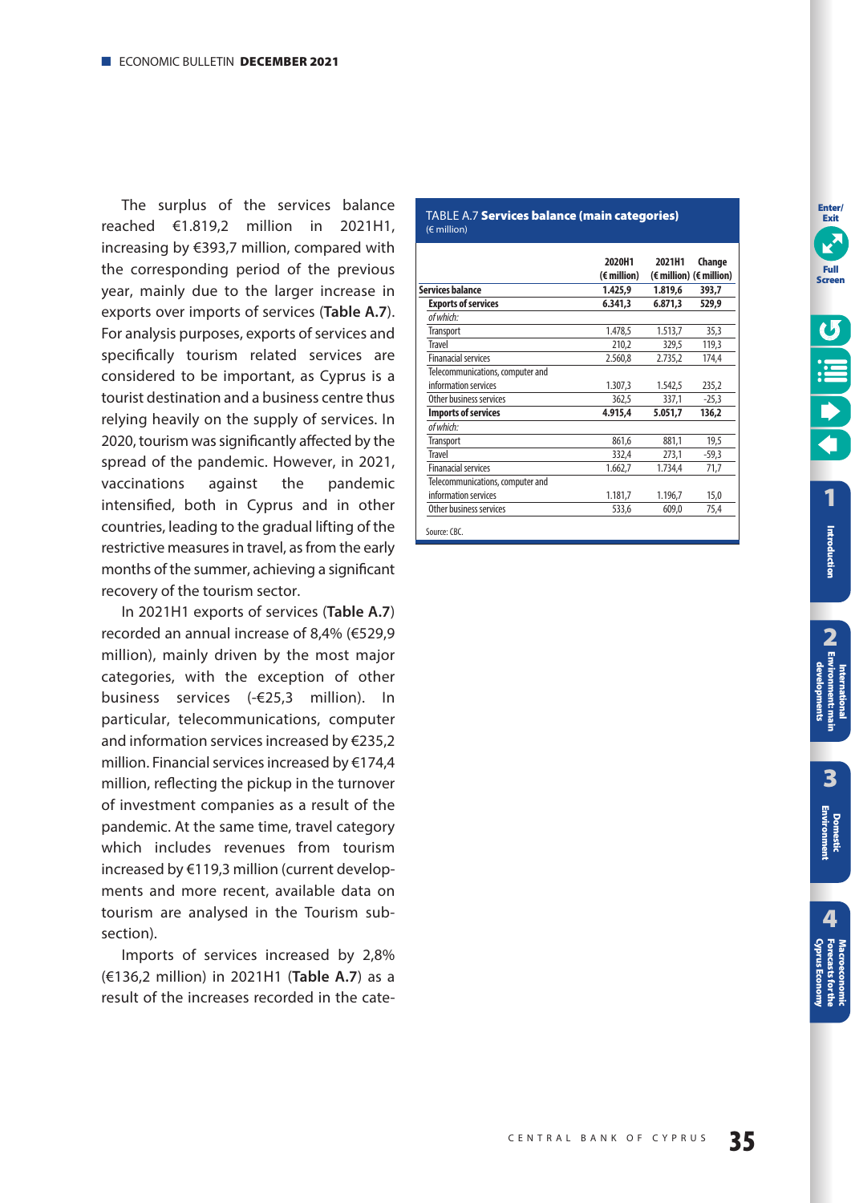The surplus of the services balance reached €1.819,2 million in 2021H1, increasing by €393,7 million, compared with the corresponding period of the previous year, mainly due to the larger increase in exports over imports of services (**Table A.7**). For analysis purposes, exports of services and specifically tourism related services are considered to be important, as Cyprus is a tourist destination and a business centre thus relying heavily on the supply of services. In 2020, tourism was significantly affected by the spread of the pandemic. However, in 2021, vaccinations against the pandemic intensified, both in Cyprus and in other countries, leading to the gradual lifting of the restrictive measures in travel, as from the early months of the summer, achieving a significant recovery of the tourism sector.

In 2021H1 exports of services (**Table A.7**) recorded an annual increase of 8,4% (€529,9 million), mainly driven by the most major categories, with the exception of other business services (-€25,3 million). In particular, telecommunications, computer and information services increased by €235,2 million. Financial services increased by €174,4 million, reflecting the pickup in the turnover of investment companies as a result of the pandemic. At the same time, travel category which includes revenues from tourism increased by €119,3 million (current developments and more recent, available data on tourism are analysed in the Tourism subsection).

Imports of services increased by 2,8% (€136,2 million) in 2021H1 (**Table A.7**) as a result of the increases recorded in the cate-

TABLE A.7 **Services balance (main categories)**
(€ million)

| | 2020H1 (€ million) | 2021H1 (€ million) | Change (€ million) |
|---|---|---|---|
| **Services balance** | **1.425,9** | **1.819,6** | **393,7** |
| **Exports of services** | **6.341,3** | **6.871,3** | **529,9** |
| *of which:* | | | |
| Transport | 1.478,5 | 1.513,7 | 35,3 |
| Travel | 210,2 | 329,5 | 119,3 |
| Finanacial services | 2.560,8 | 2.735,2 | 174,4 |
| Telecommunications, computer and information services | 1.307,3 | 1.542,5 | 235,2 |
| Other business services | 362,5 | 337,1 | -25,3 |
| **Imports of services** | **4.915,4** | **5.051,7** | **136,2** |
| *of which:* | | | |
| Transport | 861,6 | 881,1 | 19,5 |
| Travel | 332,4 | 273,1 | -59,3 |
| Finanacial services | 1.662,7 | 1.734,4 | 71,7 |
| Telecommunications, computer and information services | 1.181,7 | 1.196,7 | 15,0 |
| Other business services | 533,6 | 609,0 | 75,4 |

Source: CBC.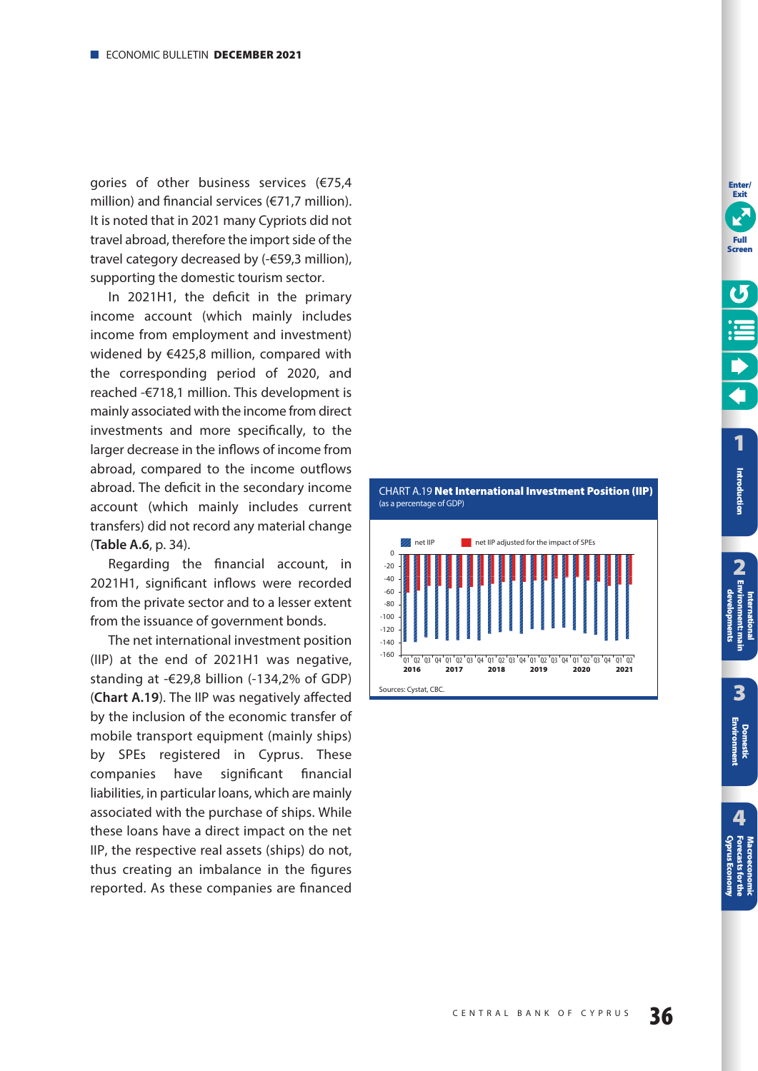gories of other business services (€75,4 million) and financial services (€71,7 million). It is noted that in 2021 many Cypriots did not travel abroad, therefore the import side of the travel category decreased by (-€59,3 million), supporting the domestic tourism sector.

In 2021H1, the deficit in the primary income account (which mainly includes income from employment and investment) widened by €425,8 million, compared with the corresponding period of 2020, and reached -€718,1 million. This development is mainly associated with the income from direct investments and more specifically, to the larger decrease in the inflows of income from abroad, compared to the income outflows abroad. The deficit in the secondary income account (which mainly includes current transfers) did not record any material change (**Table A.6**, p. 34).

Regarding the financial account, in 2021H1, significant inflows were recorded from the private sector and to a lesser extent from the issuance of government bonds.

The net international investment position (IIP) at the end of 2021H1 was negative, standing at -€29,8 billion (-134,2% of GDP) (**Chart A.19**). The IIP was negatively affected by the inclusion of the economic transfer of mobile transport equipment (mainly ships) by SPEs registered in Cyprus. These companies have significant financial liabilities, in particular loans, which are mainly associated with the purchase of ships. While these loans have a direct impact on the net IIP, the respective real assets (ships) do not, thus creating an imbalance in the figures reported. As these companies are financed

CHART A.19 **Net International Investment Position (IIP)**
(as a percentage of GDP)

Sources: Cystat, CBC.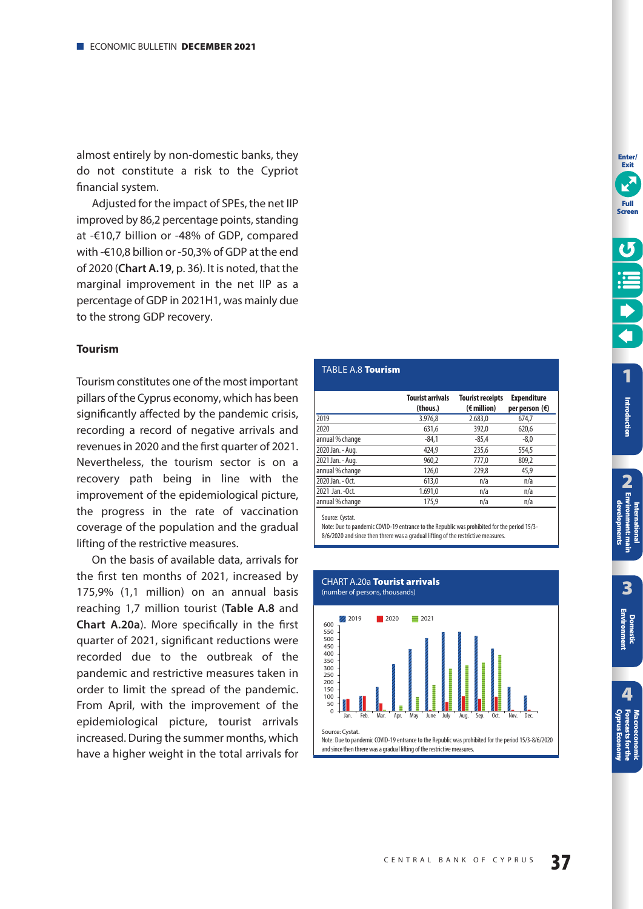almost entirely by non-domestic banks, they do not constitute a risk to the Cypriot financial system.

Adjusted for the impact of SPEs, the net IIP improved by 86,2 percentage points, standing at -€10,7 billion or -48% of GDP, compared with -€10,8 billion or -50,3% of GDP at the end of 2020 (**Chart A.19**, p. 36). It is noted, that the marginal improvement in the net IIP as a percentage of GDP in 2021H1, was mainly due to the strong GDP recovery.

### Tourism

Tourism constitutes one of the most important pillars of the Cyprus economy, which has been significantly affected by the pandemic crisis, recording a record of negative arrivals and revenues in 2020 and the first quarter of 2021. Nevertheless, the tourism sector is on a recovery path being in line with the improvement of the epidemiological picture, the progress in the rate of vaccination coverage of the population and the gradual lifting of the restrictive measures.

On the basis of available data, arrivals for the first ten months of 2021, increased by 175,9% (1,1 million) on an annual basis reaching 1,7 million tourist (**Table A.8** and **Chart A.20a**). More specifically in the first quarter of 2021, significant reductions were recorded due to the outbreak of the pandemic and restrictive measures taken in order to limit the spread of the pandemic. From April, with the improvement of the epidemiological picture, tourist arrivals increased. During the summer months, which have a higher weight in the total arrivals for

TABLE A.8 **Tourism**

| | Tourist arrivals (thous.) | Tourist receipts (€ million) | Expenditure per person (€) |
|---|---|---|---|
| 2019 | 3.976,8 | 2.683,0 | 674,7 |
| 2020 | 631,6 | 392,0 | 620,6 |
| annual % change | -84,1 | -85,4 | -8,0 |
| 2020 Jan. - Aug. | 424,9 | 235,6 | 554,5 |
| 2021 Jan. - Aug. | 960,2 | 777,0 | 809,2 |
| annual % change | 126,0 | 229,8 | 45,9 |
| 2020 Jan. - Oct. | 613,0 | n/a | n/a |
| 2021 Jan. -Oct. | 1.691,0 | n/a | n/a |
| annual % change | 175,9 | n/a | n/a |

Source: Cystat.
Note: Due to pandemic COVID-19 entrance to the Republic was prohibited for the period 15/3-8/6/2020 and since then threre was a gradual lifting of the restrictive measures.

CHART A.20a **Tourist arrivals**
(number of persons, thousands)

Source: Cystat.
Note: Due to pandemic COVID-19 entrance to the Republic was prohibited for the period 15/3-8/6/2020 and since then threre was a gradual lifting of the restrictive measures.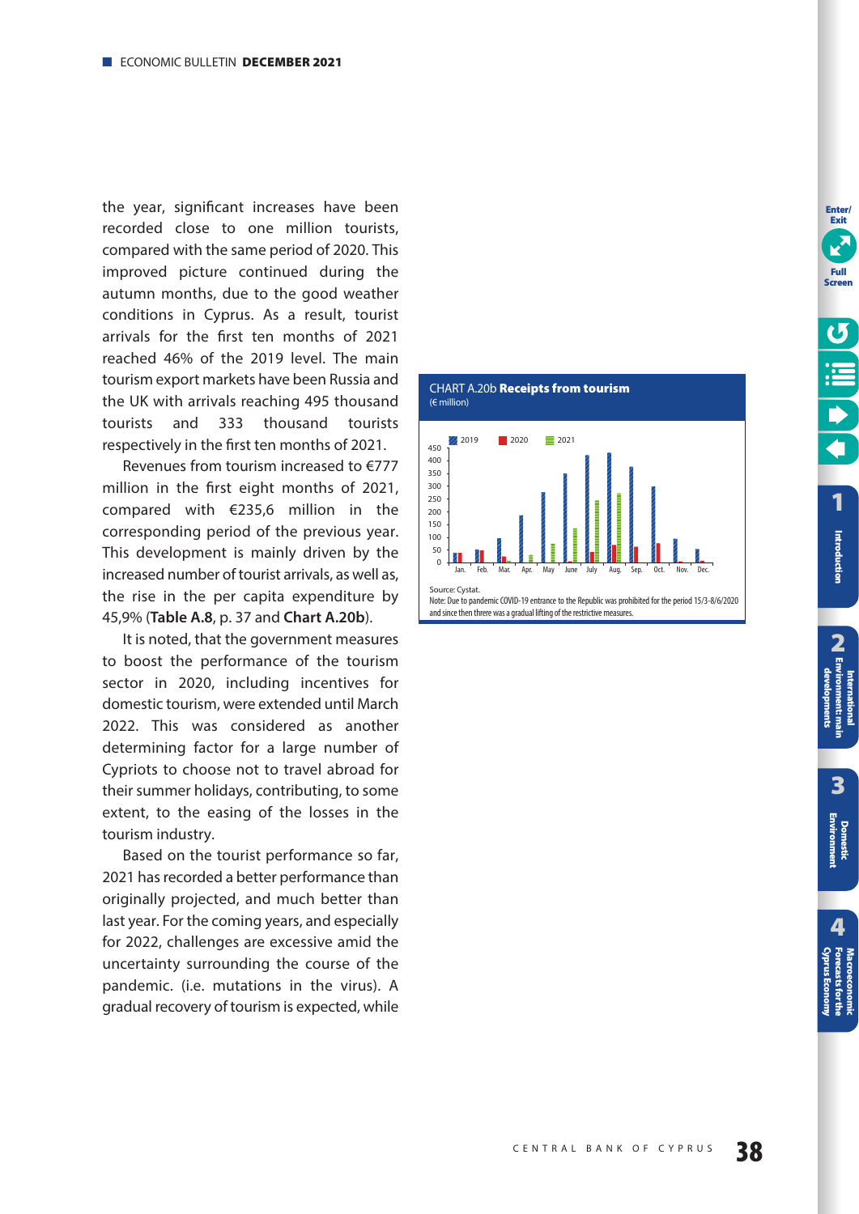the year, significant increases have been recorded close to one million tourists, compared with the same period of 2020. This improved picture continued during the autumn months, due to the good weather conditions in Cyprus. As a result, tourist arrivals for the first ten months of 2021 reached 46% of the 2019 level. The main tourism export markets have been Russia and the UK with arrivals reaching 495 thousand tourists and 333 thousand tourists respectively in the first ten months of 2021.

Revenues from tourism increased to €777 million in the first eight months of 2021, compared with €235,6 million in the corresponding period of the previous year. This development is mainly driven by the increased number of tourist arrivals, as well as, the rise in the per capita expenditure by 45,9% (**Table A.8**, p. 37 and **Chart A.20b**).

It is noted, that the government measures to boost the performance of the tourism sector in 2020, including incentives for domestic tourism, were extended until March 2022. This was considered as another determining factor for a large number of Cypriots to choose not to travel abroad for their summer holidays, contributing, to some extent, to the easing of the losses in the tourism industry.

Based on the tourist performance so far, 2021 has recorded a better performance than originally projected, and much better than last year. For the coming years, and especially for 2022, challenges are excessive amid the uncertainty surrounding the course of the pandemic. (i.e. mutations in the virus). A gradual recovery of tourism is expected, while

CHART A.20b **Receipts from tourism**
(€ million)

Source: Cystat.
Note: Due to pandemic COVID-19 entrance to the Republic was prohibited for the period 15/3-8/6/2020 and since then threre was a gradual lifting of the restrictive measures.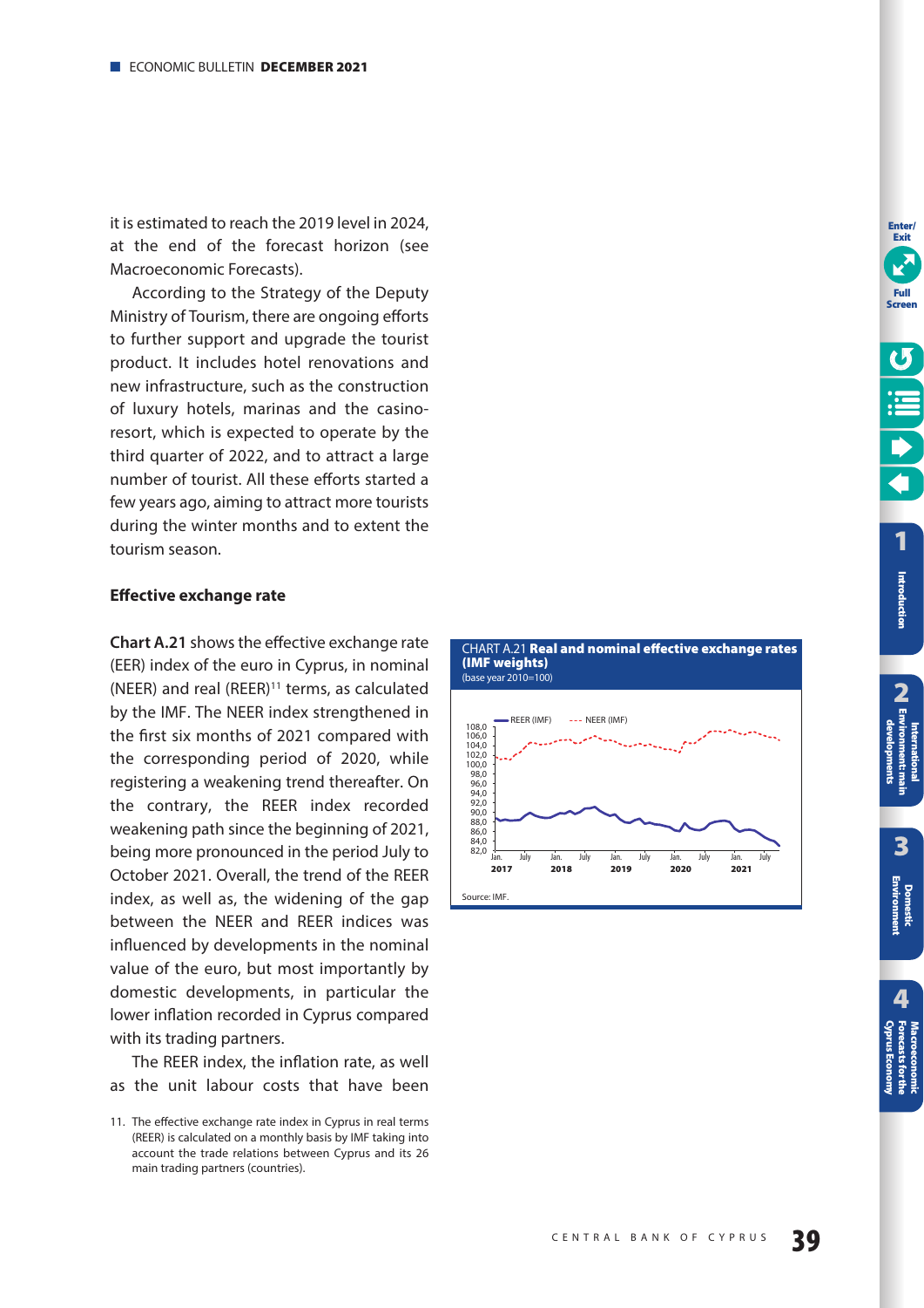it is estimated to reach the 2019 level in 2024, at the end of the forecast horizon (see Macroeconomic Forecasts).

According to the Strategy of the Deputy Ministry of Tourism, there are ongoing efforts to further support and upgrade the tourist product. It includes hotel renovations and new infrastructure, such as the construction of luxury hotels, marinas and the casino-resort, which is expected to operate by the third quarter of 2022, and to attract a large number of tourist. All these efforts started a few years ago, aiming to attract more tourists during the winter months and to extent the tourism season.

### Effective exchange rate

**Chart A.21** shows the effective exchange rate (EER) index of the euro in Cyprus, in nominal (NEER) and real (REER)[11] terms, as calculated by the IMF. The NEER index strengthened in the first six months of 2021 compared with the corresponding period of 2020, while registering a weakening trend thereafter. On the contrary, the REER index recorded weakening path since the beginning of 2021, being more pronounced in the period July to October 2021. Overall, the trend of the REER index, as well as, the widening of the gap between the NEER and REER indices was influenced by developments in the nominal value of the euro, but most importantly by domestic developments, in particular the lower inflation recorded in Cyprus compared with its trading partners.

The REER index, the inflation rate, as well as the unit labour costs that have been

CHART A.21 **Real and nominal effective exchange rates (IMF weights)**
(base year 2010=100)

Source: IMF.

11. The effective exchange rate index in Cyprus in real terms (REER) is calculated on a monthly basis by IMF taking into account the trade relations between Cyprus and its 26 main trading partners (countries).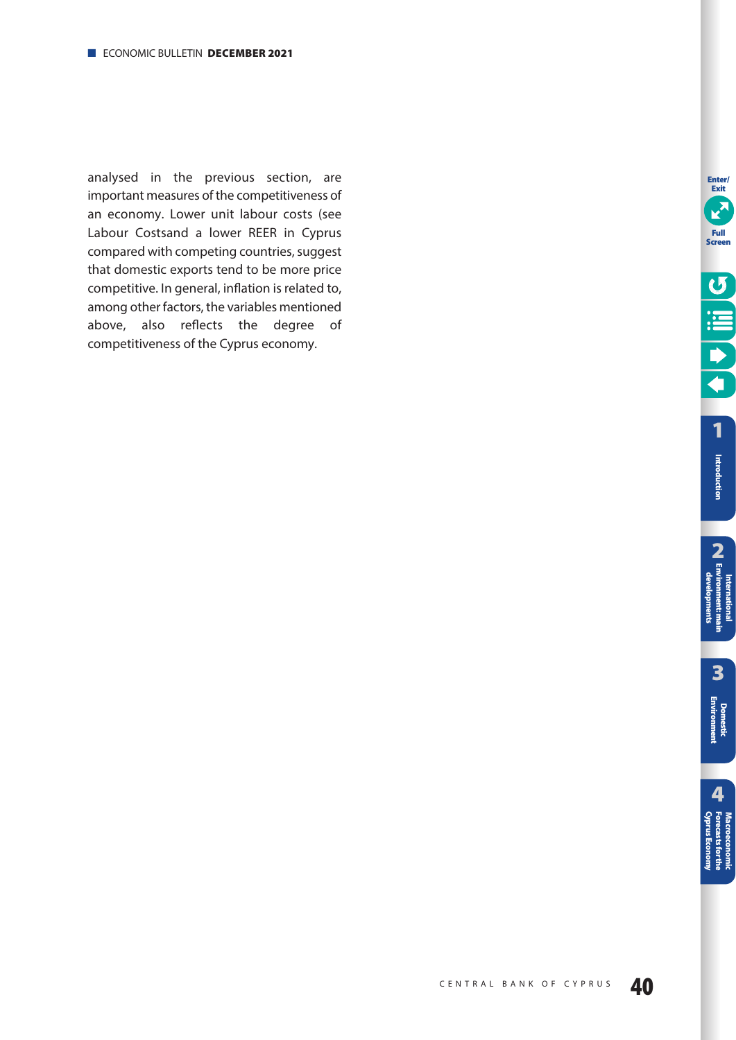analysed in the previous section, are important measures of the competitiveness of an economy. Lower unit labour costs (see Labour Costsand a lower REER in Cyprus compared with competing countries, suggest that domestic exports tend to be more price competitive. In general, inflation is related to, among other factors, the variables mentioned above, also reflects the degree of competitiveness of the Cyprus economy.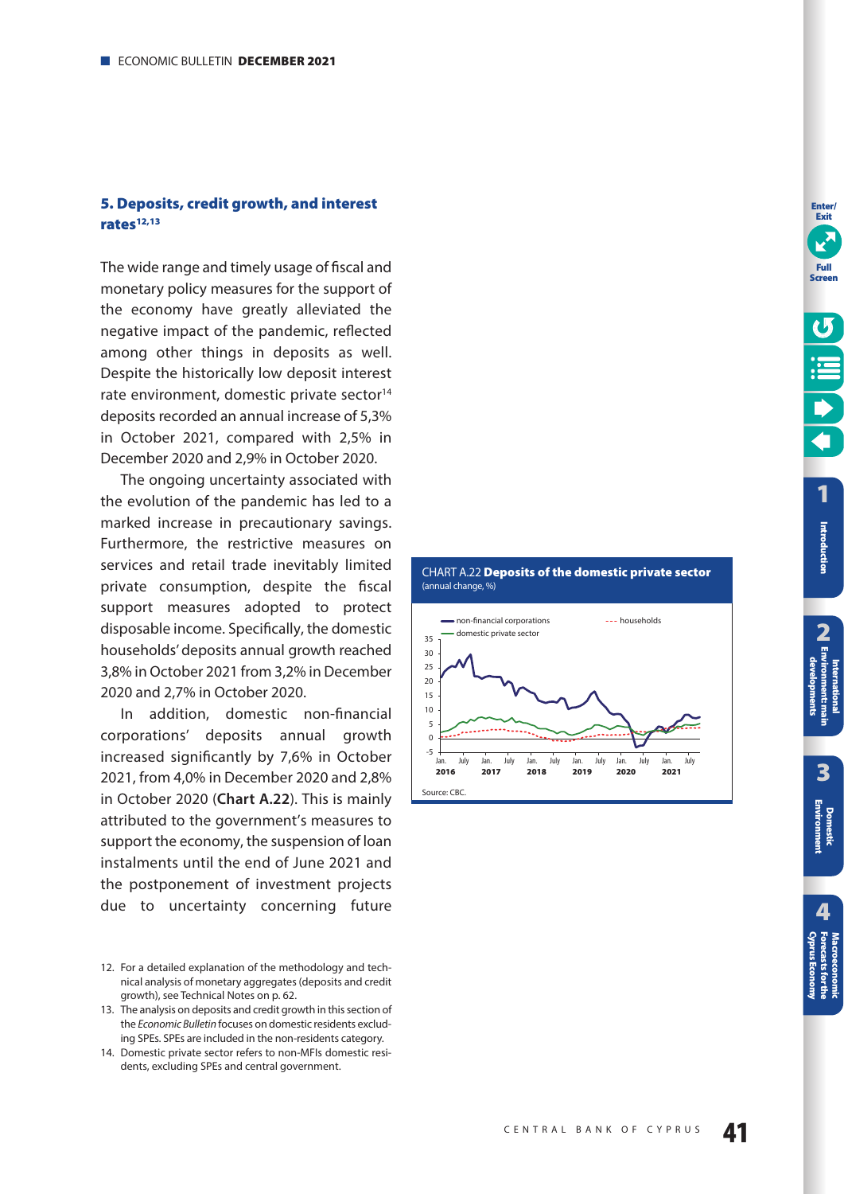## 5. Deposits, credit growth, and interest rates[12,13]

The wide range and timely usage of fiscal and monetary policy measures for the support of the economy have greatly alleviated the negative impact of the pandemic, reflected among other things in deposits as well. Despite the historically low deposit interest rate environment, domestic private sector[14] deposits recorded an annual increase of 5,3% in October 2021, compared with 2,5% in December 2020 and 2,9% in October 2020.

The ongoing uncertainty associated with the evolution of the pandemic has led to a marked increase in precautionary savings. Furthermore, the restrictive measures on services and retail trade inevitably limited private consumption, despite the fiscal support measures adopted to protect disposable income. Specifically, the domestic households' deposits annual growth reached 3,8% in October 2021 from 3,2% in December 2020 and 2,7% in October 2020.

In addition, domestic non-financial corporations' deposits annual growth increased significantly by 7,6% in October 2021, from 4,0% in December 2020 and 2,8% in October 2020 (**Chart A.22**). This is mainly attributed to the government's measures to support the economy, the suspension of loan instalments until the end of June 2021 and the postponement of investment projects due to uncertainty concerning future

CHART A.22 **Deposits of the domestic private sector**
(annual change, %)

Source: CBC.

12. For a detailed explanation of the methodology and technical analysis of monetary aggregates (deposits and credit growth), see Technical Notes on p. 62.
13. The analysis on deposits and credit growth in this section of the *Economic Bulletin* focuses on domestic residents excluding SPEs. SPEs are included in the non-residents category.
14. Domestic private sector refers to non-MFIs domestic residents, excluding SPEs and central government.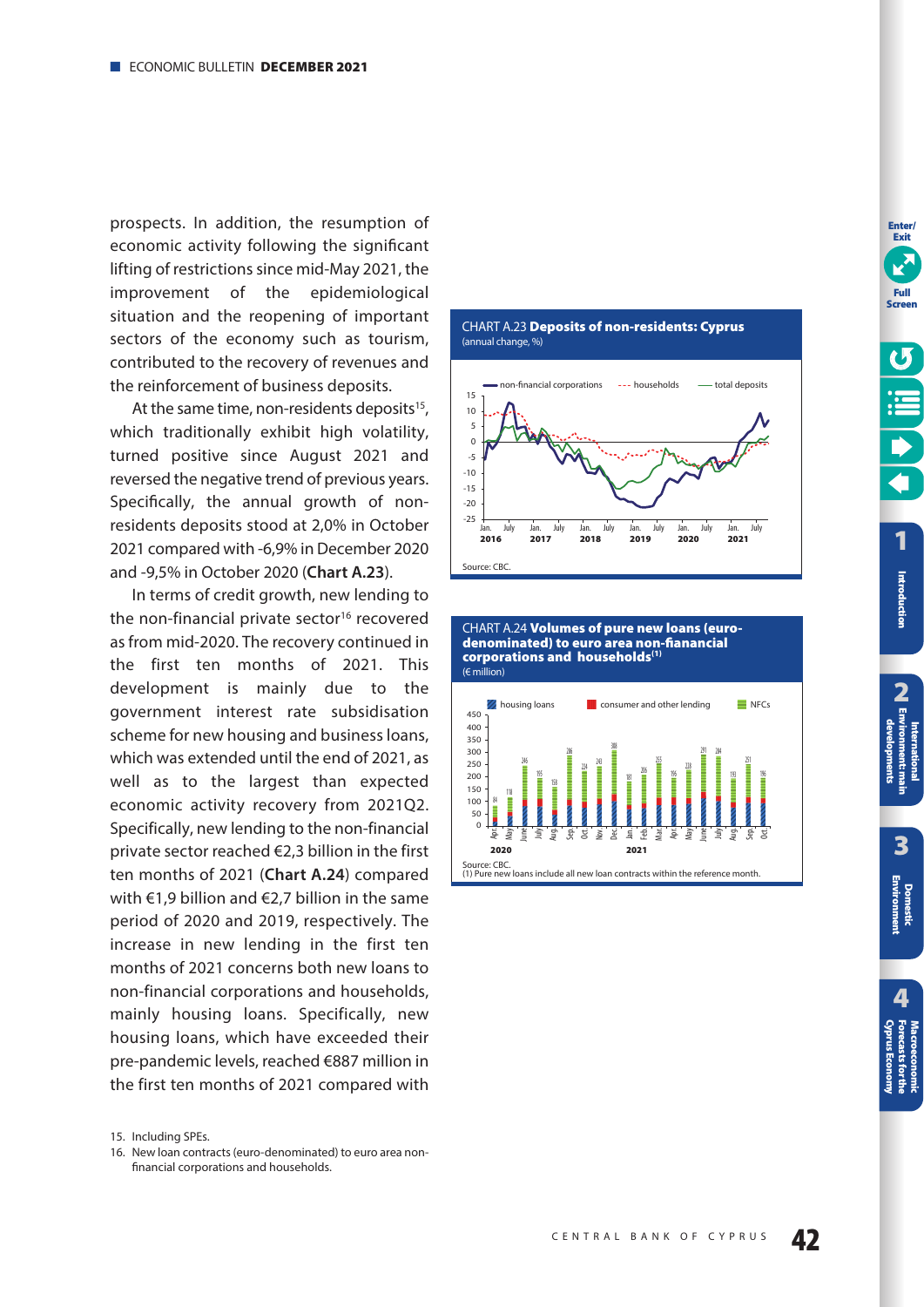prospects. In addition, the resumption of economic activity following the significant lifting of restrictions since mid-May 2021, the improvement of the epidemiological situation and the reopening of important sectors of the economy such as tourism, contributed to the recovery of revenues and the reinforcement of business deposits.

At the same time, non-residents deposits[15], which traditionally exhibit high volatility, turned positive since August 2021 and reversed the negative trend of previous years. Specifically, the annual growth of non-residents deposits stood at 2,0% in October 2021 compared with -6,9% in December 2020 and -9,5% in October 2020 (**Chart A.23**).

In terms of credit growth, new lending to the non-financial private sector[16] recovered as from mid-2020. The recovery continued in the first ten months of 2021. This development is mainly due to the government interest rate subsidisation scheme for new housing and business loans, which was extended until the end of 2021, as well as to the largest than expected economic activity recovery from 2021Q2. Specifically, new lending to the non-financial private sector reached €2,3 billion in the first ten months of 2021 (**Chart A.24**) compared with €1,9 billion and €2,7 billion in the same period of 2020 and 2019, respectively. The increase in new lending in the first ten months of 2021 concerns both new loans to non-financial corporations and households, mainly housing loans. Specifically, new housing loans, which have exceeded their pre-pandemic levels, reached €887 million in the first ten months of 2021 compared with

CHART A.23 **Deposits of non-residents: Cyprus**
(annual change, %)

Source: CBC.

CHART A.24 **Volumes of pure new loans (euro-denominated) to euro area non-fianancial corporations and households[(1)]**
(€ million)

Source: CBC.
(1) Pure new loans include all new loan contracts within the reference month.

15. Including SPEs.

16. New loan contracts (euro-denominated) to euro area non-financial corporations and households.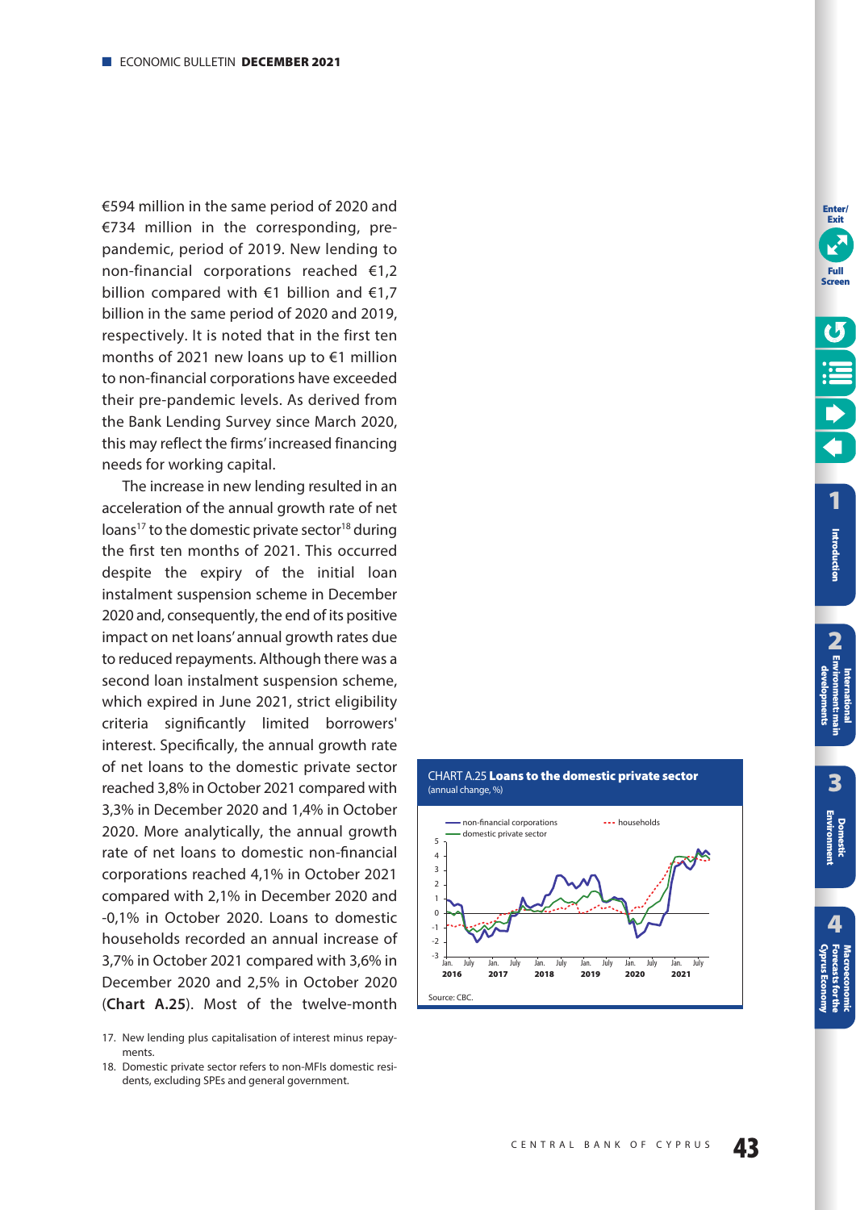€594 million in the same period of 2020 and €734 million in the corresponding, pre-pandemic, period of 2019. New lending to non-financial corporations reached €1,2 billion compared with €1 billion and €1,7 billion in the same period of 2020 and 2019, respectively. It is noted that in the first ten months of 2021 new loans up to €1 million to non-financial corporations have exceeded their pre-pandemic levels. As derived from the Bank Lending Survey since March 2020, this may reflect the firms' increased financing needs for working capital.

The increase in new lending resulted in an acceleration of the annual growth rate of net loans[17] to the domestic private sector[18] during the first ten months of 2021. This occurred despite the expiry of the initial loan instalment suspension scheme in December 2020 and, consequently, the end of its positive impact on net loans' annual growth rates due to reduced repayments. Although there was a second loan instalment suspension scheme, which expired in June 2021, strict eligibility criteria significantly limited borrowers' interest. Specifically, the annual growth rate of net loans to the domestic private sector reached 3,8% in October 2021 compared with 3,3% in December 2020 and 1,4% in October 2020. More analytically, the annual growth rate of net loans to domestic non-financial corporations reached 4,1% in October 2021 compared with 2,1% in December 2020 and -0,1% in October 2020. Loans to domestic households recorded an annual increase of 3,7% in October 2021 compared with 3,6% in December 2020 and 2,5% in October 2020 (**Chart A.25**). Most of the twelve-month

17. New lending plus capitalisation of interest minus repayments.

18. Domestic private sector refers to non-MFIs domestic residents, excluding SPEs and general government.

CHART A.25 **Loans to the domestic private sector**
(annual change, %)

Source: CBC.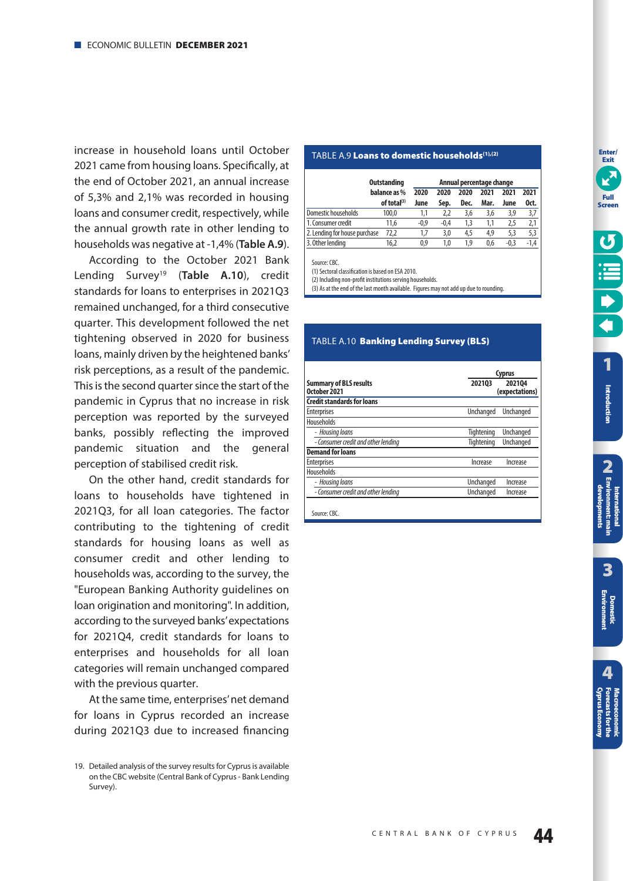increase in household loans until October 2021 came from housing loans. Specifically, at the end of October 2021, an annual increase of 5,3% and 2,1% was recorded in housing loans and consumer credit, respectively, while the annual growth rate in other lending to households was negative at -1,4% (**Table A.9**).

According to the October 2021 Bank Lending Survey[19] (**Table A.10**), credit standards for loans to enterprises in 2021Q3 remained unchanged, for a third consecutive quarter. This development followed the net tightening observed in 2020 for business loans, mainly driven by the heightened banks' risk perceptions, as a result of the pandemic. This is the second quarter since the start of the pandemic in Cyprus that no increase in risk perception was reported by the surveyed banks, possibly reflecting the improved pandemic situation and the general perception of stabilised credit risk.

On the other hand, credit standards for loans to households have tightened in 2021Q3, for all loan categories. The factor contributing to the tightening of credit standards for housing loans as well as consumer credit and other lending to households was, according to the survey, the "European Banking Authority guidelines on loan origination and monitoring". In addition, according to the surveyed banks' expectations for 2021Q4, credit standards for loans to enterprises and households for all loan categories will remain unchanged compared with the previous quarter.

At the same time, enterprises' net demand for loans in Cyprus recorded an increase during 2021Q3 due to increased financing

19. Detailed analysis of the survey results for Cyprus is available on the CBC website (Central Bank of Cyprus - Bank Lending Survey).

TABLE A.9 **Loans to domestic households[(1),(2)]**

| | Outstanding balance as % of total[(3)] | Annual percentage change | | | | | |
|---|---|---|---|---|---|---|---|
| | | 2020 June | 2020 Sep. | 2020 Dec. | 2021 Mar. | 2021 June | 2021 Oct. |
| Domestic households | 100,0 | 1,1 | 2,2 | 3,6 | 3,6 | 3,9 | 3,7 |
| 1. Consumer credit | 11,6 | -0,9 | -0,4 | 1,3 | 1,1 | 2,5 | 2,1 |
| 2. Lending for house purchase | 72,2 | 1,7 | 3,0 | 4,5 | 4,9 | 5,3 | 5,3 |
| 3. Other lending | 16,2 | 0,9 | 1,0 | 1,9 | 0,6 | -0,3 | -1,4 |

Source: CBC.
(1) Sectoral classification is based on ESA 2010.
(2) Including non-profit institutions serving households.
(3) As at the end of the last month available. Figures may not add up due to rounding.

TABLE A.10 **Banking Lending Survey (BLS)**

| Summary of BLS results October 2021 | Cyprus 2021Q3 | Cyprus 2021Q4 (expectations) |
|---|---|---|
| **Credit standards for loans** | | |
| Enterprises | Unchanged | Unchanged |
| Households | | |
| *- Housing loans* | Tightening | Unchanged |
| *- Consumer credit and other lending* | Tightening | Unchanged |
| **Demand for loans** | | |
| Enterprises | Increase | Increase |
| Households | | |
| *- Housing loans* | Unchanged | Increase |
| *- Consumer credit and other lending* | Unchanged | Increase |

Source: CBC.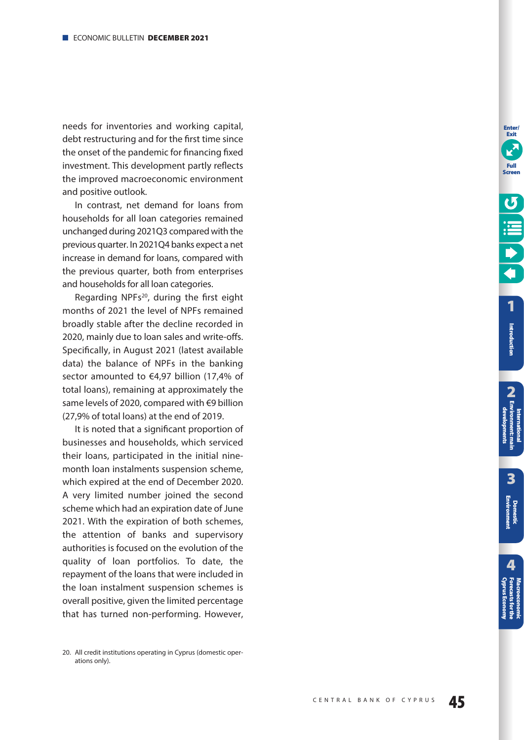needs for inventories and working capital, debt restructuring and for the first time since the onset of the pandemic for financing fixed investment. This development partly reflects the improved macroeconomic environment and positive outlook.

In contrast, net demand for loans from households for all loan categories remained unchanged during 2021Q3 compared with the previous quarter. In 2021Q4 banks expect a net increase in demand for loans, compared with the previous quarter, both from enterprises and households for all loan categories.

Regarding NPFs[20], during the first eight months of 2021 the level of NPFs remained broadly stable after the decline recorded in 2020, mainly due to loan sales and write-offs. Specifically, in August 2021 (latest available data) the balance of NPFs in the banking sector amounted to €4,97 billion (17,4% of total loans), remaining at approximately the same levels of 2020, compared with €9 billion (27,9% of total loans) at the end of 2019.

It is noted that a significant proportion of businesses and households, which serviced their loans, participated in the initial nine-month loan instalments suspension scheme, which expired at the end of December 2020. A very limited number joined the second scheme which had an expiration date of June 2021. With the expiration of both schemes, the attention of banks and supervisory authorities is focused on the evolution of the quality of loan portfolios. To date, the repayment of the loans that were included in the loan instalment suspension schemes is overall positive, given the limited percentage that has turned non-performing. However,

20. All credit institutions operating in Cyprus (domestic operations only).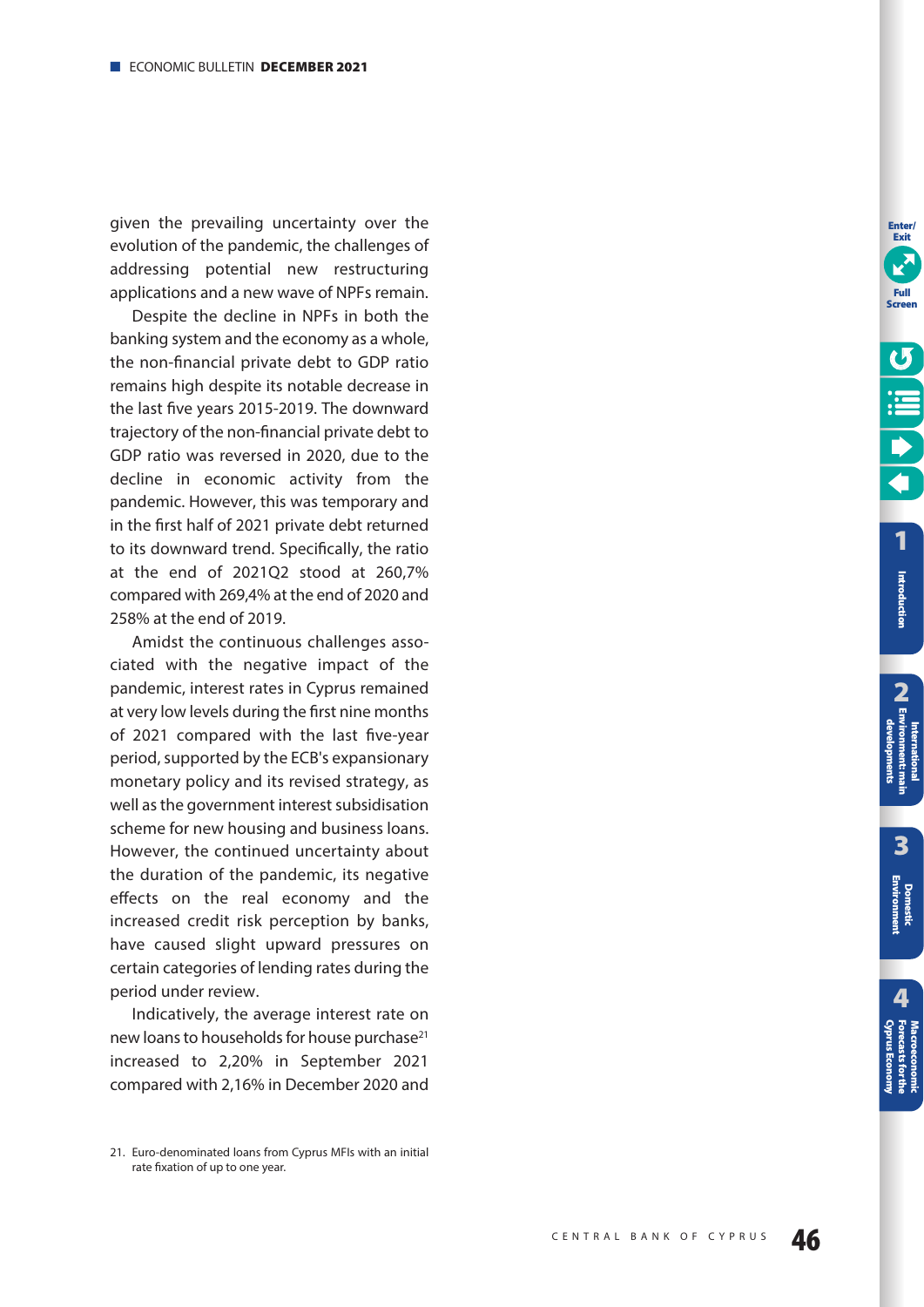given the prevailing uncertainty over the evolution of the pandemic, the challenges of addressing potential new restructuring applications and a new wave of NPFs remain.

Despite the decline in NPFs in both the banking system and the economy as a whole, the non-financial private debt to GDP ratio remains high despite its notable decrease in the last five years 2015-2019. The downward trajectory of the non-financial private debt to GDP ratio was reversed in 2020, due to the decline in economic activity from the pandemic. However, this was temporary and in the first half of 2021 private debt returned to its downward trend. Specifically, the ratio at the end of 2021Q2 stood at 260,7% compared with 269,4% at the end of 2020 and 258% at the end of 2019.

Amidst the continuous challenges associated with the negative impact of the pandemic, interest rates in Cyprus remained at very low levels during the first nine months of 2021 compared with the last five-year period, supported by the ECB's expansionary monetary policy and its revised strategy, as well as the government interest subsidisation scheme for new housing and business loans. However, the continued uncertainty about the duration of the pandemic, its negative effects on the real economy and the increased credit risk perception by banks, have caused slight upward pressures on certain categories of lending rates during the period under review.

Indicatively, the average interest rate on new loans to households for house purchase[21] increased to 2,20% in September 2021 compared with 2,16% in December 2020 and

21. Euro-denominated loans from Cyprus MFIs with an initial rate fixation of up to one year.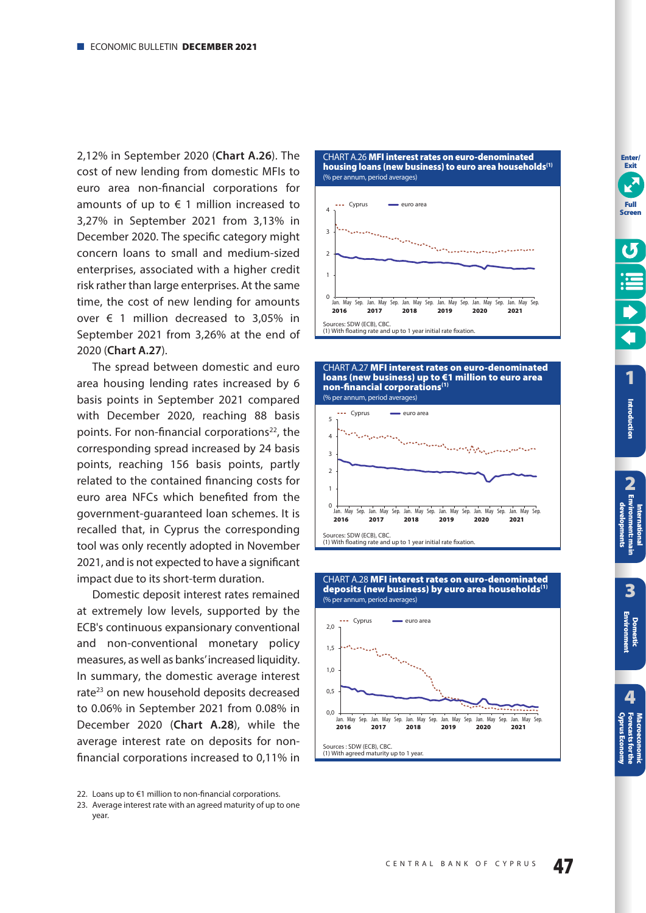2,12% in September 2020 (**Chart A.26**). The cost of new lending from domestic MFIs to euro area non-financial corporations for amounts of up to € 1 million increased to 3,27% in September 2021 from 3,13% in December 2020. The specific category might concern loans to small and medium-sized enterprises, associated with a higher credit risk rather than large enterprises. At the same time, the cost of new lending for amounts over € 1 million decreased to 3,05% in September 2021 from 3,26% at the end of 2020 (**Chart A.27**).

The spread between domestic and euro area housing lending rates increased by 6 basis points in September 2021 compared with December 2020, reaching 88 basis points. For non-financial corporations[22], the corresponding spread increased by 24 basis points, reaching 156 basis points, partly related to the contained financing costs for euro area NFCs which benefited from the government-guaranteed loan schemes. It is recalled that, in Cyprus the corresponding tool was only recently adopted in November 2021, and is not expected to have a significant impact due to its short-term duration.

Domestic deposit interest rates remained at extremely low levels, supported by the ECB's continuous expansionary conventional and non-conventional monetary policy measures, as well as banks' increased liquidity. In summary, the domestic average interest rate[23] on new household deposits decreased to 0.06% in September 2021 from 0.08% in December 2020 (**Chart A.28**), while the average interest rate on deposits for non-financial corporations increased to 0,11% in

22. Loans up to €1 million to non-financial corporations.

23. Average interest rate with an agreed maturity of up to one year.

CHART A.26 **MFI interest rates on euro-denominated housing loans (new business) to euro area households[(1)]**
(% per annum, period averages)

Sources: SDW (ECB), CBC.
(1) With floating rate and up to 1 year initial rate fixation.

CHART A.27 **MFI interest rates on euro-denominated loans (new business) up to €1 million to euro area non-financial corporations[(1)]**
(% per annum, period averages)

Sources: SDW (ECB), CBC.
(1) With floating rate and up to 1 year initial rate fixation.

CHART A.28 **MFI interest rates on euro-denominated deposits (new business) by euro area households[(1)]**
(% per annum, period averages)

Sources : SDW (ECB), CBC.
(1) With agreed maturity up to 1 year.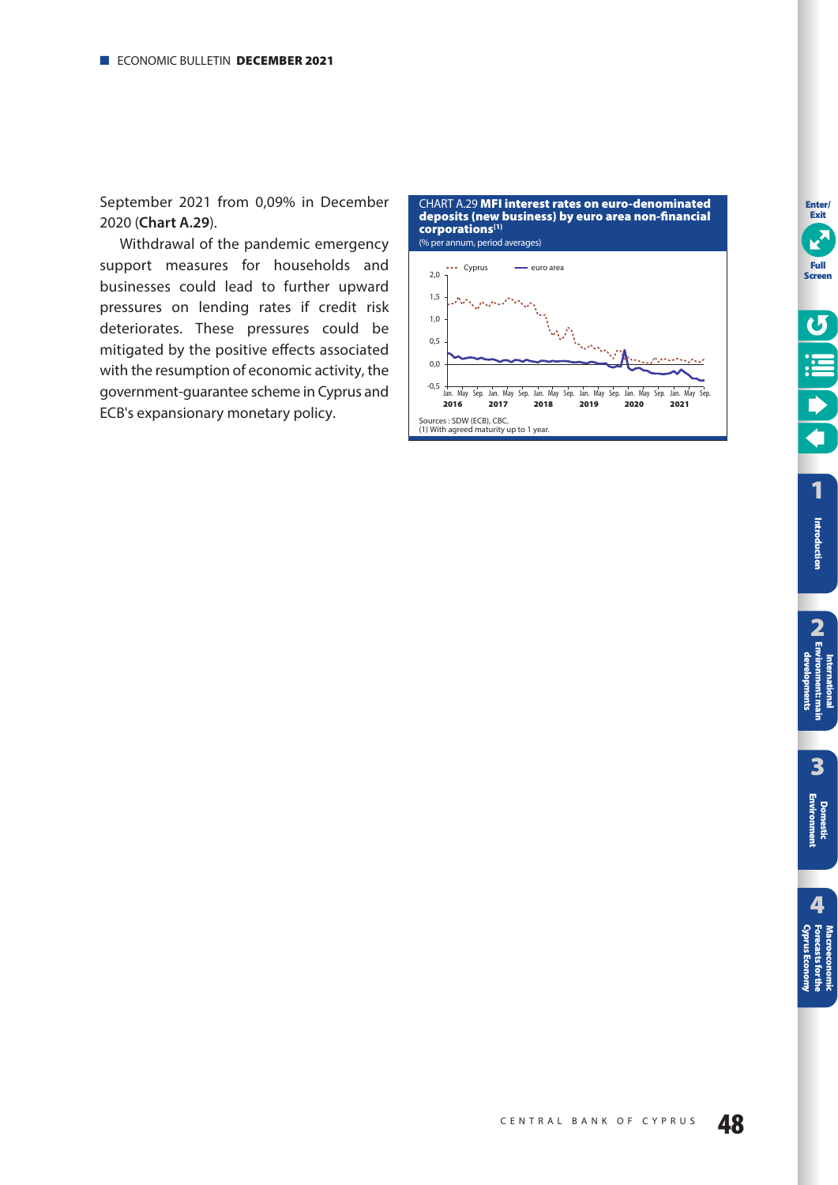September 2021 from 0,09% in December 2020 (**Chart A.29**).

Withdrawal of the pandemic emergency support measures for households and businesses could lead to further upward pressures on lending rates if credit risk deteriorates. These pressures could be mitigated by the positive effects associated with the resumption of economic activity, the government-guarantee scheme in Cyprus and ECB's expansionary monetary policy.

CHART A.29 **MFI interest rates on euro-denominated deposits (new business) by euro area non-financial corporations**[(1)]

(% per annum, period averages)

Sources : SDW (ECB), CBC.
(1) With agreed maturity up to 1 year.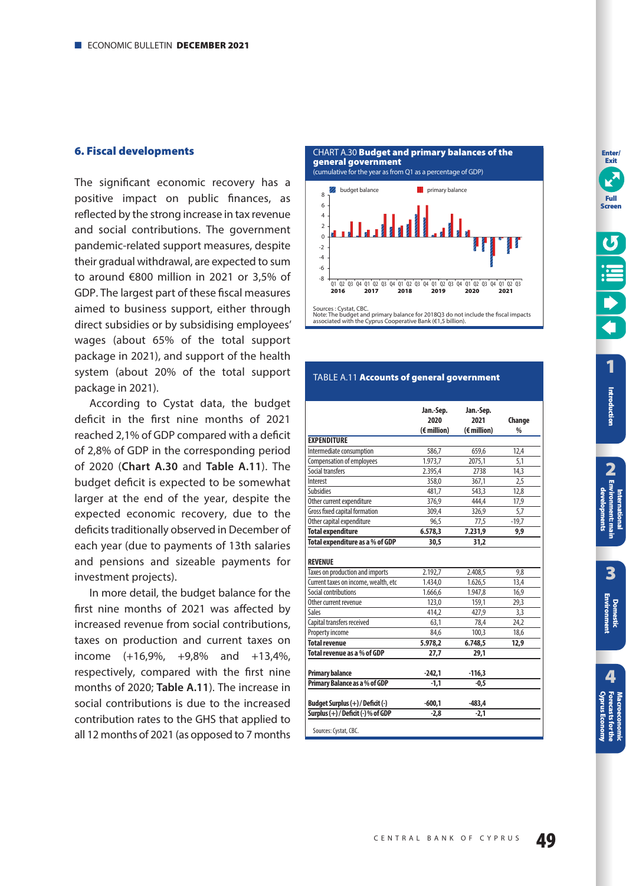## 6. Fiscal developments

The significant economic recovery has a positive impact on public finances, as reflected by the strong increase in tax revenue and social contributions. The government pandemic-related support measures, despite their gradual withdrawal, are expected to sum to around €800 million in 2021 or 3,5% of GDP. The largest part of these fiscal measures aimed to business support, either through direct subsidies or by subsidising employees' wages (about 65% of the total support package in 2021), and support of the health system (about 20% of the total support package in 2021).

According to Cystat data, the budget deficit in the first nine months of 2021 reached 2,1% of GDP compared with a deficit of 2,8% of GDP in the corresponding period of 2020 (**Chart A.30** and **Table A.11**). The budget deficit is expected to be somewhat larger at the end of the year, despite the expected economic recovery, due to the deficits traditionally observed in December of each year (due to payments of 13th salaries and pensions and sizeable payments for investment projects).

In more detail, the budget balance for the first nine months of 2021 was affected by increased revenue from social contributions, taxes on production and current taxes on income (+16,9%, +9,8% and +13,4%, respectively, compared with the first nine months of 2020; **Table A.11**). The increase in social contributions is due to the increased contribution rates to the GHS that applied to all 12 months of 2021 (as opposed to 7 months

CHART A.30 **Budget and primary balances of the general government**
(cumulative for the year as from Q1 as a percentage of GDP)

Sources: Cystat, CBC.
Note: The budget and primary balance for 2018Q3 do not include the fiscal impacts associated with the Cyprus Cooperative Bank (€1,5 billion).

TABLE A.11 **Accounts of general government**

| | Jan.-Sep. 2020 (€ million) | Jan.-Sep. 2021 (€ million) | Change % |
|---|---|---|---|
| **EXPENDITURE** | | | |
| Intermediate consumption | 586,7 | 659,6 | 12,4 |
| Compensation of employees | 1.973,7 | 2075,1 | 5,1 |
| Social transfers | 2.395,4 | 2738 | 14,3 |
| Interest | 358,0 | 367,1 | 2,5 |
| Subsidies | 481,7 | 543,3 | 12,8 |
| Other current expenditure | 376,9 | 444,4 | 17,9 |
| Gross fixed capital formation | 309,4 | 326,9 | 5,7 |
| Other capital expenditure | 96,5 | 77,5 | -19,7 |
| **Total expenditure** | **6.578,3** | **7.231,9** | **9,9** |
| **Total expenditure as a % of GDP** | **30,5** | **31,2** | |
| **REVENUE** | | | |
| Taxes on production and imports | 2.192,7 | 2.408,5 | 9,8 |
| Current taxes on income, wealth, etc | 1.434,0 | 1.626,5 | 13,4 |
| Social contributions | 1.666,6 | 1.947,8 | 16,9 |
| Other current revenue | 123,0 | 159,1 | 29,3 |
| Sales | 414,2 | 427,9 | 3,3 |
| Capital transfers received | 63,1 | 78,4 | 24,2 |
| Property income | 84,6 | 100,3 | 18,6 |
| **Total revenue** | **5.978,2** | **6.748,5** | **12,9** |
| **Total revenue as a % of GDP** | **27,7** | **29,1** | |
| **Primary balance** | **-242,1** | **-116,3** | |
| **Primary Balance as a % of GDP** | **-1,1** | **-0,5** | |
| **Budget Surplus (+) / Deficit (-)** | **-600,1** | **-483,4** | |
| **Surplus (+) / Deficit (-) % of GDP** | **-2,8** | **-2,1** | |

Sources: Cystat, CBC.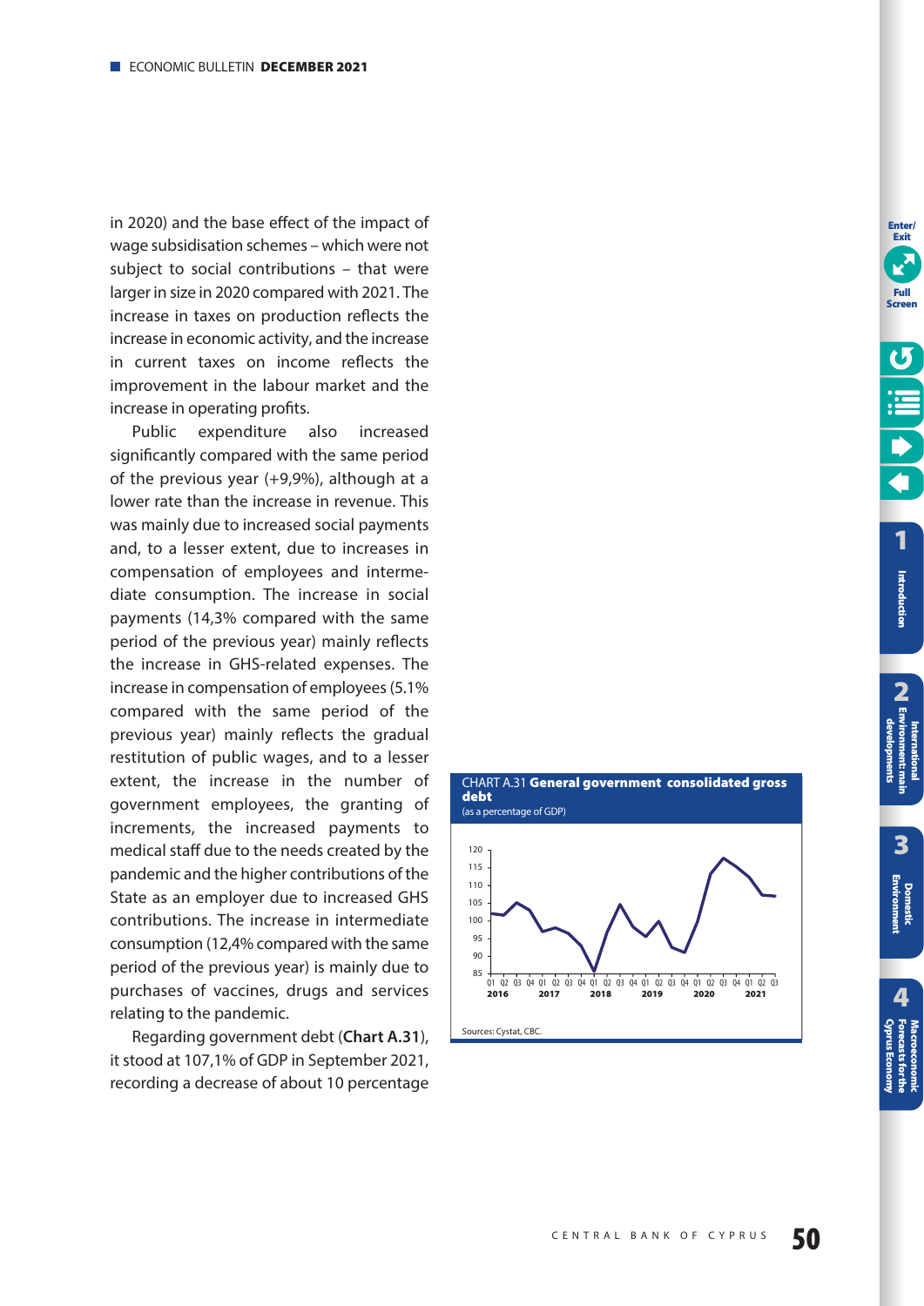in 2020) and the base effect of the impact of wage subsidisation schemes – which were not subject to social contributions – that were larger in size in 2020 compared with 2021. The increase in taxes on production reflects the increase in economic activity, and the increase in current taxes on income reflects the improvement in the labour market and the increase in operating profits.

Public expenditure also increased significantly compared with the same period of the previous year (+9,9%), although at a lower rate than the increase in revenue. This was mainly due to increased social payments and, to a lesser extent, due to increases in compensation of employees and intermediate consumption. The increase in social payments (14,3% compared with the same period of the previous year) mainly reflects the increase in GHS-related expenses. The increase in compensation of employees (5.1% compared with the same period of the previous year) mainly reflects the gradual restitution of public wages, and to a lesser extent, the increase in the number of government employees, the granting of increments, the increased payments to medical staff due to the needs created by the pandemic and the higher contributions of the State as an employer due to increased GHS contributions. The increase in intermediate consumption (12,4% compared with the same period of the previous year) is mainly due to purchases of vaccines, drugs and services relating to the pandemic.

Regarding government debt (**Chart A.31**), it stood at 107,1% of GDP in September 2021, recording a decrease of about 10 percentage

CHART A.31 **General government consolidated gross debt**
(as a percentage of GDP)

Sources: Cystat, CBC.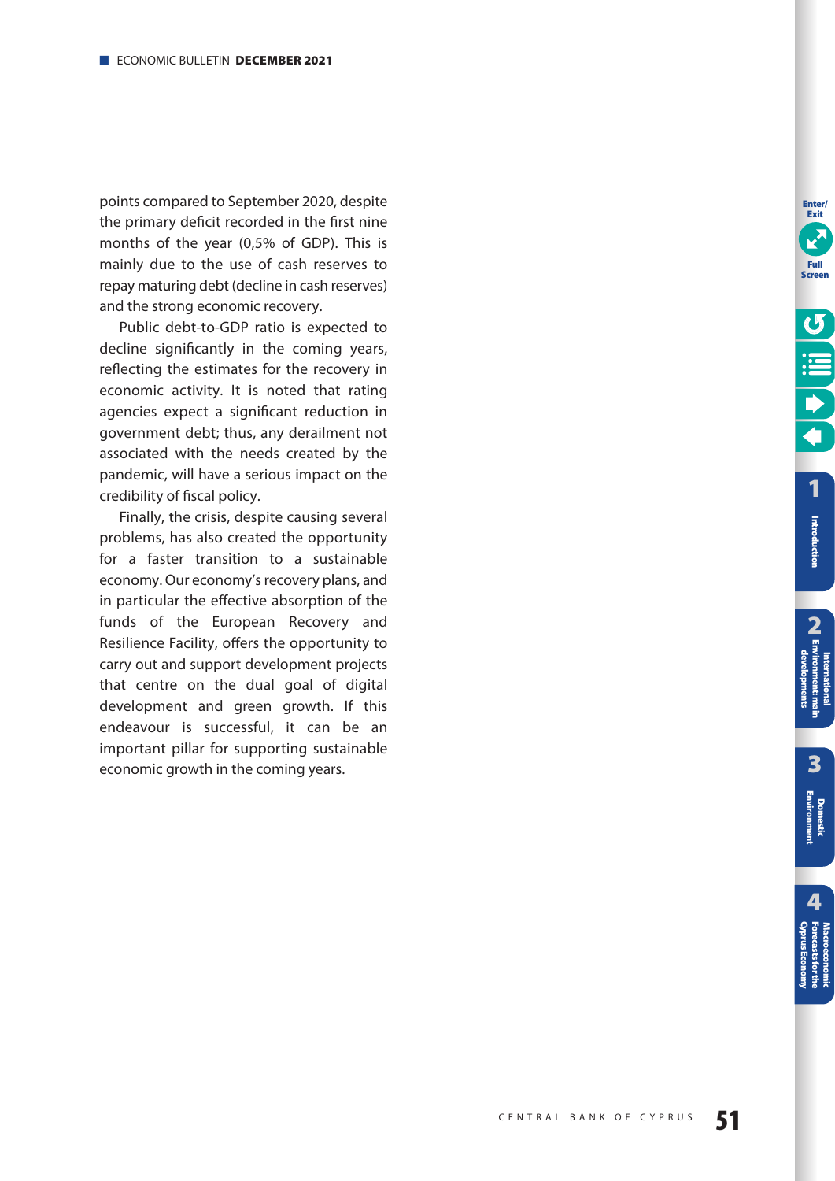points compared to September 2020, despite the primary deficit recorded in the first nine months of the year (0,5% of GDP). This is mainly due to the use of cash reserves to repay maturing debt (decline in cash reserves) and the strong economic recovery.

Public debt-to-GDP ratio is expected to decline significantly in the coming years, reflecting the estimates for the recovery in economic activity. It is noted that rating agencies expect a significant reduction in government debt; thus, any derailment not associated with the needs created by the pandemic, will have a serious impact on the credibility of fiscal policy.

Finally, the crisis, despite causing several problems, has also created the opportunity for a faster transition to a sustainable economy. Our economy's recovery plans, and in particular the effective absorption of the funds of the European Recovery and Resilience Facility, offers the opportunity to carry out and support development projects that centre on the dual goal of digital development and green growth. If this endeavour is successful, it can be an important pillar for supporting sustainable economic growth in the coming years.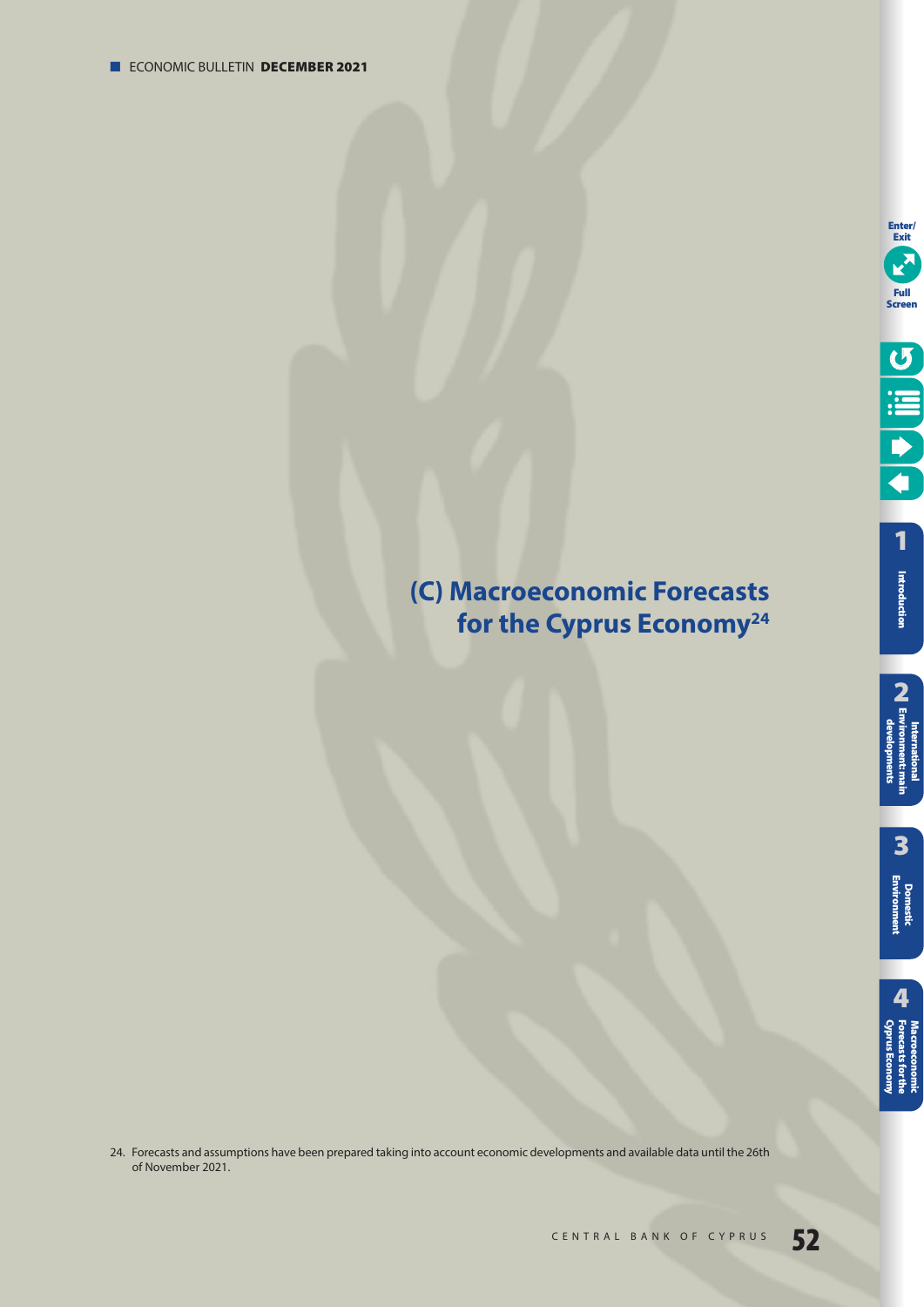# (C) Macroeconomic Forecasts for the Cyprus Economy[24]

24. Forecasts and assumptions have been prepared taking into account economic developments and available data until the 26th of November 2021.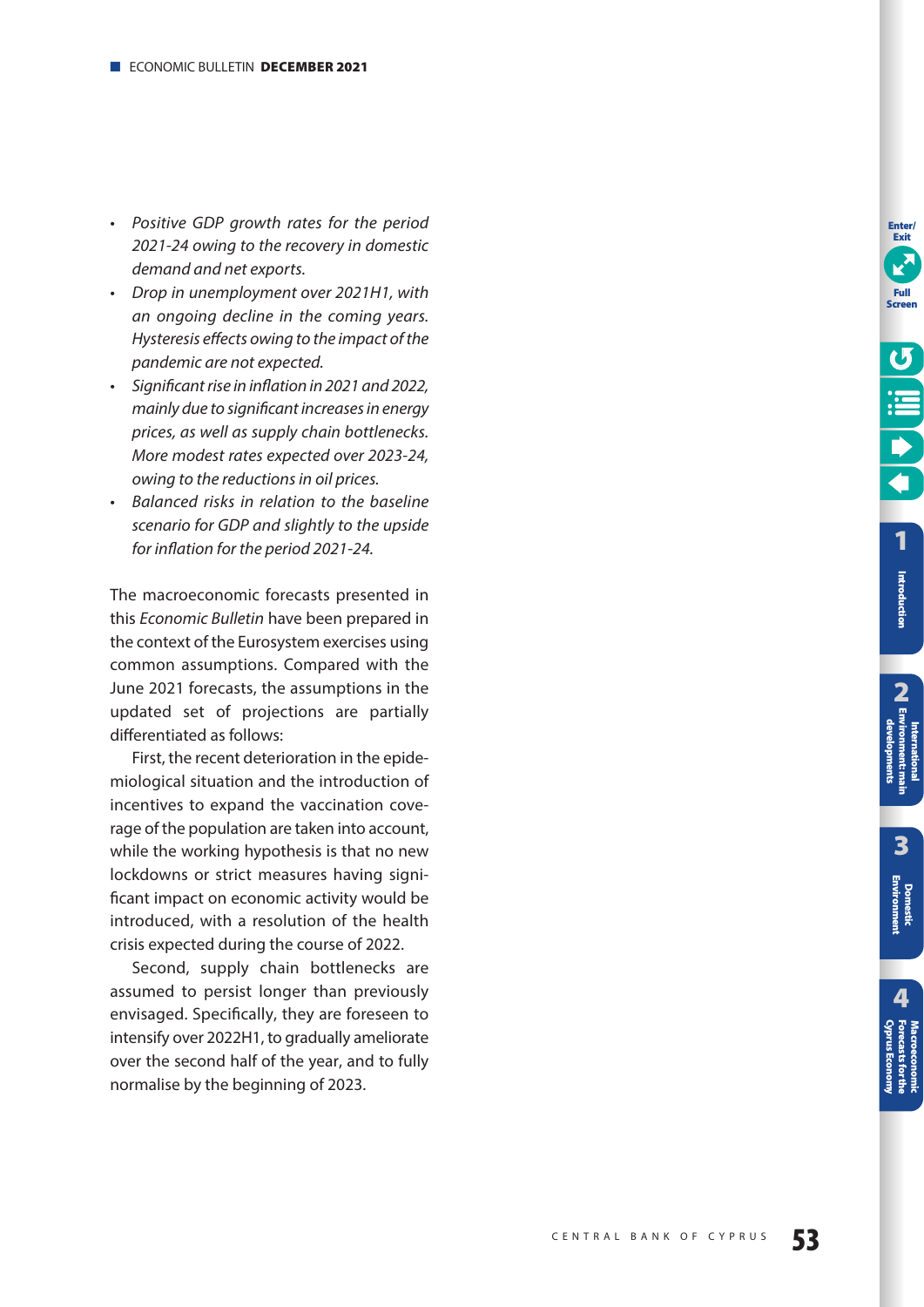- *Positive GDP growth rates for the period 2021-24 owing to the recovery in domestic demand and net exports.*
- *Drop in unemployment over 2021H1, with an ongoing decline in the coming years. Hysteresis effects owing to the impact of the pandemic are not expected.*
- *Significant rise in inflation in 2021 and 2022, mainly due to significant increases in energy prices, as well as supply chain bottlenecks. More modest rates expected over 2023-24, owing to the reductions in oil prices.*
- *Balanced risks in relation to the baseline scenario for GDP and slightly to the upside for inflation for the period 2021-24.*

The macroeconomic forecasts presented in this *Economic Bulletin* have been prepared in the context of the Eurosystem exercises using common assumptions. Compared with the June 2021 forecasts, the assumptions in the updated set of projections are partially differentiated as follows:

First, the recent deterioration in the epidemiological situation and the introduction of incentives to expand the vaccination coverage of the population are taken into account, while the working hypothesis is that no new lockdowns or strict measures having significant impact on economic activity would be introduced, with a resolution of the health crisis expected during the course of 2022.

Second, supply chain bottlenecks are assumed to persist longer than previously envisaged. Specifically, they are foreseen to intensify over 2022H1, to gradually ameliorate over the second half of the year, and to fully normalise by the beginning of 2023.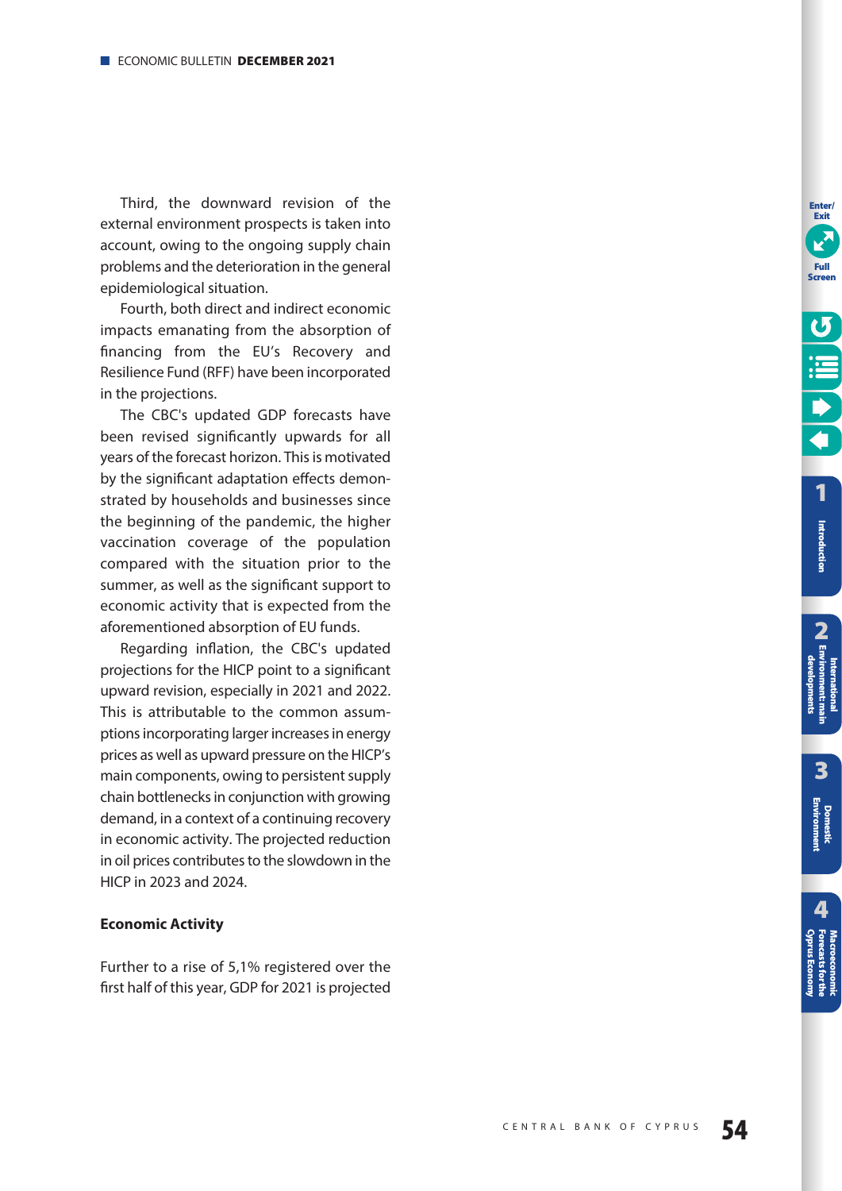Third, the downward revision of the external environment prospects is taken into account, owing to the ongoing supply chain problems and the deterioration in the general epidemiological situation.

Fourth, both direct and indirect economic impacts emanating from the absorption of financing from the EU's Recovery and Resilience Fund (RFF) have been incorporated in the projections.

The CBC's updated GDP forecasts have been revised significantly upwards for all years of the forecast horizon. This is motivated by the significant adaptation effects demonstrated by households and businesses since the beginning of the pandemic, the higher vaccination coverage of the population compared with the situation prior to the summer, as well as the significant support to economic activity that is expected from the aforementioned absorption of EU funds.

Regarding inflation, the CBC's updated projections for the HICP point to a significant upward revision, especially in 2021 and 2022. This is attributable to the common assumptions incorporating larger increases in energy prices as well as upward pressure on the HICP's main components, owing to persistent supply chain bottlenecks in conjunction with growing demand, in a context of a continuing recovery in economic activity. The projected reduction in oil prices contributes to the slowdown in the HICP in 2023 and 2024.

**Economic Activity**

Further to a rise of 5,1% registered over the first half of this year, GDP for 2021 is projected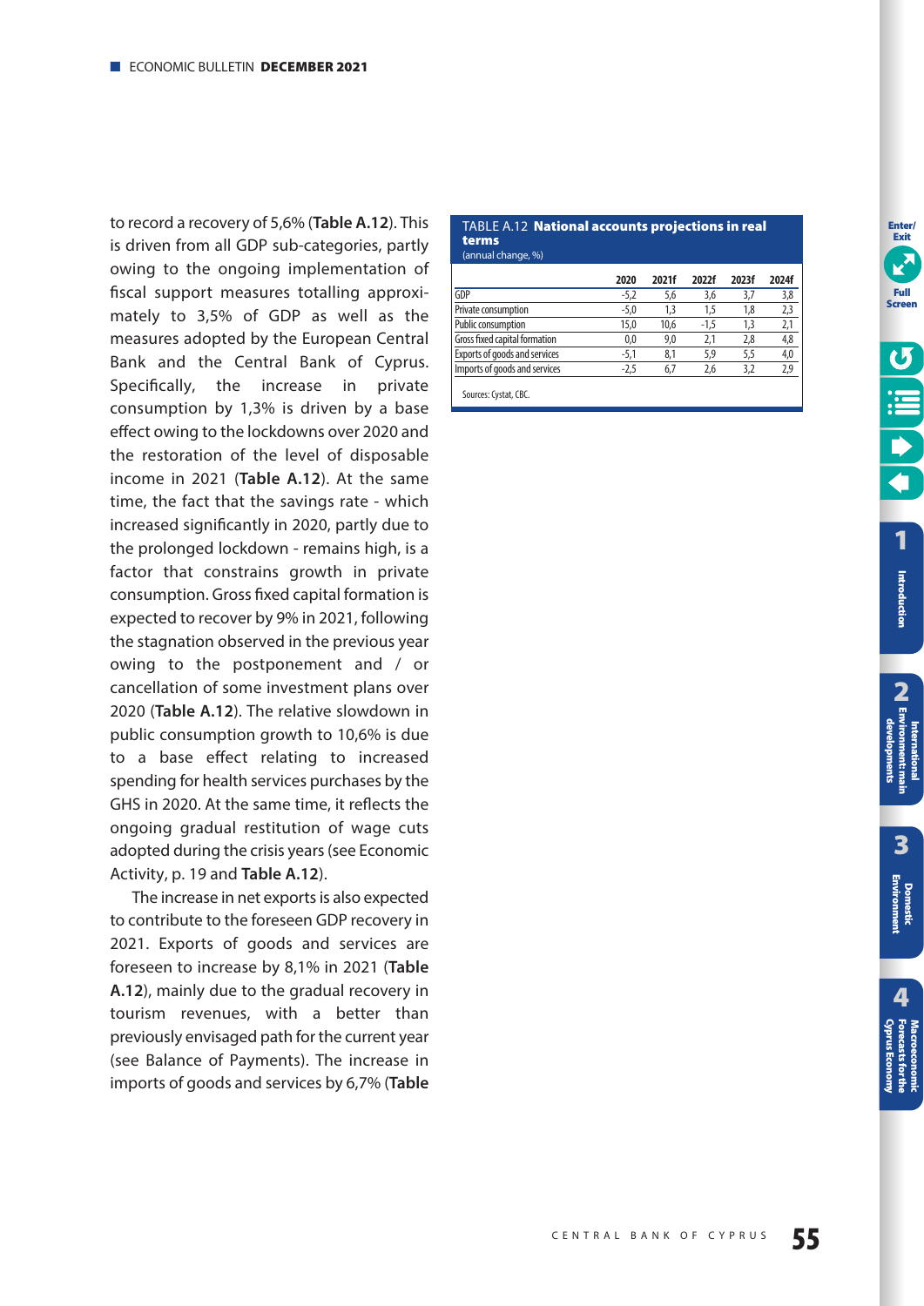to record a recovery of 5,6% (**Table A.12**). This is driven from all GDP sub-categories, partly owing to the ongoing implementation of fiscal support measures totalling approximately to 3,5% of GDP as well as the measures adopted by the European Central Bank and the Central Bank of Cyprus. Specifically, the increase in private consumption by 1,3% is driven by a base effect owing to the lockdowns over 2020 and the restoration of the level of disposable income in 2021 (**Table A.12**). At the same time, the fact that the savings rate - which increased significantly in 2020, partly due to the prolonged lockdown - remains high, is a factor that constrains growth in private consumption. Gross fixed capital formation is expected to recover by 9% in 2021, following the stagnation observed in the previous year owing to the postponement and / or cancellation of some investment plans over 2020 (**Table A.12**). The relative slowdown in public consumption growth to 10,6% is due to a base effect relating to increased spending for health services purchases by the GHS in 2020. At the same time, it reflects the ongoing gradual restitution of wage cuts adopted during the crisis years (see Economic Activity, p. 19 and **Table A.12**).

The increase in net exports is also expected to contribute to the foreseen GDP recovery in 2021. Exports of goods and services are foreseen to increase by 8,1% in 2021 (**Table A.12**), mainly due to the gradual recovery in tourism revenues, with a better than previously envisaged path for the current year (see Balance of Payments). The increase in imports of goods and services by 6,7% (**Table

TABLE A.12 **National accounts projections in real terms**
(annual change, %)

| | 2020 | 2021f | 2022f | 2023f | 2024f |
|---|---|---|---|---|---|
| GDP | -5,2 | 5,6 | 3,6 | 3,7 | 3,8 |
| Private consumption | -5,0 | 1,3 | 1,5 | 1,8 | 2,3 |
| Public consumption | 15,0 | 10,6 | -1,5 | 1,3 | 2,1 |
| Gross fixed capital formation | 0,0 | 9,0 | 2,1 | 2,8 | 4,8 |
| Exports of goods and services | -5,1 | 8,1 | 5,9 | 5,5 | 4,0 |
| Imports of goods and services | -2,5 | 6,7 | 2,6 | 3,2 | 2,9 |

Sources: Cystat, CBC.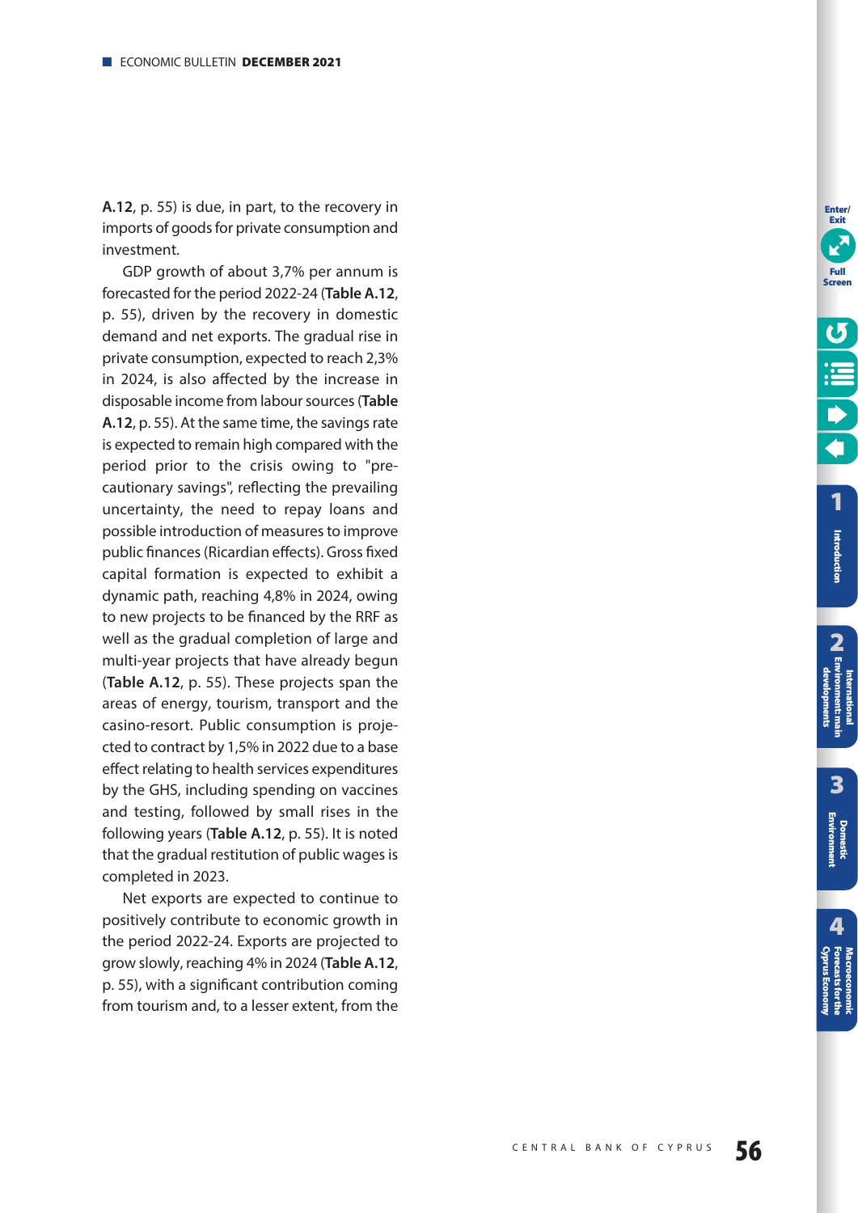**A.12**, p. 55) is due, in part, to the recovery in imports of goods for private consumption and investment.

GDP growth of about 3,7% per annum is forecasted for the period 2022-24 (**Table A.12**, p. 55), driven by the recovery in domestic demand and net exports. The gradual rise in private consumption, expected to reach 2,3% in 2024, is also affected by the increase in disposable income from labour sources (**Table A.12**, p. 55). At the same time, the savings rate is expected to remain high compared with the period prior to the crisis owing to "precautionary savings", reflecting the prevailing uncertainty, the need to repay loans and possible introduction of measures to improve public finances (Ricardian effects). Gross fixed capital formation is expected to exhibit a dynamic path, reaching 4,8% in 2024, owing to new projects to be financed by the RRF as well as the gradual completion of large and multi-year projects that have already begun (**Table A.12**, p. 55). These projects span the areas of energy, tourism, transport and the casino-resort. Public consumption is projected to contract by 1,5% in 2022 due to a base effect relating to health services expenditures by the GHS, including spending on vaccines and testing, followed by small rises in the following years (**Table A.12**, p. 55). It is noted that the gradual restitution of public wages is completed in 2023.

Net exports are expected to continue to positively contribute to economic growth in the period 2022-24. Exports are projected to grow slowly, reaching 4% in 2024 (**Table A.12**, p. 55), with a significant contribution coming from tourism and, to a lesser extent, from the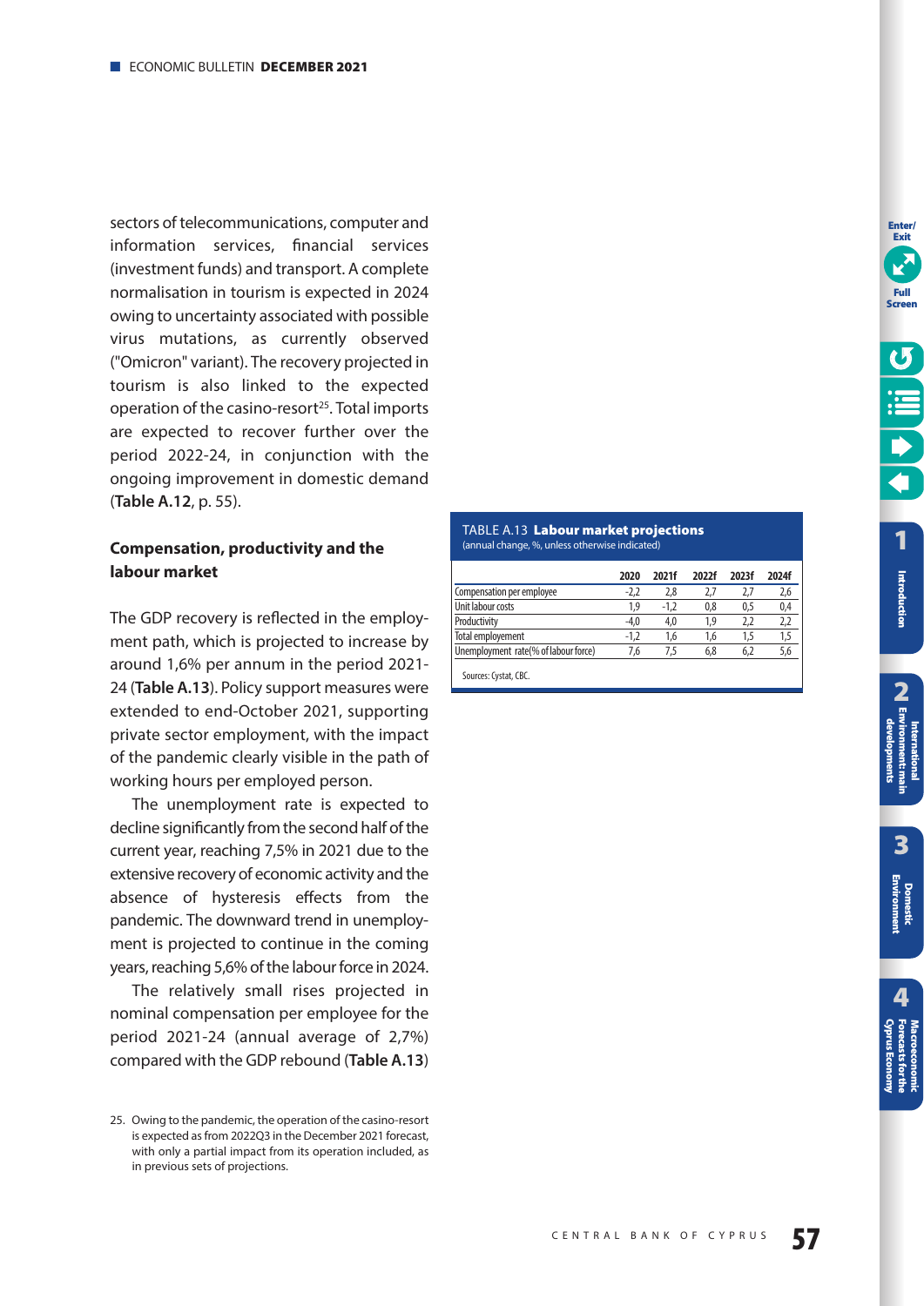sectors of telecommunications, computer and information services, financial services (investment funds) and transport. A complete normalisation in tourism is expected in 2024 owing to uncertainty associated with possible virus mutations, as currently observed ("Omicron" variant). The recovery projected in tourism is also linked to the expected operation of the casino-resort[25]. Total imports are expected to recover further over the period 2022-24, in conjunction with the ongoing improvement in domestic demand (**Table A.12**, p. 55).

### Compensation, productivity and the labour market

The GDP recovery is reflected in the employment path, which is projected to increase by around 1,6% per annum in the period 2021-24 (**Table A.13**). Policy support measures were extended to end-October 2021, supporting private sector employment, with the impact of the pandemic clearly visible in the path of working hours per employed person.

The unemployment rate is expected to decline significantly from the second half of the current year, reaching 7,5% in 2021 due to the extensive recovery of economic activity and the absence of hysteresis effects from the pandemic. The downward trend in unemployment is projected to continue in the coming years, reaching 5,6% of the labour force in 2024.

The relatively small rises projected in nominal compensation per employee for the period 2021-24 (annual average of 2,7%) compared with the GDP rebound (**Table A.13**)

TABLE A.13 **Labour market projections**
(annual change, %, unless otherwise indicated)

| | 2020 | 2021f | 2022f | 2023f | 2024f |
|---|---|---|---|---|---|
| Compensation per employee | -2,2 | 2,8 | 2,7 | 2,7 | 2,6 |
| Unit labour costs | 1,9 | -1,2 | 0,8 | 0,5 | 0,4 |
| Productivity | -4,0 | 4,0 | 1,9 | 2,2 | 2,2 |
| Total employement | -1,2 | 1,6 | 1,6 | 1,5 | 1,5 |
| Unemployment rate(% of labour force) | 7,6 | 7,5 | 6,8 | 6,2 | 5,6 |

Sources: Cystat, CBC.

25. Owing to the pandemic, the operation of the casino-resort is expected as from 2022Q3 in the December 2021 forecast, with only a partial impact from its operation included, as in previous sets of projections.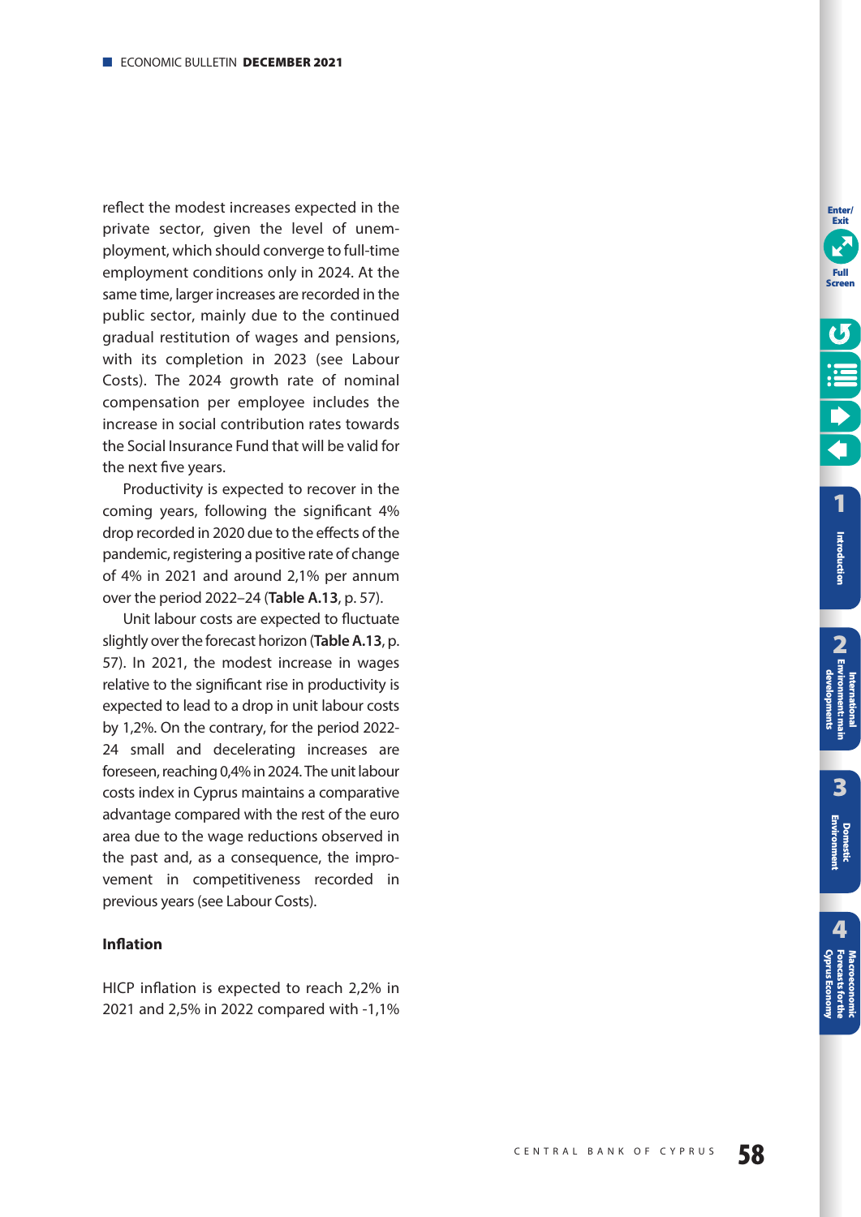reflect the modest increases expected in the private sector, given the level of unemployment, which should converge to full-time employment conditions only in 2024. At the same time, larger increases are recorded in the public sector, mainly due to the continued gradual restitution of wages and pensions, with its completion in 2023 (see Labour Costs). The 2024 growth rate of nominal compensation per employee includes the increase in social contribution rates towards the Social Insurance Fund that will be valid for the next five years.

Productivity is expected to recover in the coming years, following the significant 4% drop recorded in 2020 due to the effects of the pandemic, registering a positive rate of change of 4% in 2021 and around 2,1% per annum over the period 2022–24 (**Table A.13**, p. 57).

Unit labour costs are expected to fluctuate slightly over the forecast horizon (**Table A.13**, p. 57). In 2021, the modest increase in wages relative to the significant rise in productivity is expected to lead to a drop in unit labour costs by 1,2%. On the contrary, for the period 2022-24 small and decelerating increases are foreseen, reaching 0,4% in 2024. The unit labour costs index in Cyprus maintains a comparative advantage compared with the rest of the euro area due to the wage reductions observed in the past and, as a consequence, the improvement in competitiveness recorded in previous years (see Labour Costs).

### Inflation

HICP inflation is expected to reach 2,2% in 2021 and 2,5% in 2022 compared with -1,1%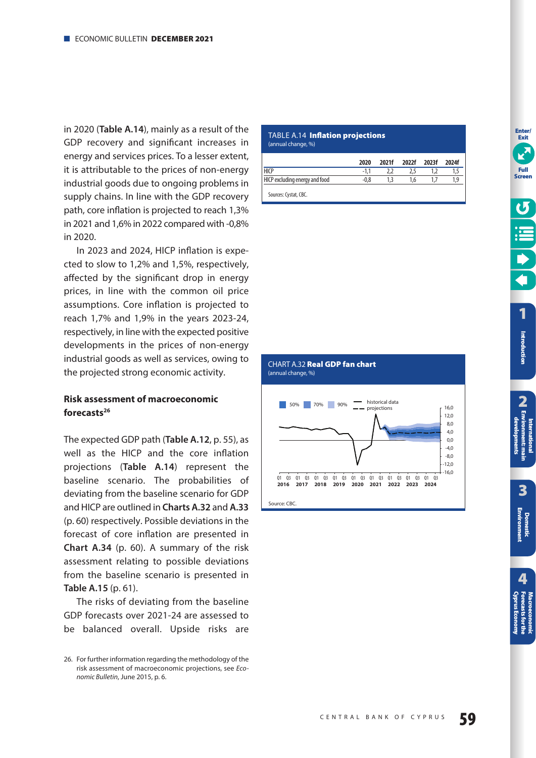in 2020 (**Table A.14**), mainly as a result of the GDP recovery and significant increases in energy and services prices. To a lesser extent, it is attributable to the prices of non-energy industrial goods due to ongoing problems in supply chains. In line with the GDP recovery path, core inflation is projected to reach 1,3% in 2021 and 1,6% in 2022 compared with -0,8% in 2020.

In 2023 and 2024, HICP inflation is expected to slow to 1,2% and 1,5%, respectively, affected by the significant drop in energy prices, in line with the common oil price assumptions. Core inflation is projected to reach 1,7% and 1,9% in the years 2023-24, respectively, in line with the expected positive developments in the prices of non-energy industrial goods as well as services, owing to the projected strong economic activity.

TABLE A.14 **Inflation projections**
(annual change, %)

| | 2020 | 2021f | 2022f | 2023f | 2024f |
|---|---|---|---|---|---|
| HICP | -1,1 | 2,2 | 2,5 | 1,2 | 1,5 |
| HICP excluding energy and food | -0,8 | 1,3 | 1,6 | 1,7 | 1,9 |

Sources: Cystat, CBC.

### Risk assessment of macroeconomic forecasts[26]

The expected GDP path (**Table A.12**, p. 55), as well as the HICP and the core inflation projections (**Table A.14**) represent the baseline scenario. The probabilities of deviating from the baseline scenario for GDP and HICP are outlined in **Charts A.32** and **A.33** (p. 60) respectively. Possible deviations in the forecast of core inflation are presented in **Chart A.34** (p. 60). A summary of the risk assessment relating to possible deviations from the baseline scenario is presented in **Table A.15** (p. 61).

The risks of deviating from the baseline GDP forecasts over 2021-24 are assessed to be balanced overall. Upside risks are

CHART A.32 **Real GDP fan chart**
(annual change, %)

Source: CBC.

26. For further information regarding the methodology of the risk assessment of macroeconomic projections, see *Economic Bulletin*, June 2015, p. 6.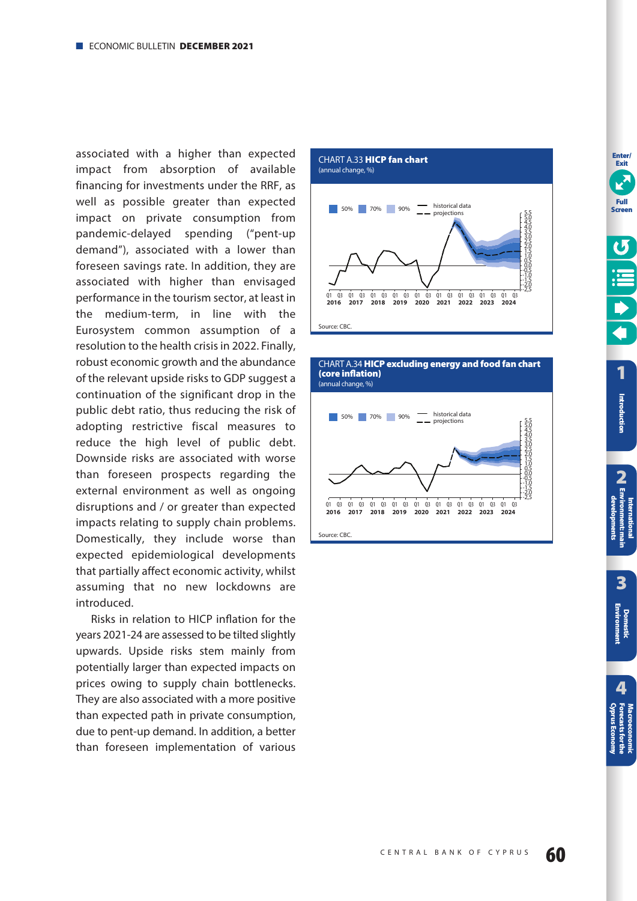associated with a higher than expected impact from absorption of available financing for investments under the RRF, as well as possible greater than expected impact on private consumption from pandemic-delayed spending ("pent-up demand"), associated with a lower than foreseen savings rate. In addition, they are associated with higher than envisaged performance in the tourism sector, at least in the medium-term, in line with the Eurosystem common assumption of a resolution to the health crisis in 2022. Finally, robust economic growth and the abundance of the relevant upside risks to GDP suggest a continuation of the significant drop in the public debt ratio, thus reducing the risk of adopting restrictive fiscal measures to reduce the high level of public debt. Downside risks are associated with worse than foreseen prospects regarding the external environment as well as ongoing disruptions and / or greater than expected impacts relating to supply chain problems. Domestically, they include worse than expected epidemiological developments that partially affect economic activity, whilst assuming that no new lockdowns are introduced.

Risks in relation to HICP inflation for the years 2021-24 are assessed to be tilted slightly upwards. Upside risks stem mainly from potentially larger than expected impacts on prices owing to supply chain bottlenecks. They are also associated with a more positive than expected path in private consumption, due to pent-up demand. In addition, a better than foreseen implementation of various

CHART A.33 **HICP fan chart**
(annual change, %)

Source: CBC.

CHART A.34 **HICP excluding energy and food fan chart (core inflation)**
(annual change, %)

Source: CBC.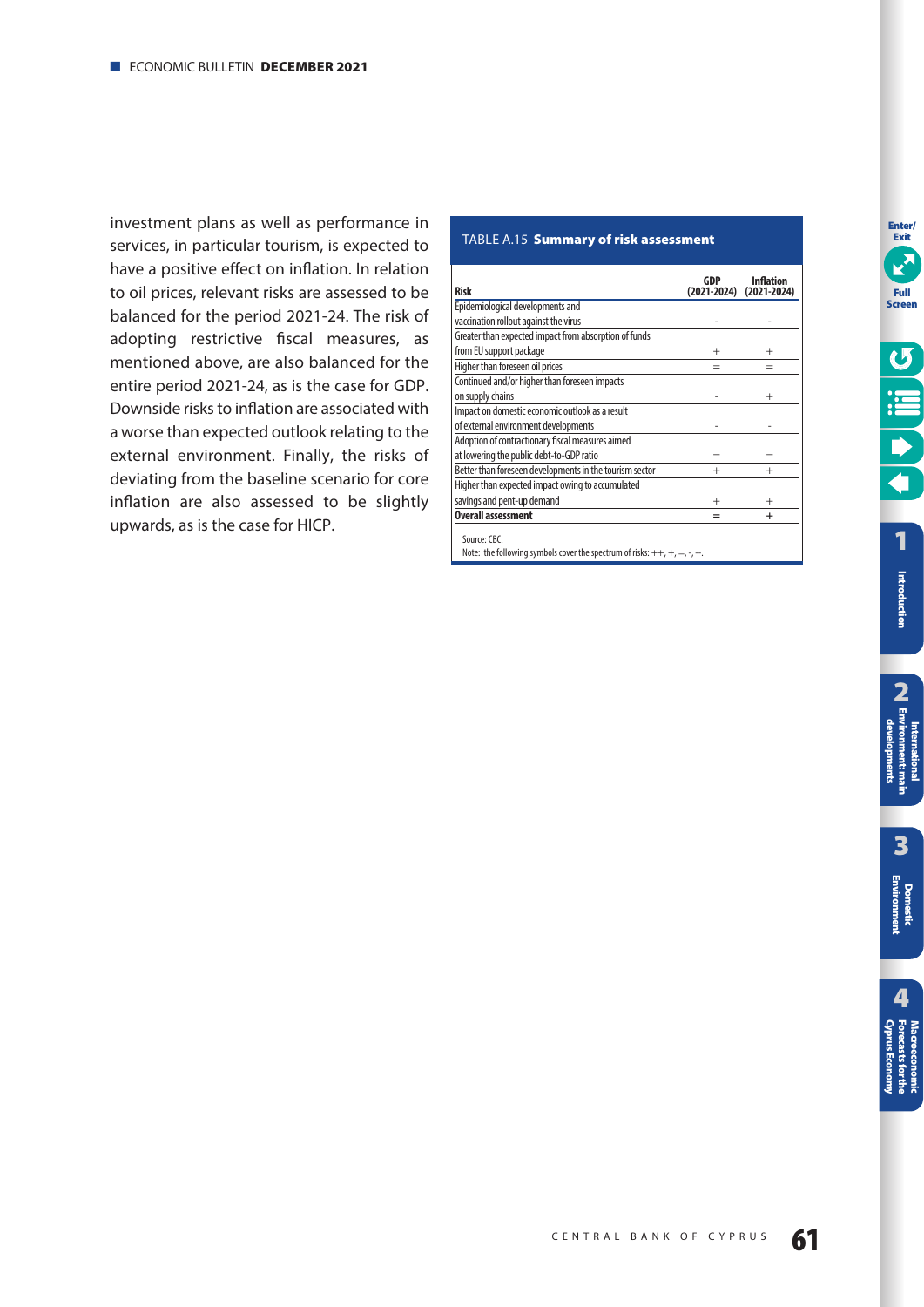investment plans as well as performance in services, in particular tourism, is expected to have a positive effect on inflation. In relation to oil prices, relevant risks are assessed to be balanced for the period 2021-24. The risk of adopting restrictive fiscal measures, as mentioned above, are also balanced for the entire period 2021-24, as is the case for GDP. Downside risks to inflation are associated with a worse than expected outlook relating to the external environment. Finally, the risks of deviating from the baseline scenario for core inflation are also assessed to be slightly upwards, as is the case for HICP.

TABLE A.15 **Summary of risk assessment**

| Risk | GDP (2021-2024) | Inflation (2021-2024) |
|---|---|---|
| Epidemiological developments and vaccination rollout against the virus | - | - |
| Greater than expected impact from absorption of funds from EU support package | + | + |
| Higher than foreseen oil prices | = | = |
| Continued and/or higher than foreseen impacts on supply chains | - | + |
| Impact on domestic economic outlook as a result of external environment developments | - | - |
| Adoption of contractionary fiscal measures aimed at lowering the public debt-to-GDP ratio | = | = |
| Better than foreseen developments in the tourism sector | + | + |
| Higher than expected impact owing to accumulated savings and pent-up demand | + | + |
| **Overall assessment** | **=** | **+** |

Source: CBC.
Note: the following symbols cover the spectrum of risks: ++, +, =, -, --.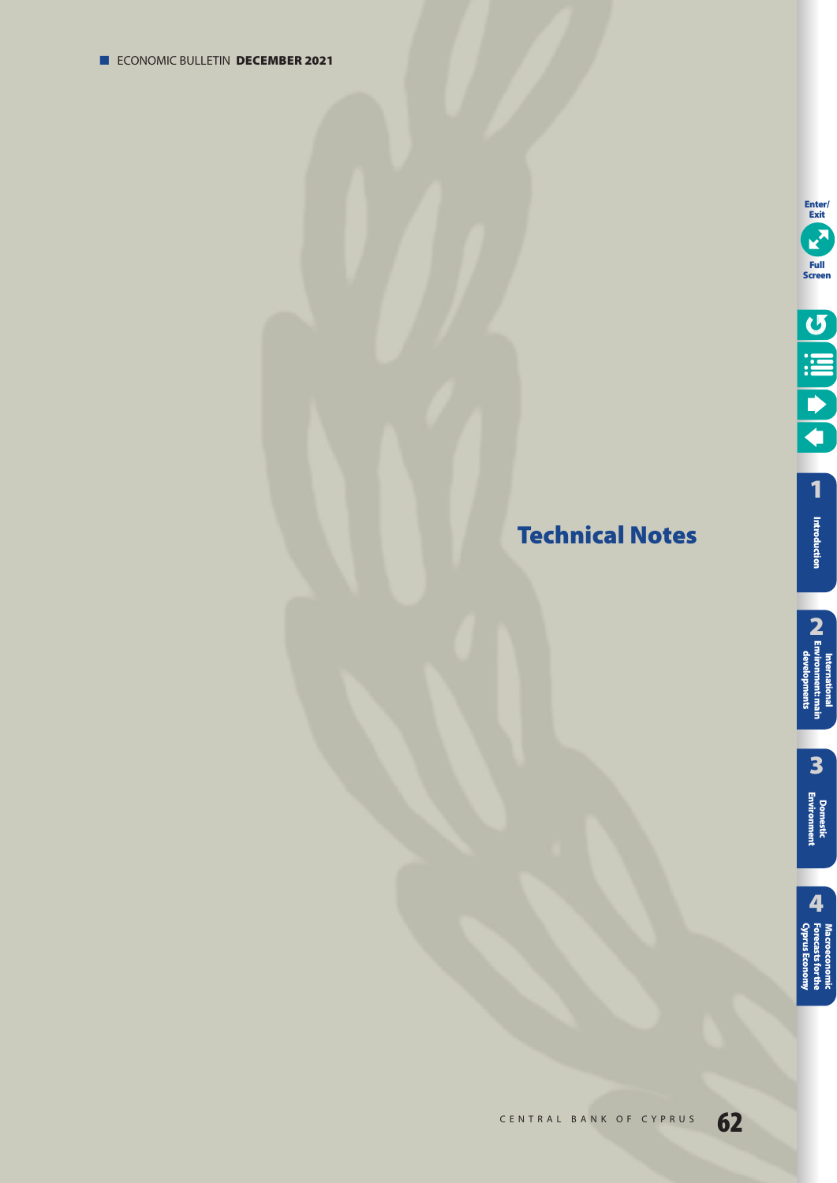# Technical Notes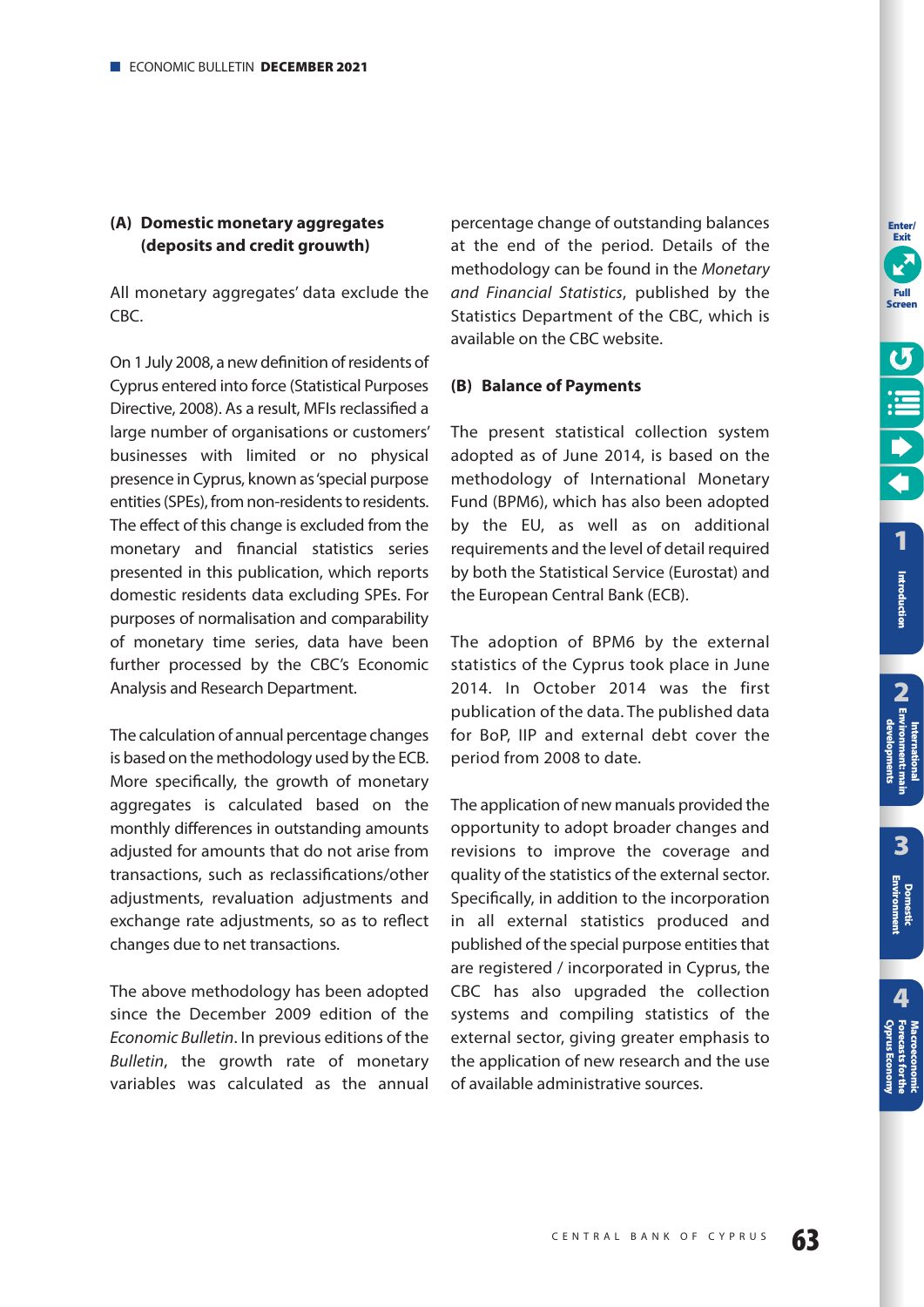### (A) Domestic monetary aggregates (deposits and credit grouwth)

All monetary aggregates' data exclude the CBC.

On 1 July 2008, a new definition of residents of Cyprus entered into force (Statistical Purposes Directive, 2008). As a result, MFIs reclassified a large number of organisations or customers' businesses with limited or no physical presence in Cyprus, known as 'special purpose entities (SPEs), from non-residents to residents. The effect of this change is excluded from the monetary and financial statistics series presented in this publication, which reports domestic residents data excluding SPEs. For purposes of normalisation and comparability of monetary time series, data have been further processed by the CBC's Economic Analysis and Research Department.

The calculation of annual percentage changes is based on the methodology used by the ECB. More specifically, the growth of monetary aggregates is calculated based on the monthly differences in outstanding amounts adjusted for amounts that do not arise from transactions, such as reclassifications/other adjustments, revaluation adjustments and exchange rate adjustments, so as to reflect changes due to net transactions.

The above methodology has been adopted since the December 2009 edition of the *Economic Bulletin*. In previous editions of the *Bulletin*, the growth rate of monetary variables was calculated as the annual percentage change of outstanding balances at the end of the period. Details of the methodology can be found in the *Monetary and Financial Statistics*, published by the Statistics Department of the CBC, which is available on the CBC website.

### (B) Balance of Payments

The present statistical collection system adopted as of June 2014, is based on the methodology of International Monetary Fund (BPM6), which has also been adopted by the EU, as well as on additional requirements and the level of detail required by both the Statistical Service (Eurostat) and the European Central Bank (ECB).

The adoption of BPM6 by the external statistics of the Cyprus took place in June 2014. In October 2014 was the first publication of the data. The published data for BoP, IIP and external debt cover the period from 2008 to date.

The application of new manuals provided the opportunity to adopt broader changes and revisions to improve the coverage and quality of the statistics of the external sector. Specifically, in addition to the incorporation in all external statistics produced and published of the special purpose entities that are registered / incorporated in Cyprus, the CBC has also upgraded the collection systems and compiling statistics of the external sector, giving greater emphasis to the application of new research and the use of available administrative sources.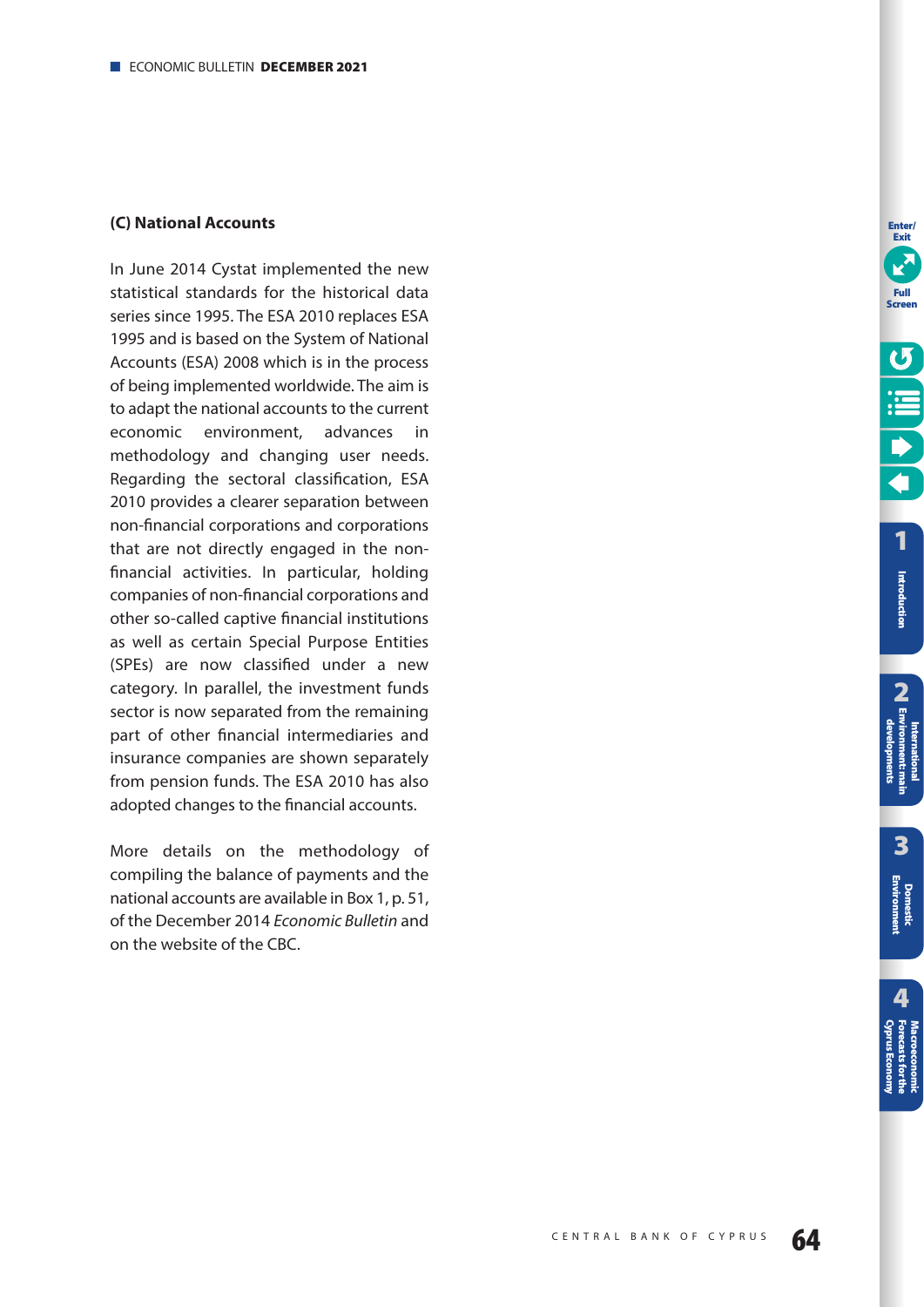### (C) National Accounts

In June 2014 Cystat implemented the new statistical standards for the historical data series since 1995. The ESA 2010 replaces ESA 1995 and is based on the System of National Accounts (ESA) 2008 which is in the process of being implemented worldwide. The aim is to adapt the national accounts to the current economic environment, advances in methodology and changing user needs. Regarding the sectoral classification, ESA 2010 provides a clearer separation between non-financial corporations and corporations that are not directly engaged in the non-financial activities. In particular, holding companies of non-financial corporations and other so-called captive financial institutions as well as certain Special Purpose Entities (SPEs) are now classified under a new category. In parallel, the investment funds sector is now separated from the remaining part of other financial intermediaries and insurance companies are shown separately from pension funds. The ESA 2010 has also adopted changes to the financial accounts.

More details on the methodology of compiling the balance of payments and the national accounts are available in Box 1, p. 51, of the December 2014 *Economic Bulletin* and on the website of the CBC.